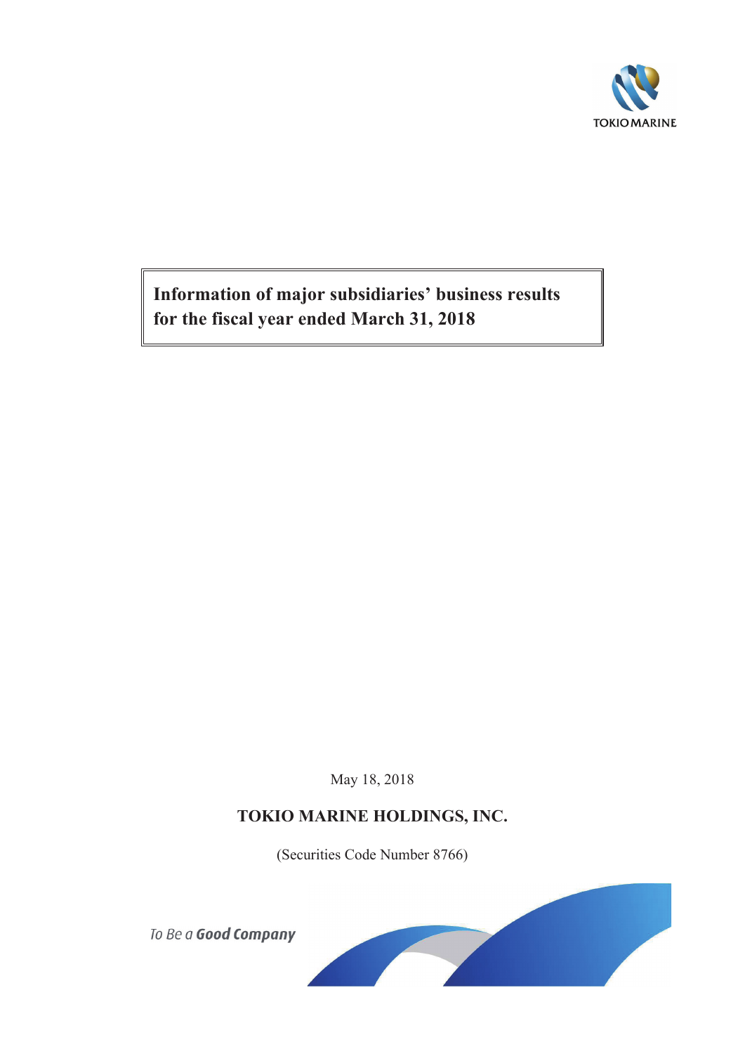TOKIO MARINE

# Information of major subsidiaries' business results for the fiscal year ended March 31, 2018

May 18, 2018

**TOKIO MARINE HOLDINGS, INC.**

(Securities Code Number 8766)

*To Be a **Good Company***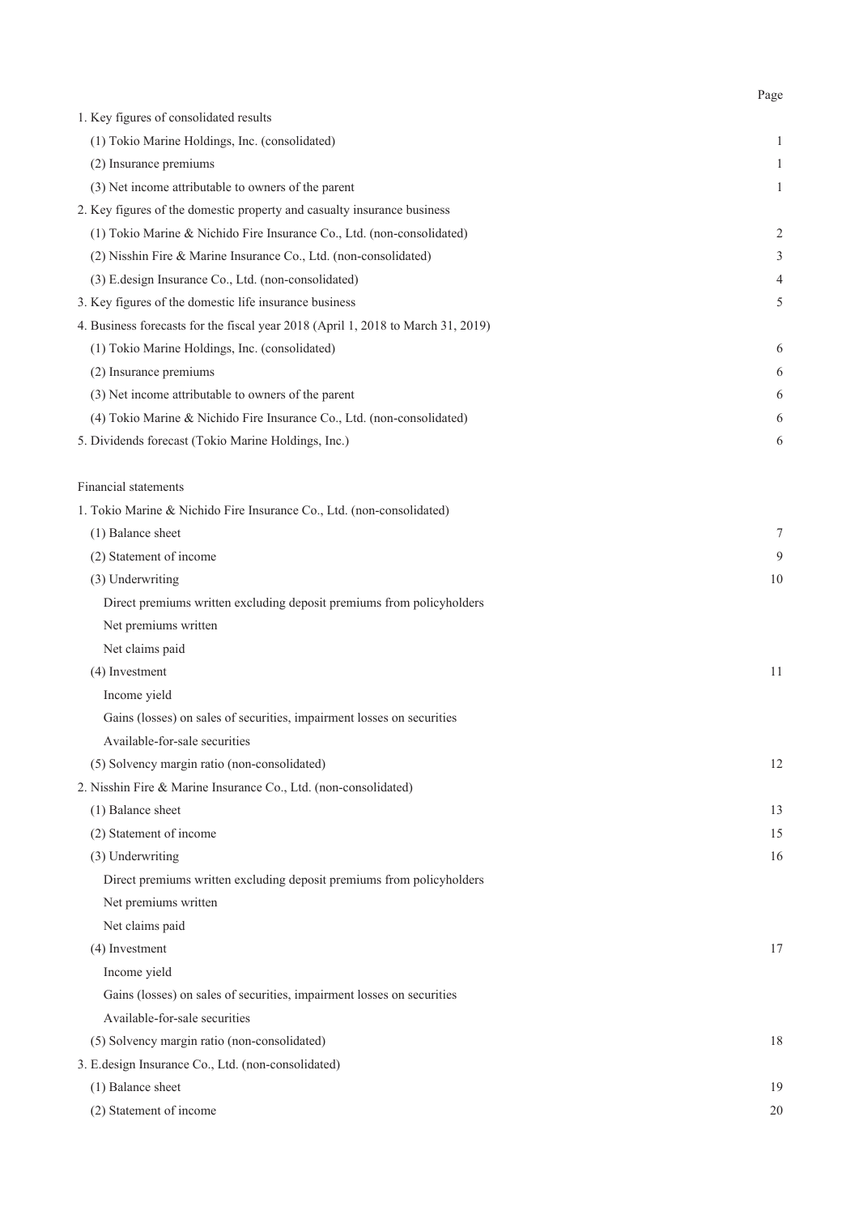| | Page |
|---|---|
| 1. Key figures of consolidated results | |
| (1) Tokio Marine Holdings, Inc. (consolidated) | 1 |
| (2) Insurance premiums | 1 |
| (3) Net income attributable to owners of the parent | 1 |
| 2. Key figures of the domestic property and casualty insurance business | |
| (1) Tokio Marine & Nichido Fire Insurance Co., Ltd. (non-consolidated) | 2 |
| (2) Nisshin Fire & Marine Insurance Co., Ltd. (non-consolidated) | 3 |
| (3) E.design Insurance Co., Ltd. (non-consolidated) | 4 |
| 3. Key figures of the domestic life insurance business | 5 |
| 4. Business forecasts for the fiscal year 2018 (April 1, 2018 to March 31, 2019) | |
| (1) Tokio Marine Holdings, Inc. (consolidated) | 6 |
| (2) Insurance premiums | 6 |
| (3) Net income attributable to owners of the parent | 6 |
| (4) Tokio Marine & Nichido Fire Insurance Co., Ltd. (non-consolidated) | 6 |
| 5. Dividends forecast (Tokio Marine Holdings, Inc.) | 6 |
| | |
| Financial statements | |
| 1. Tokio Marine & Nichido Fire Insurance Co., Ltd. (non-consolidated) | |
| (1) Balance sheet | 7 |
| (2) Statement of income | 9 |
| (3) Underwriting | 10 |
| Direct premiums written excluding deposit premiums from policyholders | |
| Net premiums written | |
| Net claims paid | |
| (4) Investment | 11 |
| Income yield | |
| Gains (losses) on sales of securities, impairment losses on securities | |
| Available-for-sale securities | |
| (5) Solvency margin ratio (non-consolidated) | 12 |
| 2. Nisshin Fire & Marine Insurance Co., Ltd. (non-consolidated) | |
| (1) Balance sheet | 13 |
| (2) Statement of income | 15 |
| (3) Underwriting | 16 |
| Direct premiums written excluding deposit premiums from policyholders | |
| Net premiums written | |
| Net claims paid | |
| (4) Investment | 17 |
| Income yield | |
| Gains (losses) on sales of securities, impairment losses on securities | |
| Available-for-sale securities | |
| (5) Solvency margin ratio (non-consolidated) | 18 |
| 3. E.design Insurance Co., Ltd. (non-consolidated) | |
| (1) Balance sheet | 19 |
| (2) Statement of income | 20 |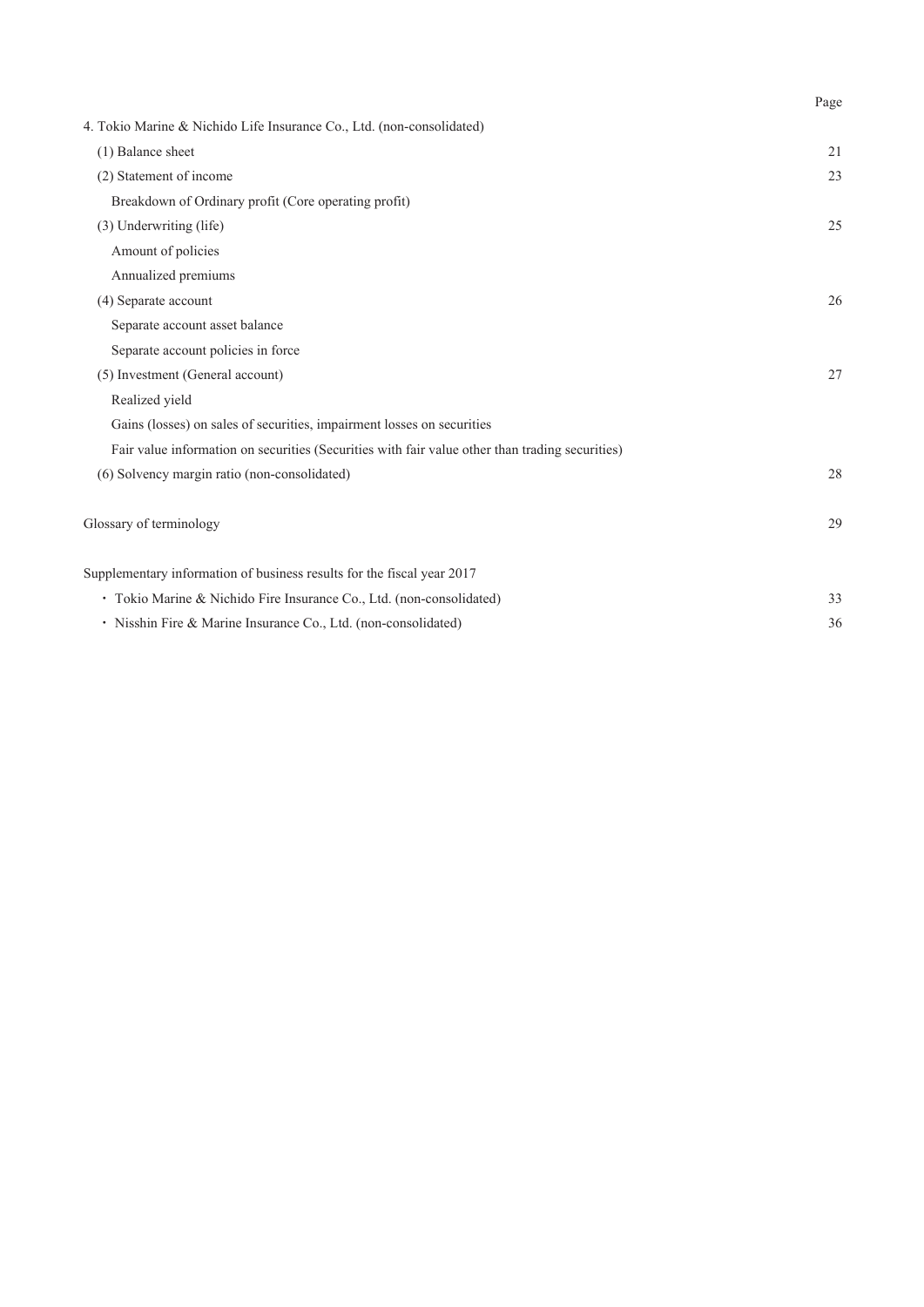| | Page |
|---|---|
| 4. Tokio Marine & Nichido Life Insurance Co., Ltd. (non-consolidated) | |
| (1) Balance sheet | 21 |
| (2) Statement of income | 23 |
| Breakdown of Ordinary profit (Core operating profit) | |
| (3) Underwriting (life) | 25 |
| Amount of policies | |
| Annualized premiums | |
| (4) Separate account | 26 |
| Separate account asset balance | |
| Separate account policies in force | |
| (5) Investment (General account) | 27 |
| Realized yield | |
| Gains (losses) on sales of securities, impairment losses on securities | |
| Fair value information on securities (Securities with fair value other than trading securities) | |
| (6) Solvency margin ratio (non-consolidated) | 28 |
| Glossary of terminology | 29 |
| Supplementary information of business results for the fiscal year 2017 | |
| ・ Tokio Marine & Nichido Fire Insurance Co., Ltd. (non-consolidated) | 33 |
| ・ Nisshin Fire & Marine Insurance Co., Ltd. (non-consolidated) | 36 |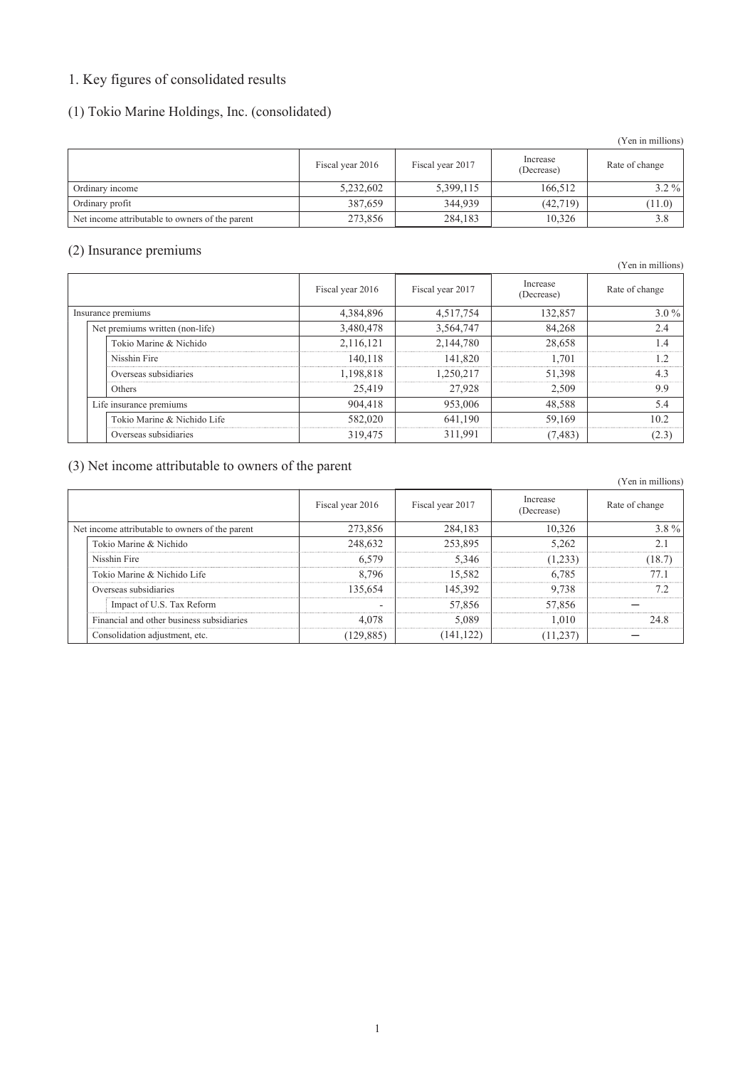# 1. Key figures of consolidated results

## (1) Tokio Marine Holdings, Inc. (consolidated)

(Yen in millions)

| | Fiscal year 2016 | Fiscal year 2017 | Increase (Decrease) | Rate of change |
|---|---|---|---|---|
| Ordinary income | 5,232,602 | 5,399,115 | 166,512 | 3.2 % |
| Ordinary profit | 387,659 | 344,939 | (42,719) | (11.0) |
| Net income attributable to owners of the parent | 273,856 | 284,183 | 10,326 | 3.8 |

## (2) Insurance premiums

(Yen in millions)

| | Fiscal year 2016 | Fiscal year 2017 | Increase (Decrease) | Rate of change |
|---|---|---|---|---|
| Insurance premiums | 4,384,896 | 4,517,754 | 132,857 | 3.0 % |
| Net premiums written (non-life) | 3,480,478 | 3,564,747 | 84,268 | 2.4 |
| Tokio Marine & Nichido | 2,116,121 | 2,144,780 | 28,658 | 1.4 |
| Nisshin Fire | 140,118 | 141,820 | 1,701 | 1.2 |
| Overseas subsidiaries | 1,198,818 | 1,250,217 | 51,398 | 4.3 |
| Others | 25,419 | 27,928 | 2,509 | 9.9 |
| Life insurance premiums | 904,418 | 953,006 | 48,588 | 5.4 |
| Tokio Marine & Nichido Life | 582,020 | 641,190 | 59,169 | 10.2 |
| Overseas subsidiaries | 319,475 | 311,991 | (7,483) | (2.3) |

## (3) Net income attributable to owners of the parent

(Yen in millions)

| | Fiscal year 2016 | Fiscal year 2017 | Increase (Decrease) | Rate of change |
|---|---|---|---|---|
| Net income attributable to owners of the parent | 273,856 | 284,183 | 10,326 | 3.8 % |
| Tokio Marine & Nichido | 248,632 | 253,895 | 5,262 | 2.1 |
| Nisshin Fire | 6,579 | 5,346 | (1,233) | (18.7) |
| Tokio Marine & Nichido Life | 8,796 | 15,582 | 6,785 | 77.1 |
| Overseas subsidiaries | 135,654 | 145,392 | 9,738 | 7.2 |
| Impact of U.S. Tax Reform | - | 57,856 | 57,856 | ― |
| Financial and other business subsidiaries | 4,078 | 5,089 | 1,010 | 24.8 |
| Consolidation adjustment, etc. | (129,885) | (141,122) | (11,237) | ― |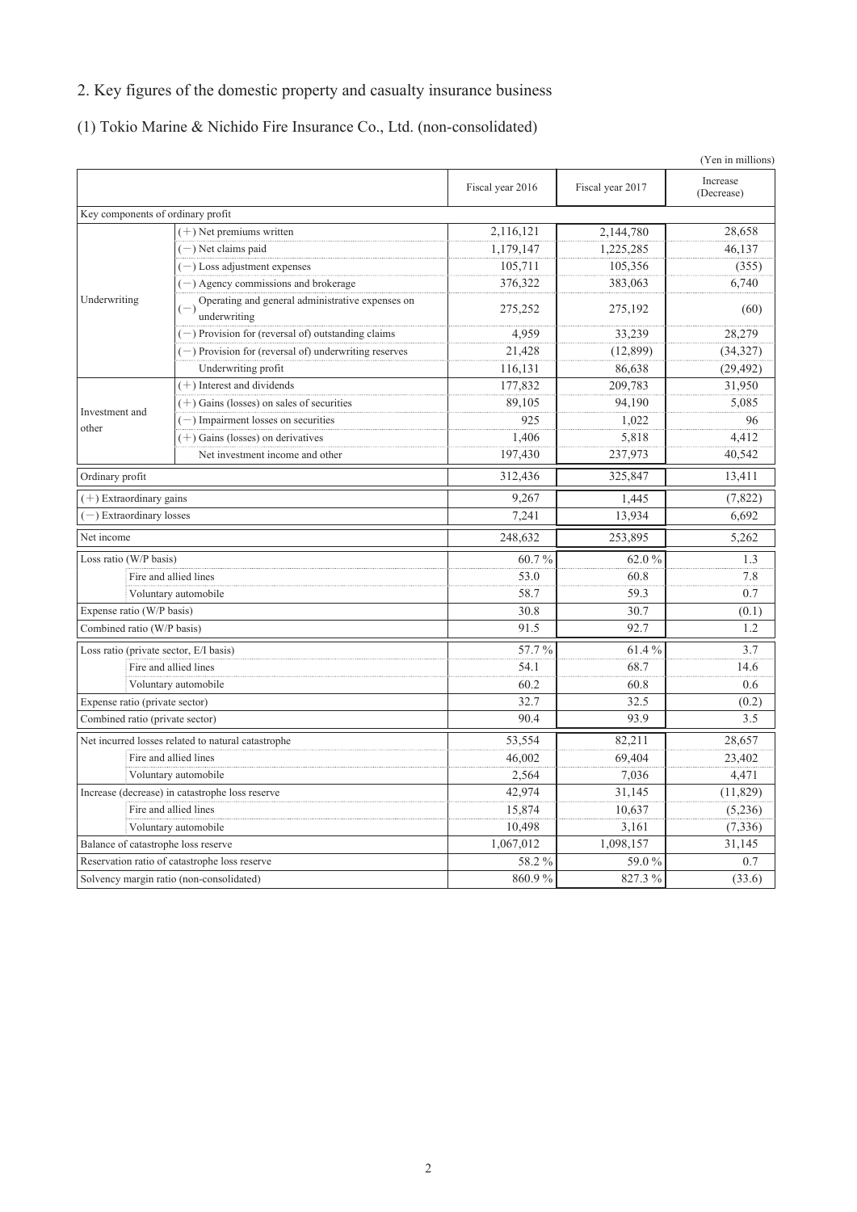## 2. Key figures of the domestic property and casualty insurance business

### (1) Tokio Marine & Nichido Fire Insurance Co., Ltd. (non-consolidated)

(Yen in millions)

| | | Fiscal year 2016 | Fiscal year 2017 | Increase (Decrease) |
|---|---|---|---|---|
| Key components of ordinary profit | | | | |
| Underwriting | (+) Net premiums written | 2,116,121 | 2,144,780 | 28,658 |
| | (−) Net claims paid | 1,179,147 | 1,225,285 | 46,137 |
| | (−) Loss adjustment expenses | 105,711 | 105,356 | (355) |
| | (−) Agency commissions and brokerage | 376,322 | 383,063 | 6,740 |
| | (−) Operating and general administrative expenses on underwriting | 275,252 | 275,192 | (60) |
| | (−) Provision for (reversal of) outstanding claims | 4,959 | 33,239 | 28,279 |
| | (−) Provision for (reversal of) underwriting reserves | 21,428 | (12,899) | (34,327) |
| | Underwriting profit | 116,131 | 86,638 | (29,492) |
| Investment and other | (+) Interest and dividends | 177,832 | 209,783 | 31,950 |
| | (+) Gains (losses) on sales of securities | 89,105 | 94,190 | 5,085 |
| | (−) Impairment losses on securities | 925 | 1,022 | 96 |
| | (+) Gains (losses) on derivatives | 1,406 | 5,818 | 4,412 |
| | Net investment income and other | 197,430 | 237,973 | 40,542 |
| Ordinary profit | | 312,436 | 325,847 | 13,411 |
| (+) Extraordinary gains | | 9,267 | 1,445 | (7,822) |
| (−) Extraordinary losses | | 7,241 | 13,934 | 6,692 |
| Net income | | 248,632 | 253,895 | 5,262 |
| Loss ratio (W/P basis) | | 60.7 % | 62.0 % | 1.3 |
| | Fire and allied lines | 53.0 | 60.8 | 7.8 |
| | Voluntary automobile | 58.7 | 59.3 | 0.7 |
| Expense ratio (W/P basis) | | 30.8 | 30.7 | (0.1) |
| Combined ratio (W/P basis) | | 91.5 | 92.7 | 1.2 |
| Loss ratio (private sector, E/I basis) | | 57.7 % | 61.4 % | 3.7 |
| | Fire and allied lines | 54.1 | 68.7 | 14.6 |
| | Voluntary automobile | 60.2 | 60.8 | 0.6 |
| Expense ratio (private sector) | | 32.7 | 32.5 | (0.2) |
| Combined ratio (private sector) | | 90.4 | 93.9 | 3.5 |
| Net incurred losses related to natural catastrophe | | 53,554 | 82,211 | 28,657 |
| | Fire and allied lines | 46,002 | 69,404 | 23,402 |
| | Voluntary automobile | 2,564 | 7,036 | 4,471 |
| Increase (decrease) in catastrophe loss reserve | | 42,974 | 31,145 | (11,829) |
| | Fire and allied lines | 15,874 | 10,637 | (5,236) |
| | Voluntary automobile | 10,498 | 3,161 | (7,336) |
| Balance of catastrophe loss reserve | | 1,067,012 | 1,098,157 | 31,145 |
| Reservation ratio of catastrophe loss reserve | | 58.2 % | 59.0 % | 0.7 |
| Solvency margin ratio (non-consolidated) | | 860.9 % | 827.3 % | (33.6) |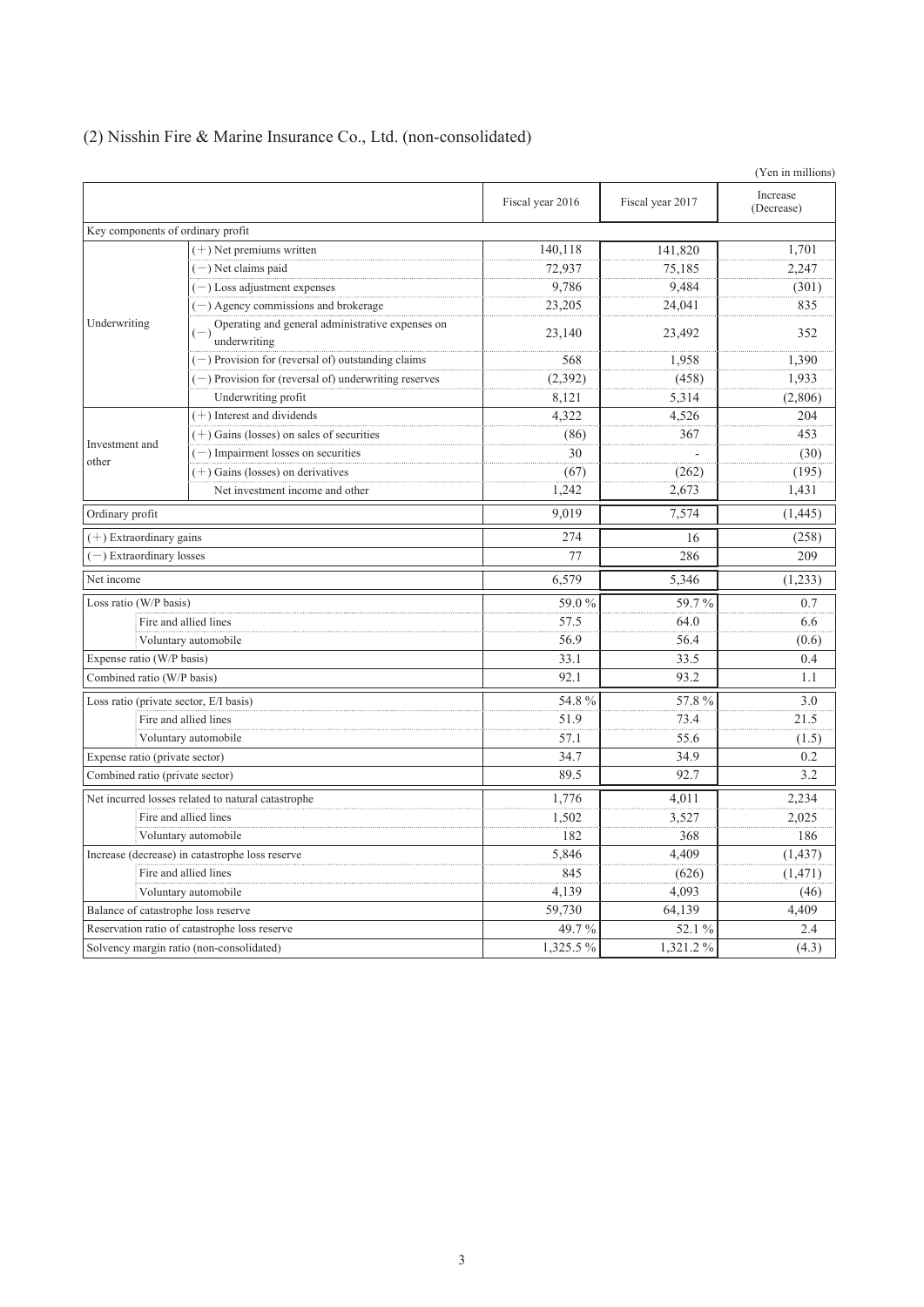## (2) Nisshin Fire & Marine Insurance Co., Ltd. (non-consolidated)

(Yen in millions)

| | | Fiscal year 2016 | Fiscal year 2017 | Increase (Decrease) |
|---|---|---|---|---|
| Key components of ordinary profit | | | | |
| Underwriting | (+) Net premiums written | 140,118 | 141,820 | 1,701 |
| | (−) Net claims paid | 72,937 | 75,185 | 2,247 |
| | (−) Loss adjustment expenses | 9,786 | 9,484 | (301) |
| | (−) Agency commissions and brokerage | 23,205 | 24,041 | 835 |
| | (−) Operating and general administrative expenses on underwriting | 23,140 | 23,492 | 352 |
| | (−) Provision for (reversal of) outstanding claims | 568 | 1,958 | 1,390 |
| | (−) Provision for (reversal of) underwriting reserves | (2,392) | (458) | 1,933 |
| | Underwriting profit | 8,121 | 5,314 | (2,806) |
| Investment and other | (+) Interest and dividends | 4,322 | 4,526 | 204 |
| | (+) Gains (losses) on sales of securities | (86) | 367 | 453 |
| | (−) Impairment losses on securities | 30 | - | (30) |
| | (+) Gains (losses) on derivatives | (67) | (262) | (195) |
| | Net investment income and other | 1,242 | 2,673 | 1,431 |
| Ordinary profit | | 9,019 | 7,574 | (1,445) |
| (+) Extraordinary gains | | 274 | 16 | (258) |
| (−) Extraordinary losses | | 77 | 286 | 209 |
| Net income | | 6,579 | 5,346 | (1,233) |
| Loss ratio (W/P basis) | | 59.0 % | 59.7 % | 0.7 |
| Fire and allied lines | | 57.5 | 64.0 | 6.6 |
| Voluntary automobile | | 56.9 | 56.4 | (0.6) |
| Expense ratio (W/P basis) | | 33.1 | 33.5 | 0.4 |
| Combined ratio (W/P basis) | | 92.1 | 93.2 | 1.1 |
| Loss ratio (private sector, E/I basis) | | 54.8 % | 57.8 % | 3.0 |
| Fire and allied lines | | 51.9 | 73.4 | 21.5 |
| Voluntary automobile | | 57.1 | 55.6 | (1.5) |
| Expense ratio (private sector) | | 34.7 | 34.9 | 0.2 |
| Combined ratio (private sector) | | 89.5 | 92.7 | 3.2 |
| Net incurred losses related to natural catastrophe | | 1,776 | 4,011 | 2,234 |
| Fire and allied lines | | 1,502 | 3,527 | 2,025 |
| Voluntary automobile | | 182 | 368 | 186 |
| Increase (decrease) in catastrophe loss reserve | | 5,846 | 4,409 | (1,437) |
| Fire and allied lines | | 845 | (626) | (1,471) |
| Voluntary automobile | | 4,139 | 4,093 | (46) |
| Balance of catastrophe loss reserve | | 59,730 | 64,139 | 4,409 |
| Reservation ratio of catastrophe loss reserve | | 49.7 % | 52.1 % | 2.4 |
| Solvency margin ratio (non-consolidated) | | 1,325.5 % | 1,321.2 % | (4.3) |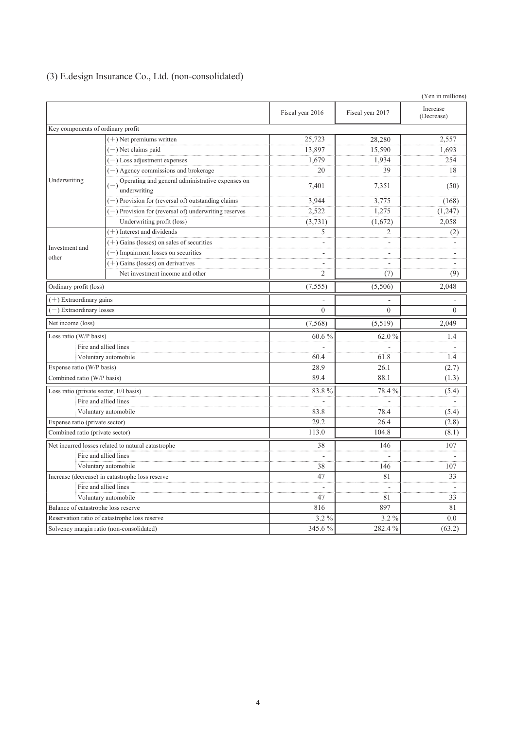## (3) E.design Insurance Co., Ltd. (non-consolidated)

(Yen in millions)

| | | Fiscal year 2016 | Fiscal year 2017 | Increase (Decrease) |
|---|---|---|---|---|
| Key components of ordinary profit | | | | |
| Underwriting | (+) Net premiums written | 25,723 | 28,280 | 2,557 |
| | (−) Net claims paid | 13,897 | 15,590 | 1,693 |
| | (−) Loss adjustment expenses | 1,679 | 1,934 | 254 |
| | (−) Agency commissions and brokerage | 20 | 39 | 18 |
| | (−) Operating and general administrative expenses on underwriting | 7,401 | 7,351 | (50) |
| | (−) Provision for (reversal of) outstanding claims | 3,944 | 3,775 | (168) |
| | (−) Provision for (reversal of) underwriting reserves | 2,522 | 1,275 | (1,247) |
| | Underwriting profit (loss) | (3,731) | (1,672) | 2,058 |
| Investment and other | (+) Interest and dividends | 5 | 2 | (2) |
| | (+) Gains (losses) on sales of securities | - | - | - |
| | (−) Impairment losses on securities | - | - | - |
| | (+) Gains (losses) on derivatives | - | - | - |
| | Net investment income and other | 2 | (7) | (9) |
| Ordinary profit (loss) | | (7,555) | (5,506) | 2,048 |
| (+) Extraordinary gains | | - | - | - |
| (−) Extraordinary losses | | 0 | 0 | 0 |
| Net income (loss) | | (7,568) | (5,519) | 2,049 |
| Loss ratio (W/P basis) | | 60.6 % | 62.0 % | 1.4 |
| | Fire and allied lines | - | - | - |
| | Voluntary automobile | 60.4 | 61.8 | 1.4 |
| Expense ratio (W/P basis) | | 28.9 | 26.1 | (2.7) |
| Combined ratio (W/P basis) | | 89.4 | 88.1 | (1.3) |
| Loss ratio (private sector, E/I basis) | | 83.8 % | 78.4 % | (5.4) |
| | Fire and allied lines | - | - | - |
| | Voluntary automobile | 83.8 | 78.4 | (5.4) |
| Expense ratio (private sector) | | 29.2 | 26.4 | (2.8) |
| Combined ratio (private sector) | | 113.0 | 104.8 | (8.1) |
| Net incurred losses related to natural catastrophe | | 38 | 146 | 107 |
| | Fire and allied lines | - | - | - |
| | Voluntary automobile | 38 | 146 | 107 |
| Increase (decrease) in catastrophe loss reserve | | 47 | 81 | 33 |
| | Fire and allied lines | - | - | - |
| | Voluntary automobile | 47 | 81 | 33 |
| Balance of catastrophe loss reserve | | 816 | 897 | 81 |
| Reservation ratio of catastrophe loss reserve | | 3.2 % | 3.2 % | 0.0 |
| Solvency margin ratio (non-consolidated) | | 345.6 % | 282.4 % | (63.2) |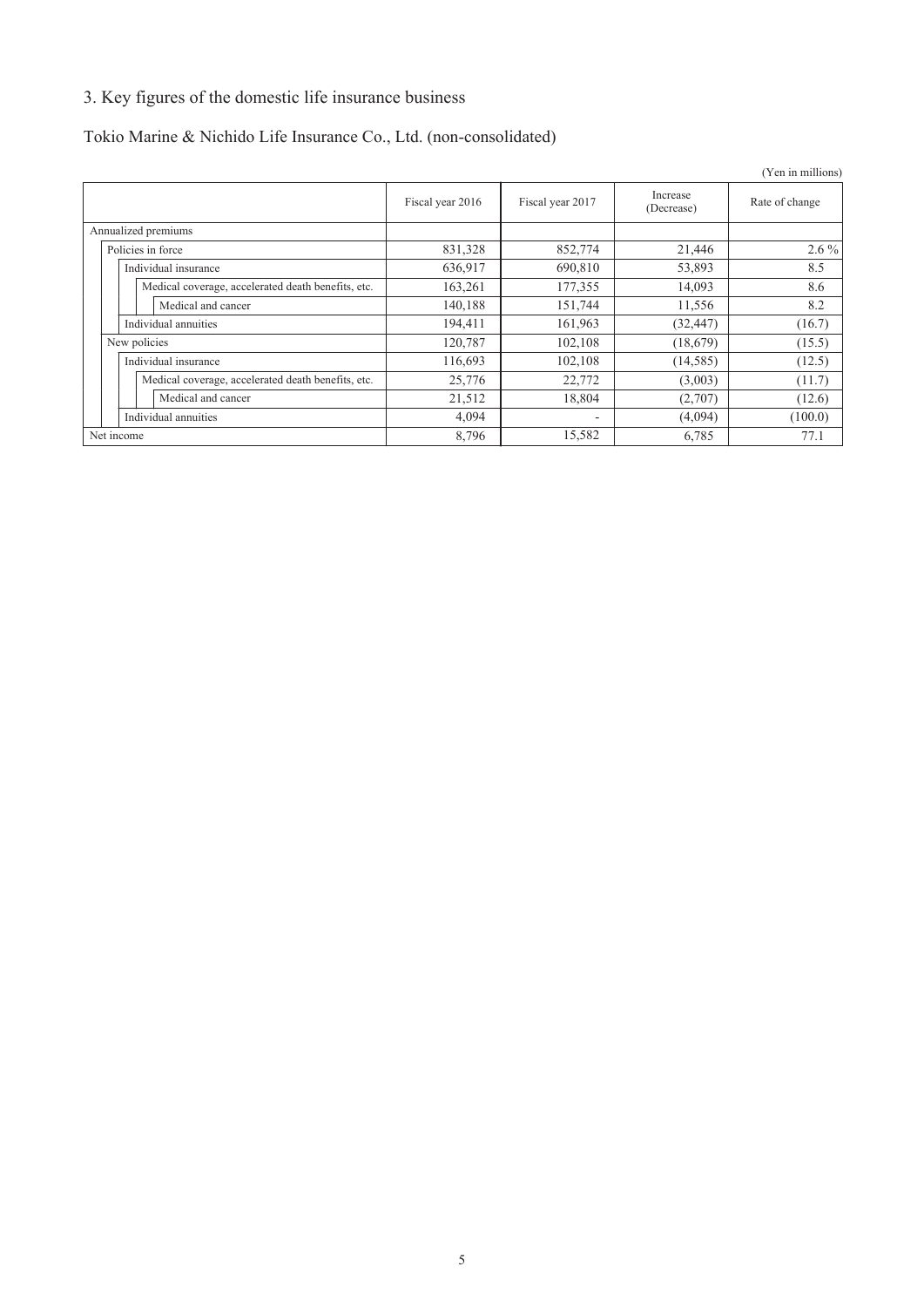## 3. Key figures of the domestic life insurance business

### Tokio Marine & Nichido Life Insurance Co., Ltd. (non-consolidated)

(Yen in millions)

| | Fiscal year 2016 | Fiscal year 2017 | Increase (Decrease) | Rate of change |
|---|---|---|---|---|
| Annualized premiums | | | | |
| Policies in force | 831,328 | 852,774 | 21,446 | 2.6 % |
| Individual insurance | 636,917 | 690,810 | 53,893 | 8.5 |
| Medical coverage, accelerated death benefits, etc. | 163,261 | 177,355 | 14,093 | 8.6 |
| Medical and cancer | 140,188 | 151,744 | 11,556 | 8.2 |
| Individual annuities | 194,411 | 161,963 | (32,447) | (16.7) |
| New policies | 120,787 | 102,108 | (18,679) | (15.5) |
| Individual insurance | 116,693 | 102,108 | (14,585) | (12.5) |
| Medical coverage, accelerated death benefits, etc. | 25,776 | 22,772 | (3,003) | (11.7) |
| Medical and cancer | 21,512 | 18,804 | (2,707) | (12.6) |
| Individual annuities | 4,094 | - | (4,094) | (100.0) |
| Net income | 8,796 | 15,582 | 6,785 | 77.1 |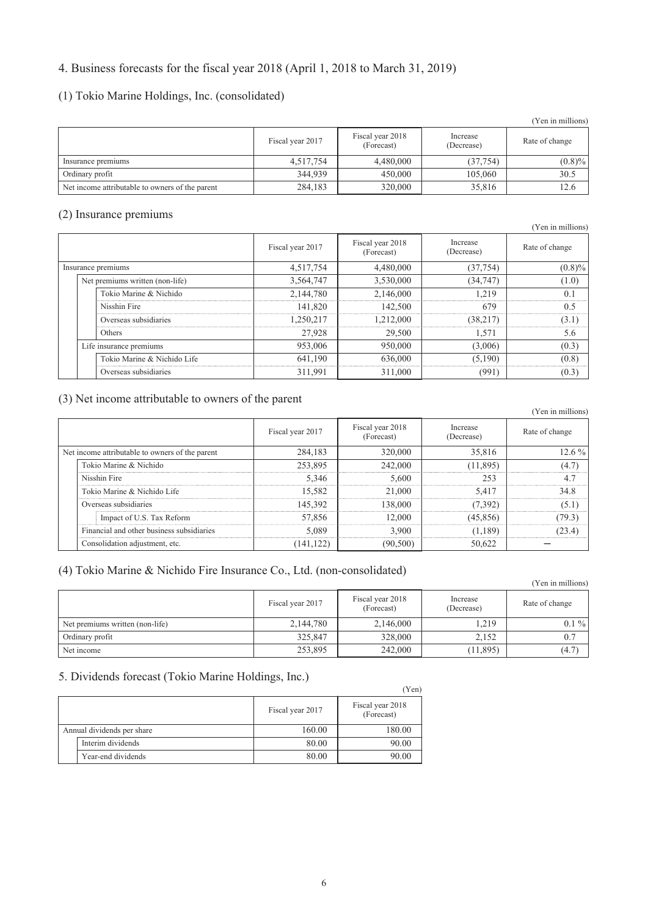## 4. Business forecasts for the fiscal year 2018 (April 1, 2018 to March 31, 2019)

### (1) Tokio Marine Holdings, Inc. (consolidated)

(Yen in millions)

| | Fiscal year 2017 | Fiscal year 2018 (Forecast) | Increase (Decrease) | Rate of change |
|---|---|---|---|---|
| Insurance premiums | 4,517,754 | 4,480,000 | (37,754) | (0.8)% |
| Ordinary profit | 344,939 | 450,000 | 105,060 | 30.5 |
| Net income attributable to owners of the parent | 284,183 | 320,000 | 35,816 | 12.6 |

### (2) Insurance premiums

(Yen in millions)

| | Fiscal year 2017 | Fiscal year 2018 (Forecast) | Increase (Decrease) | Rate of change |
|---|---|---|---|---|
| Insurance premiums | 4,517,754 | 4,480,000 | (37,754) | (0.8)% |
| Net premiums written (non-life) | 3,564,747 | 3,530,000 | (34,747) | (1.0) |
| Tokio Marine & Nichido | 2,144,780 | 2,146,000 | 1,219 | 0.1 |
| Nisshin Fire | 141,820 | 142,500 | 679 | 0.5 |
| Overseas subsidiaries | 1,250,217 | 1,212,000 | (38,217) | (3.1) |
| Others | 27,928 | 29,500 | 1,571 | 5.6 |
| Life insurance premiums | 953,006 | 950,000 | (3,006) | (0.3) |
| Tokio Marine & Nichido Life | 641,190 | 636,000 | (5,190) | (0.8) |
| Overseas subsidiaries | 311,991 | 311,000 | (991) | (0.3) |

### (3) Net income attributable to owners of the parent

(Yen in millions)

| | Fiscal year 2017 | Fiscal year 2018 (Forecast) | Increase (Decrease) | Rate of change |
|---|---|---|---|---|
| Net income attributable to owners of the parent | 284,183 | 320,000 | 35,816 | 12.6 % |
| Tokio Marine & Nichido | 253,895 | 242,000 | (11,895) | (4.7) |
| Nisshin Fire | 5,346 | 5,600 | 253 | 4.7 |
| Tokio Marine & Nichido Life | 15,582 | 21,000 | 5,417 | 34.8 |
| Overseas subsidiaries | 145,392 | 138,000 | (7,392) | (5.1) |
| Impact of U.S. Tax Reform | 57,856 | 12,000 | (45,856) | (79.3) |
| Financial and other business subsidiaries | 5,089 | 3,900 | (1,189) | (23.4) |
| Consolidation adjustment, etc. | (141,122) | (90,500) | 50,622 | — |

### (4) Tokio Marine & Nichido Fire Insurance Co., Ltd. (non-consolidated)

(Yen in millions)

| | Fiscal year 2017 | Fiscal year 2018 (Forecast) | Increase (Decrease) | Rate of change |
|---|---|---|---|---|
| Net premiums written (non-life) | 2,144,780 | 2,146,000 | 1,219 | 0.1 % |
| Ordinary profit | 325,847 | 328,000 | 2,152 | 0.7 |
| Net income | 253,895 | 242,000 | (11,895) | (4.7) |

## 5. Dividends forecast (Tokio Marine Holdings, Inc.)

(Yen)

| | Fiscal year 2017 | Fiscal year 2018 (Forecast) |
|---|---|---|
| Annual dividends per share | 160.00 | 180.00 |
| Interim dividends | 80.00 | 90.00 |
| Year-end dividends | 80.00 | 90.00 |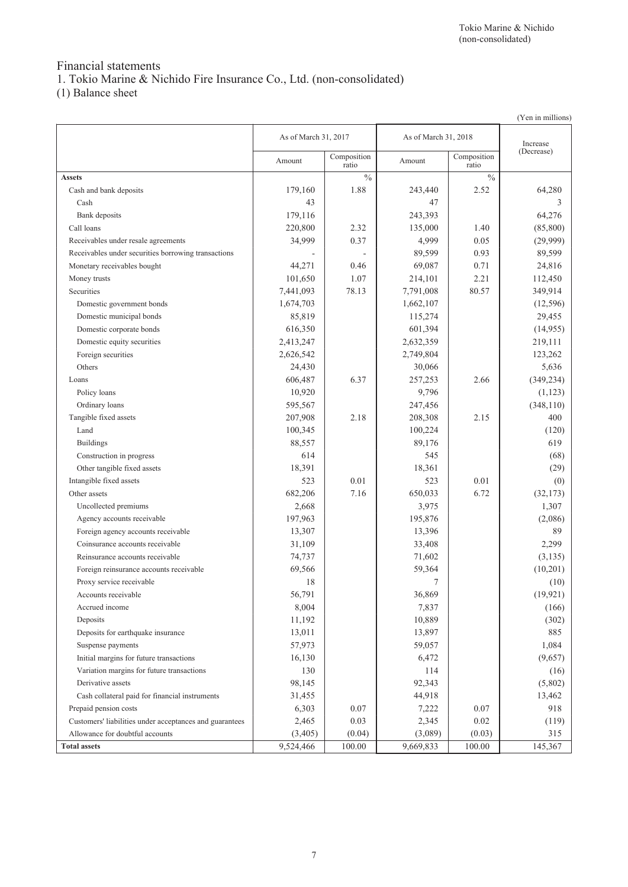# Financial statements

## 1. Tokio Marine & Nichido Fire Insurance Co., Ltd. (non-consolidated)

### (1) Balance sheet

(Yen in millions)

| | As of March 31, 2017 | | As of March 31, 2018 | | Increase (Decrease) |
|---|---|---|---|---|---|
| | Amount | Composition ratio | Amount | Composition ratio | |
| **Assets** | | % | | % | |
| Cash and bank deposits | 179,160 | 1.88 | 243,440 | 2.52 | 64,280 |
| Cash | 43 | | 47 | | 3 |
| Bank deposits | 179,116 | | 243,393 | | 64,276 |
| Call loans | 220,800 | 2.32 | 135,000 | 1.40 | (85,800) |
| Receivables under resale agreements | 34,999 | 0.37 | 4,999 | 0.05 | (29,999) |
| Receivables under securities borrowing transactions | - | - | 89,599 | 0.93 | 89,599 |
| Monetary receivables bought | 44,271 | 0.46 | 69,087 | 0.71 | 24,816 |
| Money trusts | 101,650 | 1.07 | 214,101 | 2.21 | 112,450 |
| Securities | 7,441,093 | 78.13 | 7,791,008 | 80.57 | 349,914 |
| Domestic government bonds | 1,674,703 | | 1,662,107 | | (12,596) |
| Domestic municipal bonds | 85,819 | | 115,274 | | 29,455 |
| Domestic corporate bonds | 616,350 | | 601,394 | | (14,955) |
| Domestic equity securities | 2,413,247 | | 2,632,359 | | 219,111 |
| Foreign securities | 2,626,542 | | 2,749,804 | | 123,262 |
| Others | 24,430 | | 30,066 | | 5,636 |
| Loans | 606,487 | 6.37 | 257,253 | 2.66 | (349,234) |
| Policy loans | 10,920 | | 9,796 | | (1,123) |
| Ordinary loans | 595,567 | | 247,456 | | (348,110) |
| Tangible fixed assets | 207,908 | 2.18 | 208,308 | 2.15 | 400 |
| Land | 100,345 | | 100,224 | | (120) |
| Buildings | 88,557 | | 89,176 | | 619 |
| Construction in progress | 614 | | 545 | | (68) |
| Other tangible fixed assets | 18,391 | | 18,361 | | (29) |
| Intangible fixed assets | 523 | 0.01 | 523 | 0.01 | (0) |
| Other assets | 682,206 | 7.16 | 650,033 | 6.72 | (32,173) |
| Uncollected premiums | 2,668 | | 3,975 | | 1,307 |
| Agency accounts receivable | 197,963 | | 195,876 | | (2,086) |
| Foreign agency accounts receivable | 13,307 | | 13,396 | | 89 |
| Coinsurance accounts receivable | 31,109 | | 33,408 | | 2,299 |
| Reinsurance accounts receivable | 74,737 | | 71,602 | | (3,135) |
| Foreign reinsurance accounts receivable | 69,566 | | 59,364 | | (10,201) |
| Proxy service receivable | 18 | | 7 | | (10) |
| Accounts receivable | 56,791 | | 36,869 | | (19,921) |
| Accrued income | 8,004 | | 7,837 | | (166) |
| Deposits | 11,192 | | 10,889 | | (302) |
| Deposits for earthquake insurance | 13,011 | | 13,897 | | 885 |
| Suspense payments | 57,973 | | 59,057 | | 1,084 |
| Initial margins for future transactions | 16,130 | | 6,472 | | (9,657) |
| Variation margins for future transactions | 130 | | 114 | | (16) |
| Derivative assets | 98,145 | | 92,343 | | (5,802) |
| Cash collateral paid for financial instruments | 31,455 | | 44,918 | | 13,462 |
| Prepaid pension costs | 6,303 | 0.07 | 7,222 | 0.07 | 918 |
| Customers' liabilities under acceptances and guarantees | 2,465 | 0.03 | 2,345 | 0.02 | (119) |
| Allowance for doubtful accounts | (3,405) | (0.04) | (3,089) | (0.03) | 315 |
| **Total assets** | 9,524,466 | 100.00 | 9,669,833 | 100.00 | 145,367 |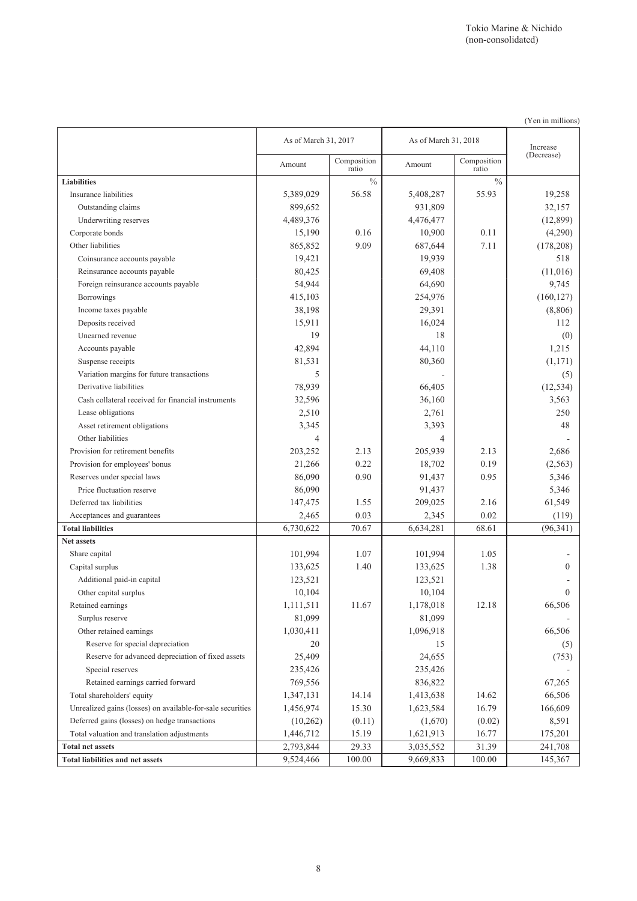(Yen in millions)

| | As of March 31, 2017 | | As of March 31, 2018 | | Increase (Decrease) |
|---|---|---|---|---|---|
| | Amount | Composition ratio | Amount | Composition ratio | |
| **Liabilities** | | % | | % | |
| Insurance liabilities | 5,389,029 | 56.58 | 5,408,287 | 55.93 | 19,258 |
| Outstanding claims | 899,652 | | 931,809 | | 32,157 |
| Underwriting reserves | 4,489,376 | | 4,476,477 | | (12,899) |
| Corporate bonds | 15,190 | 0.16 | 10,900 | 0.11 | (4,290) |
| Other liabilities | 865,852 | 9.09 | 687,644 | 7.11 | (178,208) |
| Coinsurance accounts payable | 19,421 | | 19,939 | | 518 |
| Reinsurance accounts payable | 80,425 | | 69,408 | | (11,016) |
| Foreign reinsurance accounts payable | 54,944 | | 64,690 | | 9,745 |
| Borrowings | 415,103 | | 254,976 | | (160,127) |
| Income taxes payable | 38,198 | | 29,391 | | (8,806) |
| Deposits received | 15,911 | | 16,024 | | 112 |
| Unearned revenue | 19 | | 18 | | (0) |
| Accounts payable | 42,894 | | 44,110 | | 1,215 |
| Suspense receipts | 81,531 | | 80,360 | | (1,171) |
| Variation margins for future transactions | 5 | | - | | (5) |
| Derivative liabilities | 78,939 | | 66,405 | | (12,534) |
| Cash collateral received for financial instruments | 32,596 | | 36,160 | | 3,563 |
| Lease obligations | 2,510 | | 2,761 | | 250 |
| Asset retirement obligations | 3,345 | | 3,393 | | 48 |
| Other liabilities | 4 | | 4 | | - |
| Provision for retirement benefits | 203,252 | 2.13 | 205,939 | 2.13 | 2,686 |
| Provision for employees' bonus | 21,266 | 0.22 | 18,702 | 0.19 | (2,563) |
| Reserves under special laws | 86,090 | 0.90 | 91,437 | 0.95 | 5,346 |
| Price fluctuation reserve | 86,090 | | 91,437 | | 5,346 |
| Deferred tax liabilities | 147,475 | 1.55 | 209,025 | 2.16 | 61,549 |
| Acceptances and guarantees | 2,465 | 0.03 | 2,345 | 0.02 | (119) |
| **Total liabilities** | 6,730,622 | 70.67 | 6,634,281 | 68.61 | (96,341) |
| **Net assets** | | | | | |
| Share capital | 101,994 | 1.07 | 101,994 | 1.05 | - |
| Capital surplus | 133,625 | 1.40 | 133,625 | 1.38 | 0 |
| Additional paid-in capital | 123,521 | | 123,521 | | - |
| Other capital surplus | 10,104 | | 10,104 | | 0 |
| Retained earnings | 1,111,511 | 11.67 | 1,178,018 | 12.18 | 66,506 |
| Surplus reserve | 81,099 | | 81,099 | | - |
| Other retained earnings | 1,030,411 | | 1,096,918 | | 66,506 |
| Reserve for special depreciation | 20 | | 15 | | (5) |
| Reserve for advanced depreciation of fixed assets | 25,409 | | 24,655 | | (753) |
| Special reserves | 235,426 | | 235,426 | | - |
| Retained earnings carried forward | 769,556 | | 836,822 | | 67,265 |
| Total shareholders' equity | 1,347,131 | 14.14 | 1,413,638 | 14.62 | 66,506 |
| Unrealized gains (losses) on available-for-sale securities | 1,456,974 | 15.30 | 1,623,584 | 16.79 | 166,609 |
| Deferred gains (losses) on hedge transactions | (10,262) | (0.11) | (1,670) | (0.02) | 8,591 |
| Total valuation and translation adjustments | 1,446,712 | 15.19 | 1,621,913 | 16.77 | 175,201 |
| **Total net assets** | 2,793,844 | 29.33 | 3,035,552 | 31.39 | 241,708 |
| **Total liabilities and net assets** | 9,524,466 | 100.00 | 9,669,833 | 100.00 | 145,367 |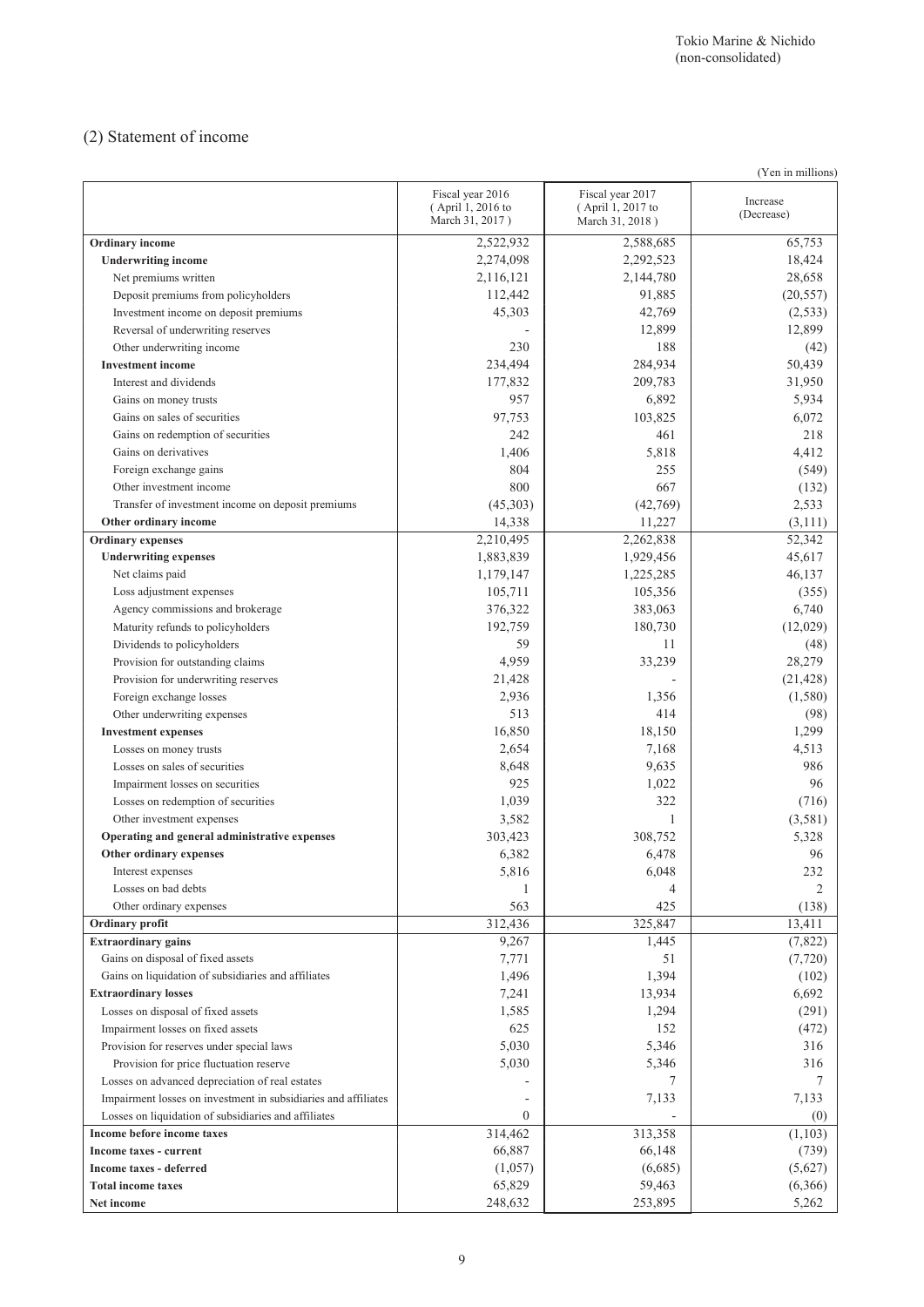Tokio Marine & Nichido
(non-consolidated)

## (2) Statement of income

(Yen in millions)

| | Fiscal year 2016 ( April 1, 2016 to March 31, 2017 ) | Fiscal year 2017 ( April 1, 2017 to March 31, 2018 ) | Increase (Decrease) |
|---|---|---|---|
| **Ordinary income** | 2,522,932 | 2,588,685 | 65,753 |
| **Underwriting income** | 2,274,098 | 2,292,523 | 18,424 |
| Net premiums written | 2,116,121 | 2,144,780 | 28,658 |
| Deposit premiums from policyholders | 112,442 | 91,885 | (20,557) |
| Investment income on deposit premiums | 45,303 | 42,769 | (2,533) |
| Reversal of underwriting reserves | - | 12,899 | 12,899 |
| Other underwriting income | 230 | 188 | (42) |
| **Investment income** | 234,494 | 284,934 | 50,439 |
| Interest and dividends | 177,832 | 209,783 | 31,950 |
| Gains on money trusts | 957 | 6,892 | 5,934 |
| Gains on sales of securities | 97,753 | 103,825 | 6,072 |
| Gains on redemption of securities | 242 | 461 | 218 |
| Gains on derivatives | 1,406 | 5,818 | 4,412 |
| Foreign exchange gains | 804 | 255 | (549) |
| Other investment income | 800 | 667 | (132) |
| Transfer of investment income on deposit premiums | (45,303) | (42,769) | 2,533 |
| **Other ordinary income** | 14,338 | 11,227 | (3,111) |
| **Ordinary expenses** | 2,210,495 | 2,262,838 | 52,342 |
| **Underwriting expenses** | 1,883,839 | 1,929,456 | 45,617 |
| Net claims paid | 1,179,147 | 1,225,285 | 46,137 |
| Loss adjustment expenses | 105,711 | 105,356 | (355) |
| Agency commissions and brokerage | 376,322 | 383,063 | 6,740 |
| Maturity refunds to policyholders | 192,759 | 180,730 | (12,029) |
| Dividends to policyholders | 59 | 11 | (48) |
| Provision for outstanding claims | 4,959 | 33,239 | 28,279 |
| Provision for underwriting reserves | 21,428 | - | (21,428) |
| Foreign exchange losses | 2,936 | 1,356 | (1,580) |
| Other underwriting expenses | 513 | 414 | (98) |
| **Investment expenses** | 16,850 | 18,150 | 1,299 |
| Losses on money trusts | 2,654 | 7,168 | 4,513 |
| Losses on sales of securities | 8,648 | 9,635 | 986 |
| Impairment losses on securities | 925 | 1,022 | 96 |
| Losses on redemption of securities | 1,039 | 322 | (716) |
| Other investment expenses | 3,582 | 1 | (3,581) |
| **Operating and general administrative expenses** | 303,423 | 308,752 | 5,328 |
| **Other ordinary expenses** | 6,382 | 6,478 | 96 |
| Interest expenses | 5,816 | 6,048 | 232 |
| Losses on bad debts | 1 | 4 | 2 |
| Other ordinary expenses | 563 | 425 | (138) |
| **Ordinary profit** | 312,436 | 325,847 | 13,411 |
| **Extraordinary gains** | 9,267 | 1,445 | (7,822) |
| Gains on disposal of fixed assets | 7,771 | 51 | (7,720) |
| Gains on liquidation of subsidiaries and affiliates | 1,496 | 1,394 | (102) |
| **Extraordinary losses** | 7,241 | 13,934 | 6,692 |
| Losses on disposal of fixed assets | 1,585 | 1,294 | (291) |
| Impairment losses on fixed assets | 625 | 152 | (472) |
| Provision for reserves under special laws | 5,030 | 5,346 | 316 |
| Provision for price fluctuation reserve | 5,030 | 5,346 | 316 |
| Losses on advanced depreciation of real estates | - | 7 | 7 |
| Impairment losses on investment in subsidiaries and affiliates | - | 7,133 | 7,133 |
| Losses on liquidation of subsidiaries and affiliates | 0 | - | (0) |
| **Income before income taxes** | 314,462 | 313,358 | (1,103) |
| **Income taxes - current** | 66,887 | 66,148 | (739) |
| **Income taxes - deferred** | (1,057) | (6,685) | (5,627) |
| **Total income taxes** | 65,829 | 59,463 | (6,366) |
| **Net income** | 248,632 | 253,895 | 5,262 |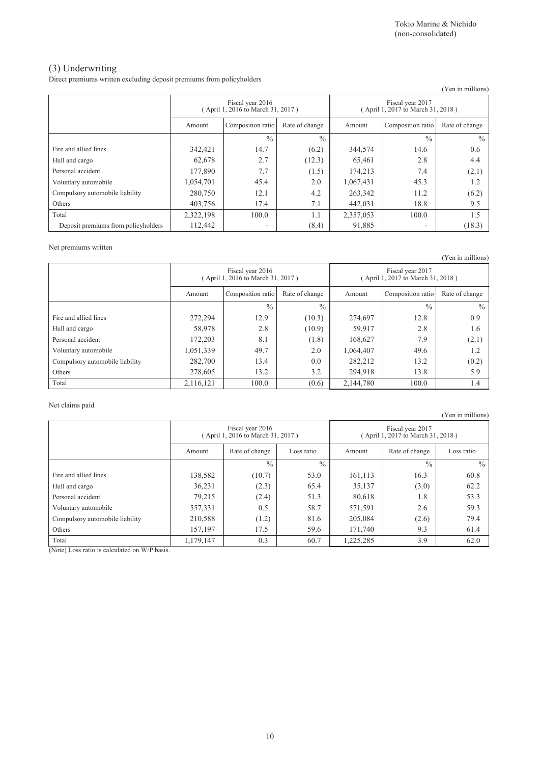Tokio Marine & Nichido
(non-consolidated)

## (3) Underwriting

Direct premiums written excluding deposit premiums from policyholders

(Yen in millions)

| | Fiscal year 2016 ( April 1, 2016 to March 31, 2017 ) | | | Fiscal year 2017 ( April 1, 2017 to March 31, 2018 ) | | |
|---|---|---|---|---|---|---|
| | Amount | Composition ratio | Rate of change | Amount | Composition ratio | Rate of change |
| | | % | % | | % | % |
| Fire and allied lines | 342,421 | 14.7 | (6.2) | 344,574 | 14.6 | 0.6 |
| Hull and cargo | 62,678 | 2.7 | (12.3) | 65,461 | 2.8 | 4.4 |
| Personal accident | 177,890 | 7.7 | (1.5) | 174,213 | 7.4 | (2.1) |
| Voluntary automobile | 1,054,701 | 45.4 | 2.0 | 1,067,431 | 45.3 | 1.2 |
| Compulsory automobile liability | 280,750 | 12.1 | 4.2 | 263,342 | 11.2 | (6.2) |
| Others | 403,756 | 17.4 | 7.1 | 442,031 | 18.8 | 9.5 |
| Total | 2,322,198 | 100.0 | 1.1 | 2,357,053 | 100.0 | 1.5 |
| Deposit premiums from policyholders | 112,442 | - | (8.4) | 91,885 | - | (18.3) |

Net premiums written

(Yen in millions)

| | Fiscal year 2016 ( April 1, 2016 to March 31, 2017 ) | | | Fiscal year 2017 ( April 1, 2017 to March 31, 2018 ) | | |
|---|---|---|---|---|---|---|
| | Amount | Composition ratio | Rate of change | Amount | Composition ratio | Rate of change |
| | | % | % | | % | % |
| Fire and allied lines | 272,294 | 12.9 | (10.3) | 274,697 | 12.8 | 0.9 |
| Hull and cargo | 58,978 | 2.8 | (10.9) | 59,917 | 2.8 | 1.6 |
| Personal accident | 172,203 | 8.1 | (1.8) | 168,627 | 7.9 | (2.1) |
| Voluntary automobile | 1,051,339 | 49.7 | 2.0 | 1,064,407 | 49.6 | 1.2 |
| Compulsory automobile liability | 282,700 | 13.4 | 0.0 | 282,212 | 13.2 | (0.2) |
| Others | 278,605 | 13.2 | 3.2 | 294,918 | 13.8 | 5.9 |
| Total | 2,116,121 | 100.0 | (0.6) | 2,144,780 | 100.0 | 1.4 |

Net claims paid

(Yen in millions)

| | Fiscal year 2016 ( April 1, 2016 to March 31, 2017 ) | | | Fiscal year 2017 ( April 1, 2017 to March 31, 2018 ) | | |
|---|---|---|---|---|---|---|
| | Amount | Rate of change | Loss ratio | Amount | Rate of change | Loss ratio |
| | | % | % | | % | % |
| Fire and allied lines | 138,582 | (10.7) | 53.0 | 161,113 | 16.3 | 60.8 |
| Hull and cargo | 36,231 | (2.3) | 65.4 | 35,137 | (3.0) | 62.2 |
| Personal accident | 79,215 | (2.4) | 51.3 | 80,618 | 1.8 | 53.3 |
| Voluntary automobile | 557,331 | 0.5 | 58.7 | 571,591 | 2.6 | 59.3 |
| Compulsory automobile liability | 210,588 | (1.2) | 81.6 | 205,084 | (2.6) | 79.4 |
| Others | 157,197 | 17.5 | 59.6 | 171,740 | 9.3 | 61.4 |
| Total | 1,179,147 | 0.3 | 60.7 | 1,225,285 | 3.9 | 62.0 |

(Note) Loss ratio is calculated on W/P basis.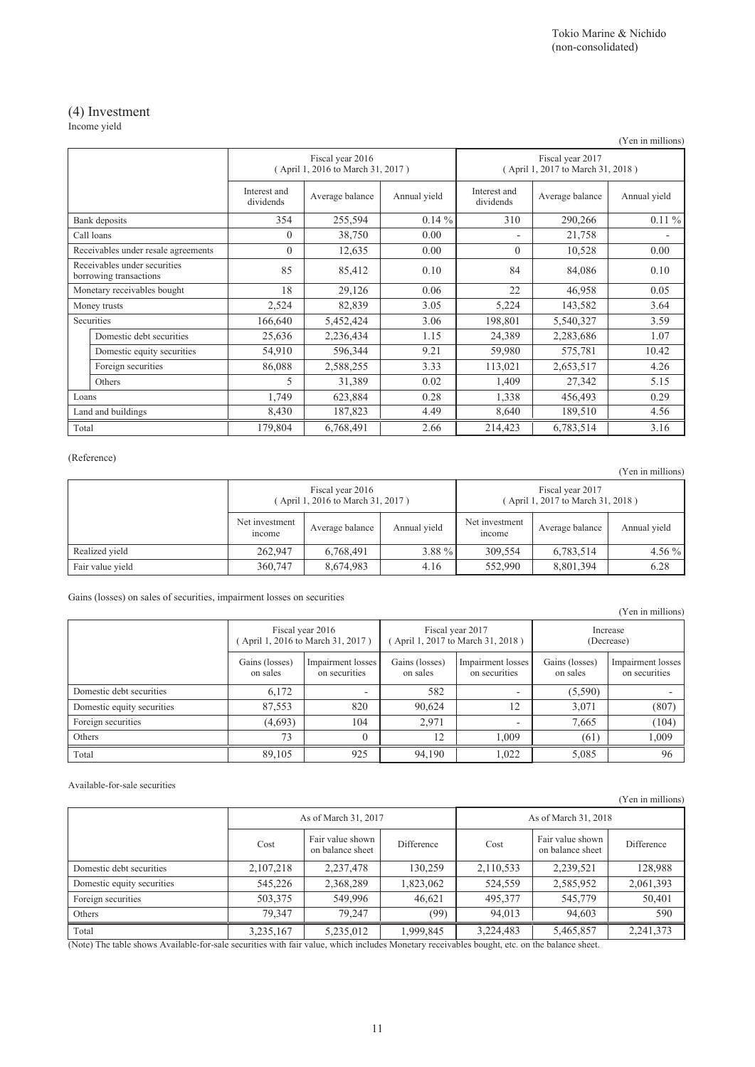Tokio Marine & Nichido
(non-consolidated)

## (4) Investment

Income yield

(Yen in millions)

| | Fiscal year 2016 ( April 1, 2016 to March 31, 2017 ) | | | Fiscal year 2017 ( April 1, 2017 to March 31, 2018 ) | | |
|---|---|---|---|---|---|---|
| | Interest and dividends | Average balance | Annual yield | Interest and dividends | Average balance | Annual yield |
| Bank deposits | 354 | 255,594 | 0.14 % | 310 | 290,266 | 0.11 % |
| Call loans | 0 | 38,750 | 0.00 | - | 21,758 | - |
| Receivables under resale agreements | 0 | 12,635 | 0.00 | 0 | 10,528 | 0.00 |
| Receivables under securities borrowing transactions | 85 | 85,412 | 0.10 | 84 | 84,086 | 0.10 |
| Monetary receivables bought | 18 | 29,126 | 0.06 | 22 | 46,958 | 0.05 |
| Money trusts | 2,524 | 82,839 | 3.05 | 5,224 | 143,582 | 3.64 |
| Securities | 166,640 | 5,452,424 | 3.06 | 198,801 | 5,540,327 | 3.59 |
| Domestic debt securities | 25,636 | 2,236,434 | 1.15 | 24,389 | 2,283,686 | 1.07 |
| Domestic equity securities | 54,910 | 596,344 | 9.21 | 59,980 | 575,781 | 10.42 |
| Foreign securities | 86,088 | 2,588,255 | 3.33 | 113,021 | 2,653,517 | 4.26 |
| Others | 5 | 31,389 | 0.02 | 1,409 | 27,342 | 5.15 |
| Loans | 1,749 | 623,884 | 0.28 | 1,338 | 456,493 | 0.29 |
| Land and buildings | 8,430 | 187,823 | 4.49 | 8,640 | 189,510 | 4.56 |
| Total | 179,804 | 6,768,491 | 2.66 | 214,423 | 6,783,514 | 3.16 |

(Reference)

(Yen in millions)

| | Fiscal year 2016 ( April 1, 2016 to March 31, 2017 ) | | | Fiscal year 2017 ( April 1, 2017 to March 31, 2018 ) | | |
|---|---|---|---|---|---|---|
| | Net investment income | Average balance | Annual yield | Net investment income | Average balance | Annual yield |
| Realized yield | 262,947 | 6,768,491 | 3.88 % | 309,554 | 6,783,514 | 4.56 % |
| Fair value yield | 360,747 | 8,674,983 | 4.16 | 552,990 | 8,801,394 | 6.28 |

Gains (losses) on sales of securities, impairment losses on securities

(Yen in millions)

| | Fiscal year 2016 ( April 1, 2016 to March 31, 2017 ) | | Fiscal year 2017 ( April 1, 2017 to March 31, 2018 ) | | Increase (Decrease) | |
|---|---|---|---|---|---|---|
| | Gains (losses) on sales | Impairment losses on securities | Gains (losses) on sales | Impairment losses on securities | Gains (losses) on sales | Impairment losses on securities |
| Domestic debt securities | 6,172 | - | 582 | - | (5,590) | - |
| Domestic equity securities | 87,553 | 820 | 90,624 | 12 | 3,071 | (807) |
| Foreign securities | (4,693) | 104 | 2,971 | - | 7,665 | (104) |
| Others | 73 | 0 | 12 | 1,009 | (61) | 1,009 |
| Total | 89,105 | 925 | 94,190 | 1,022 | 5,085 | 96 |

Available-for-sale securities

(Yen in millions)

| | As of March 31, 2017 | | | As of March 31, 2018 | | |
|---|---|---|---|---|---|---|
| | Cost | Fair value shown on balance sheet | Difference | Cost | Fair value shown on balance sheet | Difference |
| Domestic debt securities | 2,107,218 | 2,237,478 | 130,259 | 2,110,533 | 2,239,521 | 128,988 |
| Domestic equity securities | 545,226 | 2,368,289 | 1,823,062 | 524,559 | 2,585,952 | 2,061,393 |
| Foreign securities | 503,375 | 549,996 | 46,621 | 495,377 | 545,779 | 50,401 |
| Others | 79,347 | 79,247 | (99) | 94,013 | 94,603 | 590 |
| Total | 3,235,167 | 5,235,012 | 1,999,845 | 3,224,483 | 5,465,857 | 2,241,373 |

(Note) The table shows Available-for-sale securities with fair value, which includes Monetary receivables bought, etc. on the balance sheet.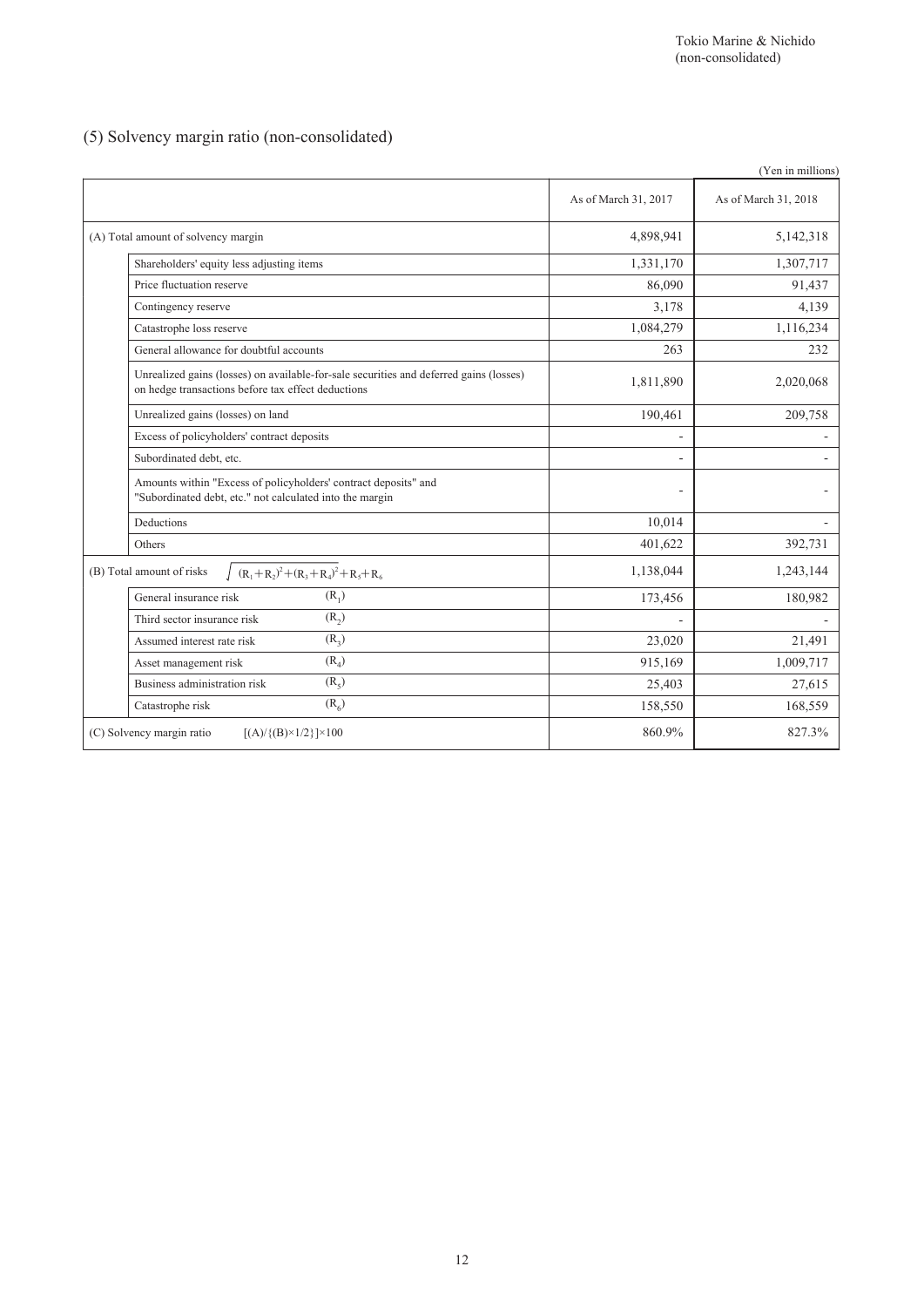## (5) Solvency margin ratio (non-consolidated)

(Yen in millions)

| | As of March 31, 2017 | As of March 31, 2018 |
|---|---|---|
| (A) Total amount of solvency margin | 4,898,941 | 5,142,318 |
| Shareholders' equity less adjusting items | 1,331,170 | 1,307,717 |
| Price fluctuation reserve | 86,090 | 91,437 |
| Contingency reserve | 3,178 | 4,139 |
| Catastrophe loss reserve | 1,084,279 | 1,116,234 |
| General allowance for doubtful accounts | 263 | 232 |
| Unrealized gains (losses) on available-for-sale securities and deferred gains (losses) on hedge transactions before tax effect deductions | 1,811,890 | 2,020,068 |
| Unrealized gains (losses) on land | 190,461 | 209,758 |
| Excess of policyholders' contract deposits | - | - |
| Subordinated debt, etc. | - | - |
| Amounts within "Excess of policyholders' contract deposits" and "Subordinated debt, etc." not calculated into the margin | - | - |
| Deductions | 10,014 | - |
| Others | 401,622 | 392,731 |
| (B) Total amount of risks $\sqrt{(R_1+R_2)^2+(R_3+R_4)^2}+R_5+R_6$ | 1,138,044 | 1,243,144 |
| General insurance risk $(R_1)$ | 173,456 | 180,982 |
| Third sector insurance risk $(R_2)$ | - | - |
| Assumed interest rate risk $(R_3)$ | 23,020 | 21,491 |
| Asset management risk $(R_4)$ | 915,169 | 1,009,717 |
| Business administration risk $(R_5)$ | 25,403 | 27,615 |
| Catastrophe risk $(R_6)$ | 158,550 | 168,559 |
| (C) Solvency margin ratio $[(A)/\{(B)\times 1/2\}]\times 100$ | 860.9% | 827.3% |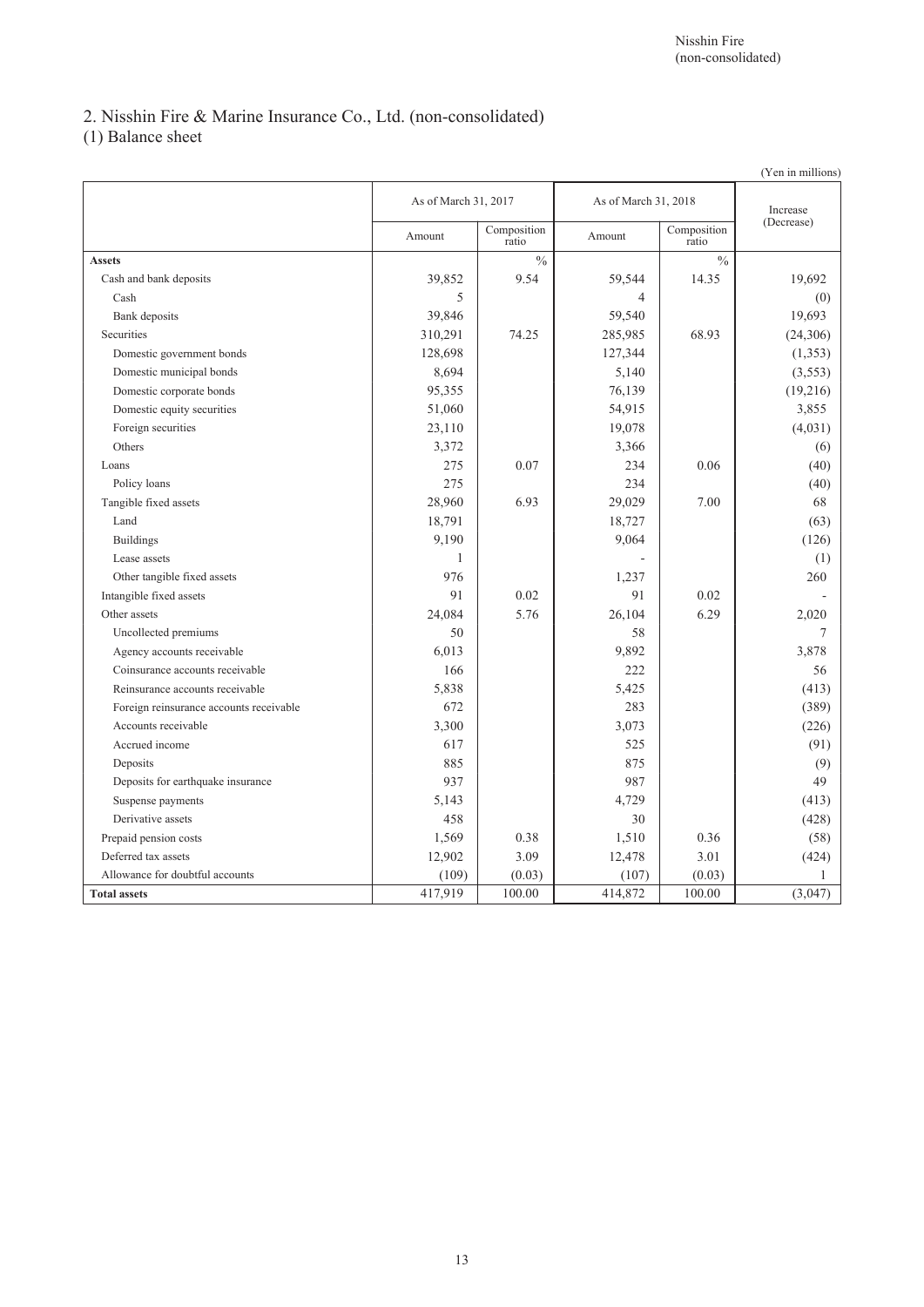## 2. Nisshin Fire & Marine Insurance Co., Ltd. (non-consolidated)

### (1) Balance sheet

(Yen in millions)

| | As of March 31, 2017 | | As of March 31, 2018 | | Increase (Decrease) |
|---|---|---|---|---|---|
| | Amount | Composition ratio | Amount | Composition ratio | |
| **Assets** | | % | | % | |
| Cash and bank deposits | 39,852 | 9.54 | 59,544 | 14.35 | 19,692 |
| Cash | 5 | | 4 | | (0) |
| Bank deposits | 39,846 | | 59,540 | | 19,693 |
| Securities | 310,291 | 74.25 | 285,985 | 68.93 | (24,306) |
| Domestic government bonds | 128,698 | | 127,344 | | (1,353) |
| Domestic municipal bonds | 8,694 | | 5,140 | | (3,553) |
| Domestic corporate bonds | 95,355 | | 76,139 | | (19,216) |
| Domestic equity securities | 51,060 | | 54,915 | | 3,855 |
| Foreign securities | 23,110 | | 19,078 | | (4,031) |
| Others | 3,372 | | 3,366 | | (6) |
| Loans | 275 | 0.07 | 234 | 0.06 | (40) |
| Policy loans | 275 | | 234 | | (40) |
| Tangible fixed assets | 28,960 | 6.93 | 29,029 | 7.00 | 68 |
| Land | 18,791 | | 18,727 | | (63) |
| Buildings | 9,190 | | 9,064 | | (126) |
| Lease assets | 1 | | - | | (1) |
| Other tangible fixed assets | 976 | | 1,237 | | 260 |
| Intangible fixed assets | 91 | 0.02 | 91 | 0.02 | - |
| Other assets | 24,084 | 5.76 | 26,104 | 6.29 | 2,020 |
| Uncollected premiums | 50 | | 58 | | 7 |
| Agency accounts receivable | 6,013 | | 9,892 | | 3,878 |
| Coinsurance accounts receivable | 166 | | 222 | | 56 |
| Reinsurance accounts receivable | 5,838 | | 5,425 | | (413) |
| Foreign reinsurance accounts receivable | 672 | | 283 | | (389) |
| Accounts receivable | 3,300 | | 3,073 | | (226) |
| Accrued income | 617 | | 525 | | (91) |
| Deposits | 885 | | 875 | | (9) |
| Deposits for earthquake insurance | 937 | | 987 | | 49 |
| Suspense payments | 5,143 | | 4,729 | | (413) |
| Derivative assets | 458 | | 30 | | (428) |
| Prepaid pension costs | 1,569 | 0.38 | 1,510 | 0.36 | (58) |
| Deferred tax assets | 12,902 | 3.09 | 12,478 | 3.01 | (424) |
| Allowance for doubtful accounts | (109) | (0.03) | (107) | (0.03) | 1 |
| **Total assets** | 417,919 | 100.00 | 414,872 | 100.00 | (3,047) |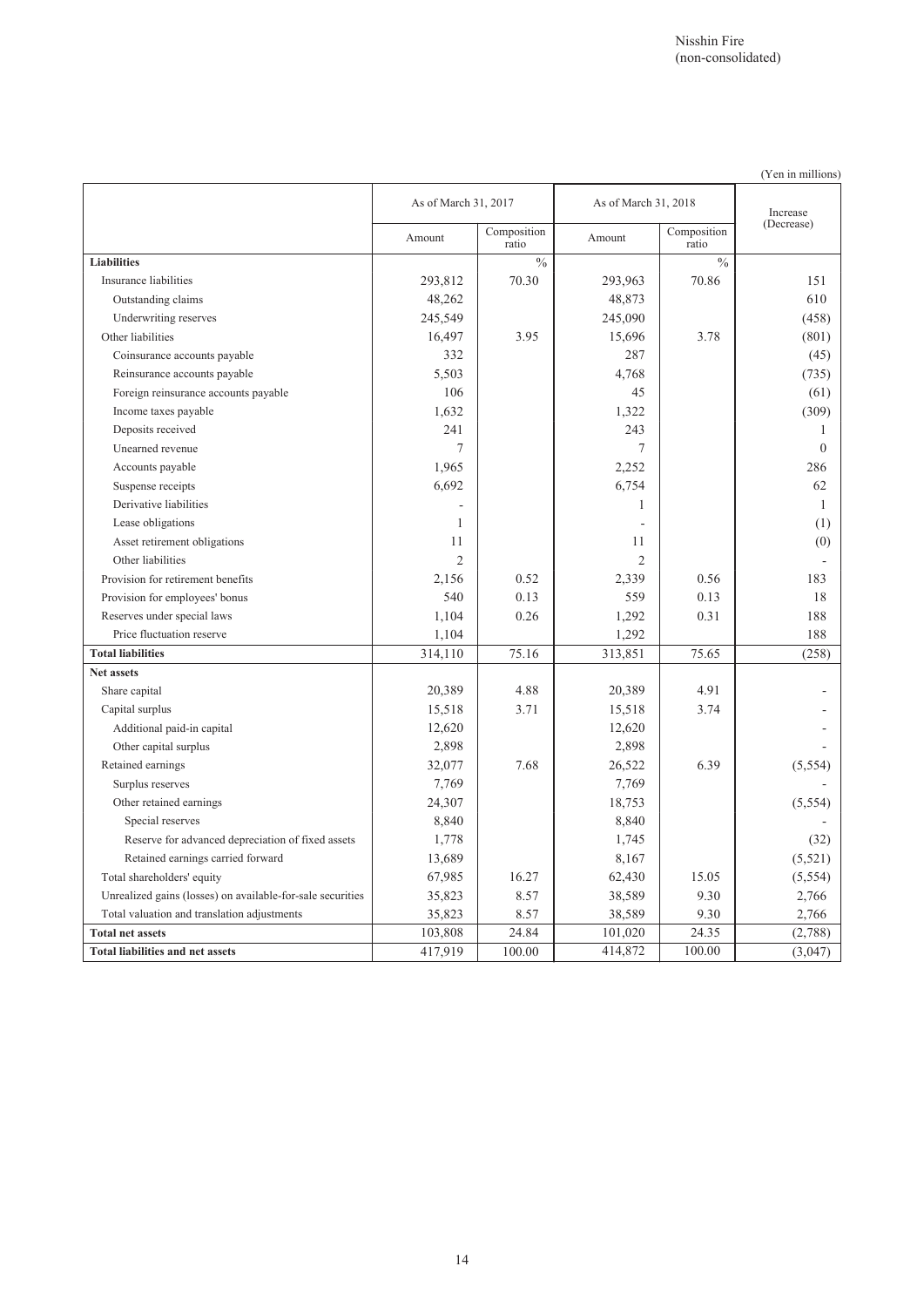Nisshin Fire
(non-consolidated)

(Yen in millions)

| | As of March 31, 2017 | | As of March 31, 2018 | | Increase (Decrease) |
|---|---|---|---|---|---|
| | Amount | Composition ratio | Amount | Composition ratio | |
| **Liabilities** | | % | | % | |
| Insurance liabilities | 293,812 | 70.30 | 293,963 | 70.86 | 151 |
| Outstanding claims | 48,262 | | 48,873 | | 610 |
| Underwriting reserves | 245,549 | | 245,090 | | (458) |
| Other liabilities | 16,497 | 3.95 | 15,696 | 3.78 | (801) |
| Coinsurance accounts payable | 332 | | 287 | | (45) |
| Reinsurance accounts payable | 5,503 | | 4,768 | | (735) |
| Foreign reinsurance accounts payable | 106 | | 45 | | (61) |
| Income taxes payable | 1,632 | | 1,322 | | (309) |
| Deposits received | 241 | | 243 | | 1 |
| Unearned revenue | 7 | | 7 | | 0 |
| Accounts payable | 1,965 | | 2,252 | | 286 |
| Suspense receipts | 6,692 | | 6,754 | | 62 |
| Derivative liabilities | - | | 1 | | 1 |
| Lease obligations | 1 | | - | | (1) |
| Asset retirement obligations | 11 | | 11 | | (0) |
| Other liabilities | 2 | | 2 | | - |
| Provision for retirement benefits | 2,156 | 0.52 | 2,339 | 0.56 | 183 |
| Provision for employees' bonus | 540 | 0.13 | 559 | 0.13 | 18 |
| Reserves under special laws | 1,104 | 0.26 | 1,292 | 0.31 | 188 |
| Price fluctuation reserve | 1,104 | | 1,292 | | 188 |
| **Total liabilities** | 314,110 | 75.16 | 313,851 | 75.65 | (258) |
| **Net assets** | | | | | |
| Share capital | 20,389 | 4.88 | 20,389 | 4.91 | - |
| Capital surplus | 15,518 | 3.71 | 15,518 | 3.74 | - |
| Additional paid-in capital | 12,620 | | 12,620 | | - |
| Other capital surplus | 2,898 | | 2,898 | | - |
| Retained earnings | 32,077 | 7.68 | 26,522 | 6.39 | (5,554) |
| Surplus reserves | 7,769 | | 7,769 | | - |
| Other retained earnings | 24,307 | | 18,753 | | (5,554) |
| Special reserves | 8,840 | | 8,840 | | - |
| Reserve for advanced depreciation of fixed assets | 1,778 | | 1,745 | | (32) |
| Retained earnings carried forward | 13,689 | | 8,167 | | (5,521) |
| Total shareholders' equity | 67,985 | 16.27 | 62,430 | 15.05 | (5,554) |
| Unrealized gains (losses) on available-for-sale securities | 35,823 | 8.57 | 38,589 | 9.30 | 2,766 |
| Total valuation and translation adjustments | 35,823 | 8.57 | 38,589 | 9.30 | 2,766 |
| **Total net assets** | 103,808 | 24.84 | 101,020 | 24.35 | (2,788) |
| **Total liabilities and net assets** | 417,919 | 100.00 | 414,872 | 100.00 | (3,047) |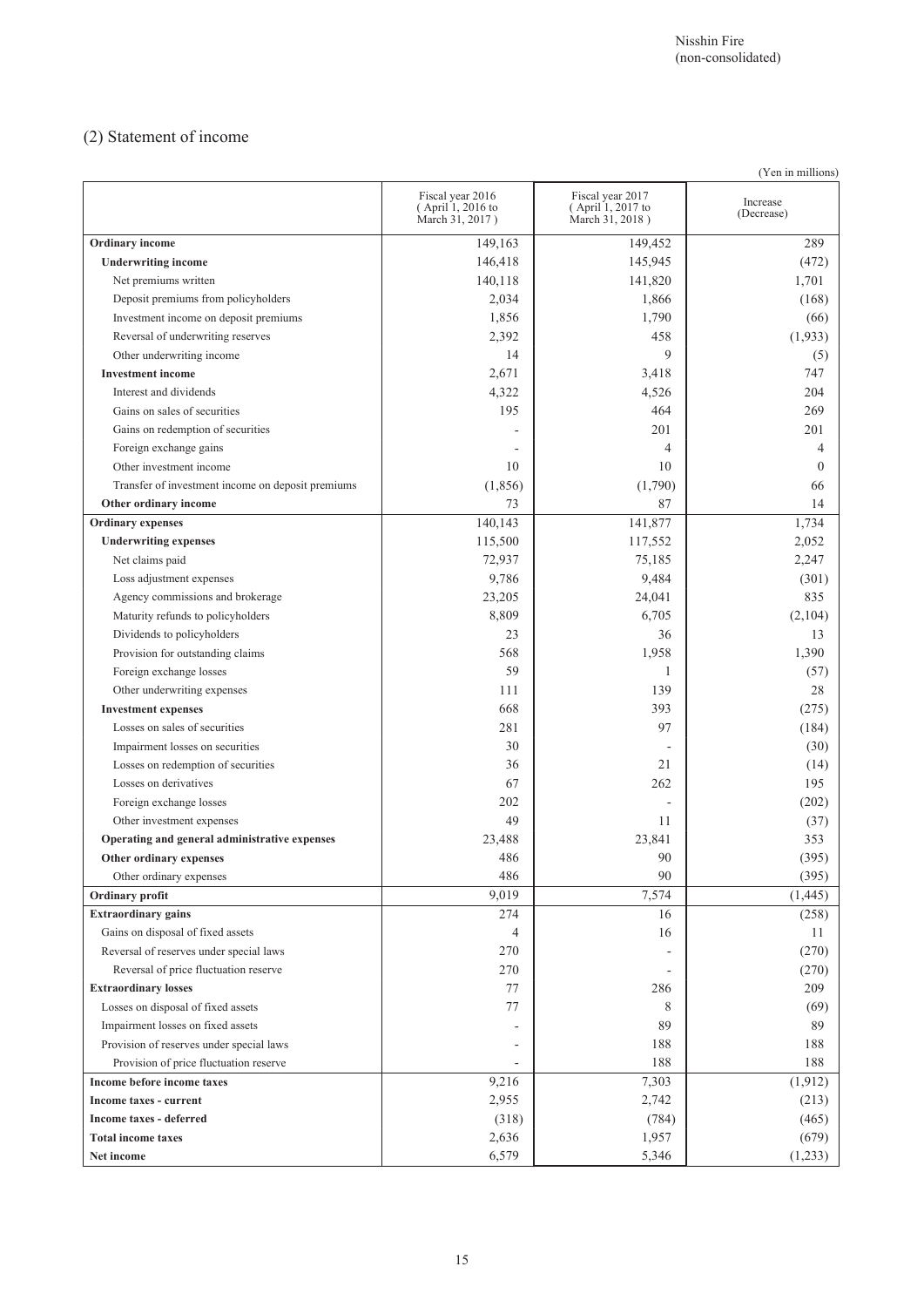Nisshin Fire
(non-consolidated)

## (2) Statement of income

(Yen in millions)

| | Fiscal year 2016 (April 1, 2016 to March 31, 2017) | Fiscal year 2017 (April 1, 2017 to March 31, 2018) | Increase (Decrease) |
|---|---|---|---|
| **Ordinary income** | 149,163 | 149,452 | 289 |
| **Underwriting income** | 146,418 | 145,945 | (472) |
| Net premiums written | 140,118 | 141,820 | 1,701 |
| Deposit premiums from policyholders | 2,034 | 1,866 | (168) |
| Investment income on deposit premiums | 1,856 | 1,790 | (66) |
| Reversal of underwriting reserves | 2,392 | 458 | (1,933) |
| Other underwriting income | 14 | 9 | (5) |
| **Investment income** | 2,671 | 3,418 | 747 |
| Interest and dividends | 4,322 | 4,526 | 204 |
| Gains on sales of securities | 195 | 464 | 269 |
| Gains on redemption of securities | - | 201 | 201 |
| Foreign exchange gains | - | 4 | 4 |
| Other investment income | 10 | 10 | 0 |
| Transfer of investment income on deposit premiums | (1,856) | (1,790) | 66 |
| **Other ordinary income** | 73 | 87 | 14 |
| **Ordinary expenses** | 140,143 | 141,877 | 1,734 |
| **Underwriting expenses** | 115,500 | 117,552 | 2,052 |
| Net claims paid | 72,937 | 75,185 | 2,247 |
| Loss adjustment expenses | 9,786 | 9,484 | (301) |
| Agency commissions and brokerage | 23,205 | 24,041 | 835 |
| Maturity refunds to policyholders | 8,809 | 6,705 | (2,104) |
| Dividends to policyholders | 23 | 36 | 13 |
| Provision for outstanding claims | 568 | 1,958 | 1,390 |
| Foreign exchange losses | 59 | 1 | (57) |
| Other underwriting expenses | 111 | 139 | 28 |
| **Investment expenses** | 668 | 393 | (275) |
| Losses on sales of securities | 281 | 97 | (184) |
| Impairment losses on securities | 30 | - | (30) |
| Losses on redemption of securities | 36 | 21 | (14) |
| Losses on derivatives | 67 | 262 | 195 |
| Foreign exchange losses | 202 | - | (202) |
| Other investment expenses | 49 | 11 | (37) |
| **Operating and general administrative expenses** | 23,488 | 23,841 | 353 |
| **Other ordinary expenses** | 486 | 90 | (395) |
| Other ordinary expenses | 486 | 90 | (395) |
| **Ordinary profit** | 9,019 | 7,574 | (1,445) |
| **Extraordinary gains** | 274 | 16 | (258) |
| Gains on disposal of fixed assets | 4 | 16 | 11 |
| Reversal of reserves under special laws | 270 | - | (270) |
| Reversal of price fluctuation reserve | 270 | - | (270) |
| **Extraordinary losses** | 77 | 286 | 209 |
| Losses on disposal of fixed assets | 77 | 8 | (69) |
| Impairment losses on fixed assets | - | 89 | 89 |
| Provision of reserves under special laws | - | 188 | 188 |
| Provision of price fluctuation reserve | - | 188 | 188 |
| **Income before income taxes** | 9,216 | 7,303 | (1,912) |
| **Income taxes - current** | 2,955 | 2,742 | (213) |
| **Income taxes - deferred** | (318) | (784) | (465) |
| **Total income taxes** | 2,636 | 1,957 | (679) |
| **Net income** | 6,579 | 5,346 | (1,233) |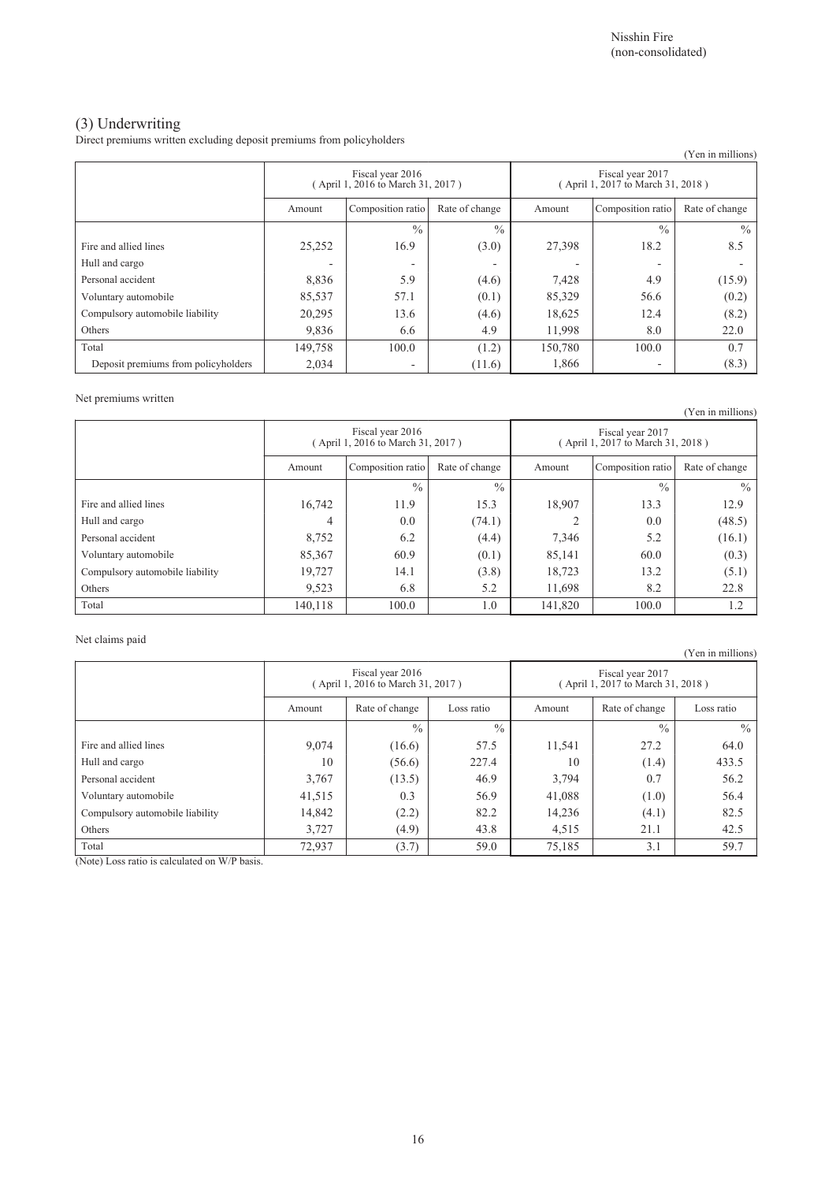Nisshin Fire
(non-consolidated)

## (3) Underwriting

Direct premiums written excluding deposit premiums from policyholders

(Yen in millions)

| | Fiscal year 2016 ( April 1, 2016 to March 31, 2017 ) | | | Fiscal year 2017 ( April 1, 2017 to March 31, 2018 ) | | |
|---|---|---|---|---|---|---|
| | Amount | Composition ratio | Rate of change | Amount | Composition ratio | Rate of change |
| | | % | % | | % | % |
| Fire and allied lines | 25,252 | 16.9 | (3.0) | 27,398 | 18.2 | 8.5 |
| Hull and cargo | - | - | - | - | - | - |
| Personal accident | 8,836 | 5.9 | (4.6) | 7,428 | 4.9 | (15.9) |
| Voluntary automobile | 85,537 | 57.1 | (0.1) | 85,329 | 56.6 | (0.2) |
| Compulsory automobile liability | 20,295 | 13.6 | (4.6) | 18,625 | 12.4 | (8.2) |
| Others | 9,836 | 6.6 | 4.9 | 11,998 | 8.0 | 22.0 |
| Total | 149,758 | 100.0 | (1.2) | 150,780 | 100.0 | 0.7 |
| Deposit premiums from policyholders | 2,034 | - | (11.6) | 1,866 | - | (8.3) |

Net premiums written

(Yen in millions)

| | Fiscal year 2016 ( April 1, 2016 to March 31, 2017 ) | | | Fiscal year 2017 ( April 1, 2017 to March 31, 2018 ) | | |
|---|---|---|---|---|---|---|
| | Amount | Composition ratio | Rate of change | Amount | Composition ratio | Rate of change |
| | | % | % | | % | % |
| Fire and allied lines | 16,742 | 11.9 | 15.3 | 18,907 | 13.3 | 12.9 |
| Hull and cargo | 4 | 0.0 | (74.1) | 2 | 0.0 | (48.5) |
| Personal accident | 8,752 | 6.2 | (4.4) | 7,346 | 5.2 | (16.1) |
| Voluntary automobile | 85,367 | 60.9 | (0.1) | 85,141 | 60.0 | (0.3) |
| Compulsory automobile liability | 19,727 | 14.1 | (3.8) | 18,723 | 13.2 | (5.1) |
| Others | 9,523 | 6.8 | 5.2 | 11,698 | 8.2 | 22.8 |
| Total | 140,118 | 100.0 | 1.0 | 141,820 | 100.0 | 1.2 |

Net claims paid

(Yen in millions)

| | Fiscal year 2016 ( April 1, 2016 to March 31, 2017 ) | | | Fiscal year 2017 ( April 1, 2017 to March 31, 2018 ) | | |
|---|---|---|---|---|---|---|
| | Amount | Rate of change | Loss ratio | Amount | Rate of change | Loss ratio |
| | | % | % | | % | % |
| Fire and allied lines | 9,074 | (16.6) | 57.5 | 11,541 | 27.2 | 64.0 |
| Hull and cargo | 10 | (56.6) | 227.4 | 10 | (1.4) | 433.5 |
| Personal accident | 3,767 | (13.5) | 46.9 | 3,794 | 0.7 | 56.2 |
| Voluntary automobile | 41,515 | 0.3 | 56.9 | 41,088 | (1.0) | 56.4 |
| Compulsory automobile liability | 14,842 | (2.2) | 82.2 | 14,236 | (4.1) | 82.5 |
| Others | 3,727 | (4.9) | 43.8 | 4,515 | 21.1 | 42.5 |
| Total | 72,937 | (3.7) | 59.0 | 75,185 | 3.1 | 59.7 |

(Note) Loss ratio is calculated on W/P basis.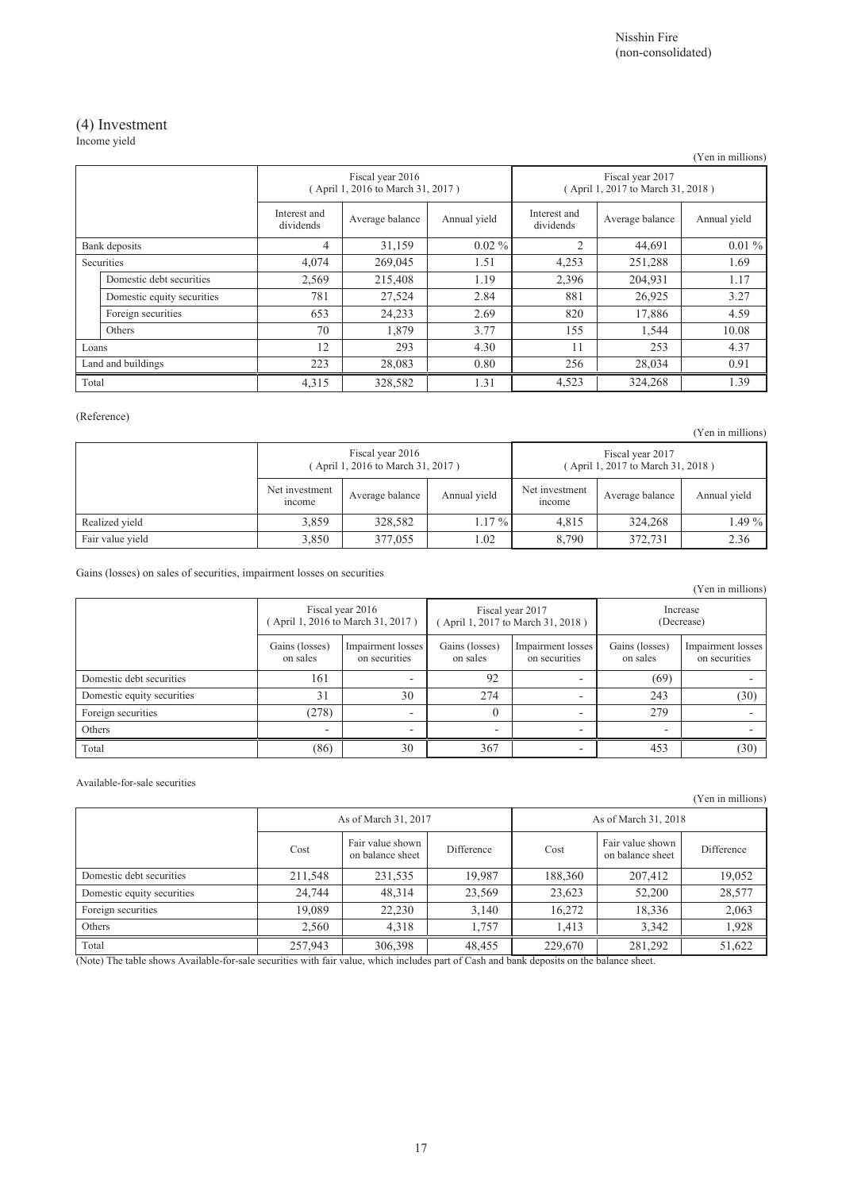## (4) Investment

Income yield

(Yen in millions)

| | Fiscal year 2016 ( April 1, 2016 to March 31, 2017 ) | | | Fiscal year 2017 ( April 1, 2017 to March 31, 2018 ) | | |
|---|---|---|---|---|---|---|
| | Interest and dividends | Average balance | Annual yield | Interest and dividends | Average balance | Annual yield |
| Bank deposits | 4 | 31,159 | 0.02 % | 2 | 44,691 | 0.01 % |
| Securities | 4,074 | 269,045 | 1.51 | 4,253 | 251,288 | 1.69 |
| Domestic debt securities | 2,569 | 215,408 | 1.19 | 2,396 | 204,931 | 1.17 |
| Domestic equity securities | 781 | 27,524 | 2.84 | 881 | 26,925 | 3.27 |
| Foreign securities | 653 | 24,233 | 2.69 | 820 | 17,886 | 4.59 |
| Others | 70 | 1,879 | 3.77 | 155 | 1,544 | 10.08 |
| Loans | 12 | 293 | 4.30 | 11 | 253 | 4.37 |
| Land and buildings | 223 | 28,083 | 0.80 | 256 | 28,034 | 0.91 |
| Total | 4,315 | 328,582 | 1.31 | 4,523 | 324,268 | 1.39 |

(Reference)

(Yen in millions)

| | Fiscal year 2016 ( April 1, 2016 to March 31, 2017 ) | | | Fiscal year 2017 ( April 1, 2017 to March 31, 2018 ) | | |
|---|---|---|---|---|---|---|
| | Net investment income | Average balance | Annual yield | Net investment income | Average balance | Annual yield |
| Realized yield | 3,859 | 328,582 | 1.17 % | 4,815 | 324,268 | 1.49 % |
| Fair value yield | 3,850 | 377,055 | 1.02 | 8,790 | 372,731 | 2.36 |

Gains (losses) on sales of securities, impairment losses on securities

(Yen in millions)

| | Fiscal year 2016 ( April 1, 2016 to March 31, 2017 ) | | Fiscal year 2017 ( April 1, 2017 to March 31, 2018 ) | | Increase (Decrease) | |
|---|---|---|---|---|---|---|
| | Gains (losses) on sales | Impairment losses on securities | Gains (losses) on sales | Impairment losses on securities | Gains (losses) on sales | Impairment losses on securities |
| Domestic debt securities | 161 | - | 92 | - | (69) | - |
| Domestic equity securities | 31 | 30 | 274 | - | 243 | (30) |
| Foreign securities | (278) | - | 0 | - | 279 | - |
| Others | - | - | - | - | - | - |
| Total | (86) | 30 | 367 | - | 453 | (30) |

Available-for-sale securities

(Yen in millions)

| | As of March 31, 2017 | | | As of March 31, 2018 | | |
|---|---|---|---|---|---|---|
| | Cost | Fair value shown on balance sheet | Difference | Cost | Fair value shown on balance sheet | Difference |
| Domestic debt securities | 211,548 | 231,535 | 19,987 | 188,360 | 207,412 | 19,052 |
| Domestic equity securities | 24,744 | 48,314 | 23,569 | 23,623 | 52,200 | 28,577 |
| Foreign securities | 19,089 | 22,230 | 3,140 | 16,272 | 18,336 | 2,063 |
| Others | 2,560 | 4,318 | 1,757 | 1,413 | 3,342 | 1,928 |
| Total | 257,943 | 306,398 | 48,455 | 229,670 | 281,292 | 51,622 |

(Note) The table shows Available-for-sale securities with fair value, which includes part of Cash and bank deposits on the balance sheet.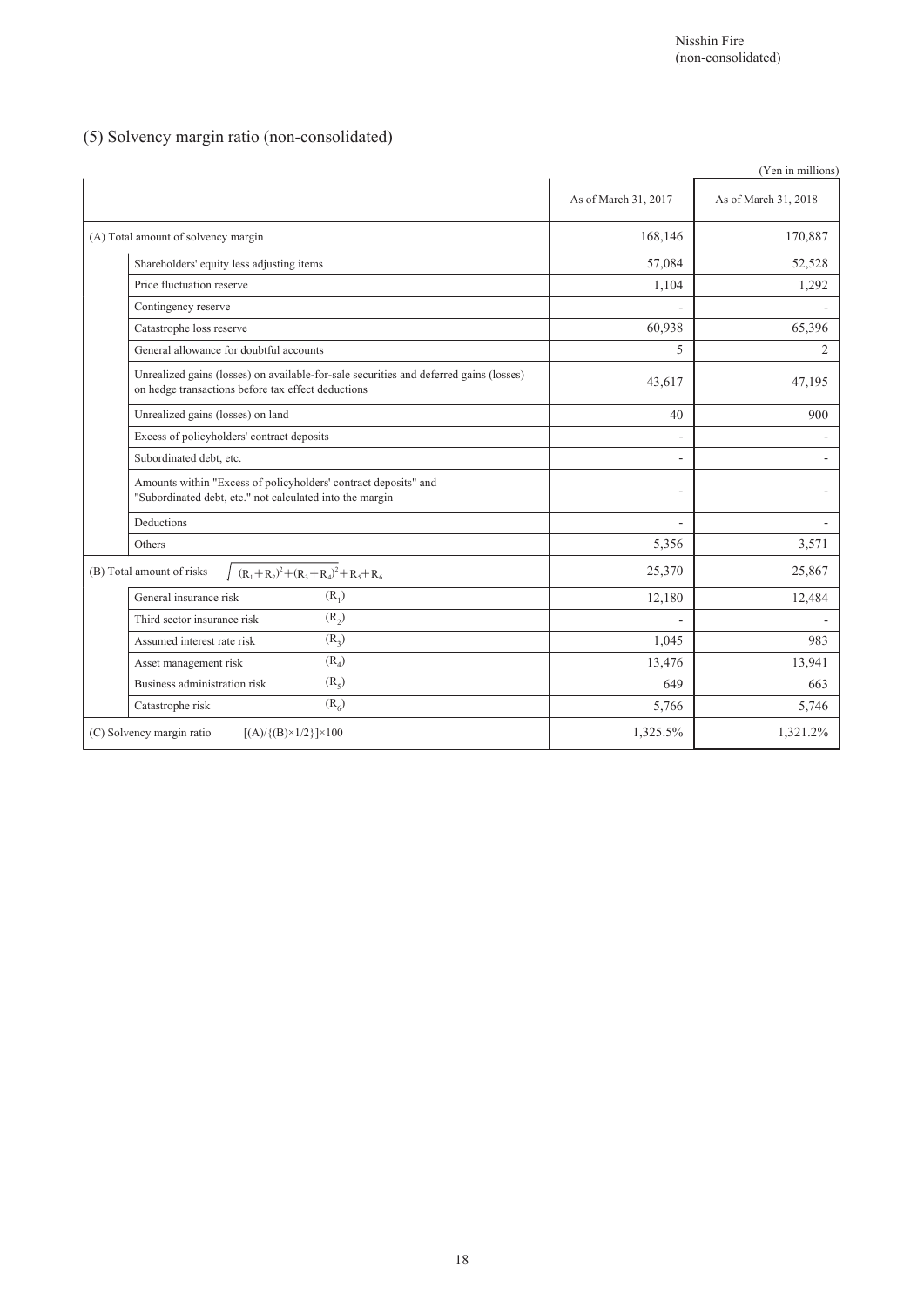## (5) Solvency margin ratio (non-consolidated)

(Yen in millions)

| | As of March 31, 2017 | As of March 31, 2018 |
|---|---|---|
| (A) Total amount of solvency margin | 168,146 | 170,887 |
| Shareholders' equity less adjusting items | 57,084 | 52,528 |
| Price fluctuation reserve | 1,104 | 1,292 |
| Contingency reserve | - | - |
| Catastrophe loss reserve | 60,938 | 65,396 |
| General allowance for doubtful accounts | 5 | 2 |
| Unrealized gains (losses) on available-for-sale securities and deferred gains (losses) on hedge transactions before tax effect deductions | 43,617 | 47,195 |
| Unrealized gains (losses) on land | 40 | 900 |
| Excess of policyholders' contract deposits | - | - |
| Subordinated debt, etc. | - | - |
| Amounts within "Excess of policyholders' contract deposits" and "Subordinated debt, etc." not calculated into the margin | - | - |
| Deductions | - | - |
| Others | 5,356 | 3,571 |
| (B) Total amount of risks $\sqrt{(R_1+R_2)^2+(R_3+R_4)^2}+R_5+R_6$ | 25,370 | 25,867 |
| General insurance risk $(R_1)$ | 12,180 | 12,484 |
| Third sector insurance risk $(R_2)$ | - | - |
| Assumed interest rate risk $(R_3)$ | 1,045 | 983 |
| Asset management risk $(R_4)$ | 13,476 | 13,941 |
| Business administration risk $(R_5)$ | 649 | 663 |
| Catastrophe risk $(R_6)$ | 5,766 | 5,746 |
| (C) Solvency margin ratio $[(A)/\{(B)\times1/2\}]\times100$ | 1,325.5% | 1,321.2% |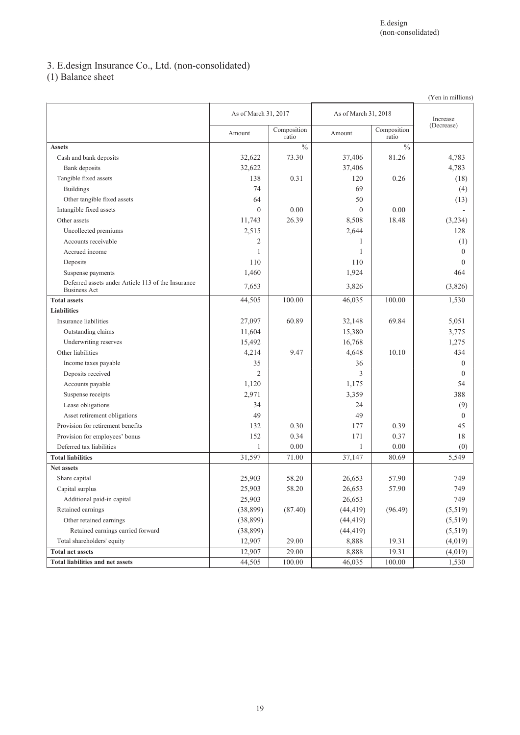## 3. E.design Insurance Co., Ltd. (non-consolidated)

### (1) Balance sheet

(Yen in millions)

| | As of March 31, 2017 | | As of March 31, 2018 | | Increase (Decrease) |
|---|---|---|---|---|---|
| | Amount | Composition ratio | Amount | Composition ratio | |
| **Assets** | | % | | % | |
| Cash and bank deposits | 32,622 | 73.30 | 37,406 | 81.26 | 4,783 |
| Bank deposits | 32,622 | | 37,406 | | 4,783 |
| Tangible fixed assets | 138 | 0.31 | 120 | 0.26 | (18) |
| Buildings | 74 | | 69 | | (4) |
| Other tangible fixed assets | 64 | | 50 | | (13) |
| Intangible fixed assets | 0 | 0.00 | 0 | 0.00 | - |
| Other assets | 11,743 | 26.39 | 8,508 | 18.48 | (3,234) |
| Uncollected premiums | 2,515 | | 2,644 | | 128 |
| Accounts receivable | 2 | | 1 | | (1) |
| Accrued income | 1 | | 1 | | 0 |
| Deposits | 110 | | 110 | | 0 |
| Suspense payments | 1,460 | | 1,924 | | 464 |
| Deferred assets under Article 113 of the Insurance Business Act | 7,653 | | 3,826 | | (3,826) |
| **Total assets** | 44,505 | 100.00 | 46,035 | 100.00 | 1,530 |
| **Liabilities** | | | | | |
| Insurance liabilities | 27,097 | 60.89 | 32,148 | 69.84 | 5,051 |
| Outstanding claims | 11,604 | | 15,380 | | 3,775 |
| Underwriting reserves | 15,492 | | 16,768 | | 1,275 |
| Other liabilities | 4,214 | 9.47 | 4,648 | 10.10 | 434 |
| Income taxes payable | 35 | | 36 | | 0 |
| Deposits received | 2 | | 3 | | 0 |
| Accounts payable | 1,120 | | 1,175 | | 54 |
| Suspense receipts | 2,971 | | 3,359 | | 388 |
| Lease obligations | 34 | | 24 | | (9) |
| Asset retirement obligations | 49 | | 49 | | 0 |
| Provision for retirement benefits | 132 | 0.30 | 177 | 0.39 | 45 |
| Provision for employees' bonus | 152 | 0.34 | 171 | 0.37 | 18 |
| Deferred tax liabilities | 1 | 0.00 | 1 | 0.00 | (0) |
| **Total liabilities** | 31,597 | 71.00 | 37,147 | 80.69 | 5,549 |
| **Net assets** | | | | | |
| Share capital | 25,903 | 58.20 | 26,653 | 57.90 | 749 |
| Capital surplus | 25,903 | 58.20 | 26,653 | 57.90 | 749 |
| Additional paid-in capital | 25,903 | | 26,653 | | 749 |
| Retained earnings | (38,899) | (87.40) | (44,419) | (96.49) | (5,519) |
| Other retained earnings | (38,899) | | (44,419) | | (5,519) |
| Retained earnings carried forward | (38,899) | | (44,419) | | (5,519) |
| Total shareholders' equity | 12,907 | 29.00 | 8,888 | 19.31 | (4,019) |
| **Total net assets** | 12,907 | 29.00 | 8,888 | 19.31 | (4,019) |
| **Total liabilities and net assets** | 44,505 | 100.00 | 46,035 | 100.00 | 1,530 |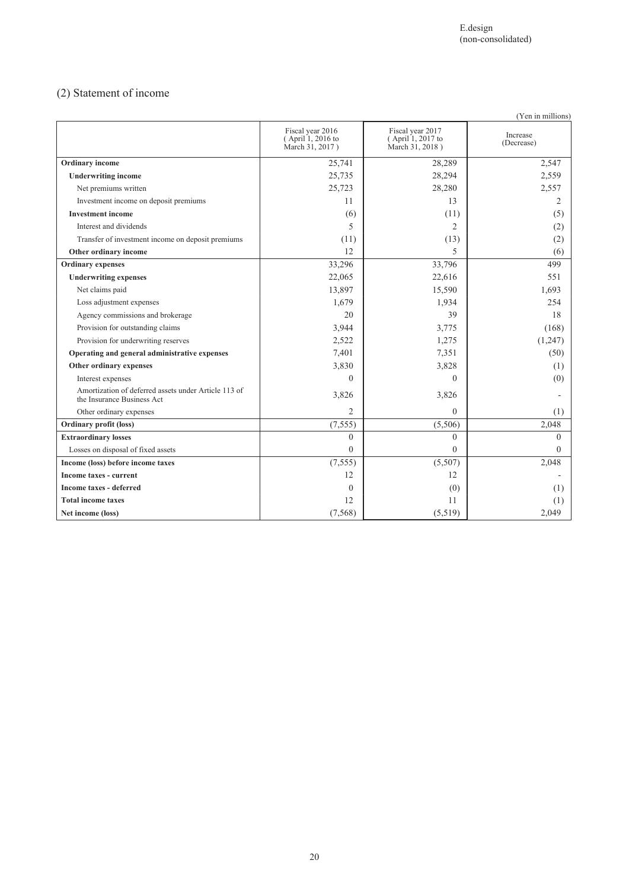E.design
(non-consolidated)

## (2) Statement of income

(Yen in millions)

| | Fiscal year 2016 ( April 1, 2016 to March 31, 2017 ) | Fiscal year 2017 ( April 1, 2017 to March 31, 2018 ) | Increase (Decrease) |
|---|---|---|---|
| **Ordinary income** | 25,741 | 28,289 | 2,547 |
| **Underwriting income** | 25,735 | 28,294 | 2,559 |
| Net premiums written | 25,723 | 28,280 | 2,557 |
| Investment income on deposit premiums | 11 | 13 | 2 |
| **Investment income** | (6) | (11) | (5) |
| Interest and dividends | 5 | 2 | (2) |
| Transfer of investment income on deposit premiums | (11) | (13) | (2) |
| **Other ordinary income** | 12 | 5 | (6) |
| **Ordinary expenses** | 33,296 | 33,796 | 499 |
| **Underwriting expenses** | 22,065 | 22,616 | 551 |
| Net claims paid | 13,897 | 15,590 | 1,693 |
| Loss adjustment expenses | 1,679 | 1,934 | 254 |
| Agency commissions and brokerage | 20 | 39 | 18 |
| Provision for outstanding claims | 3,944 | 3,775 | (168) |
| Provision for underwriting reserves | 2,522 | 1,275 | (1,247) |
| **Operating and general administrative expenses** | 7,401 | 7,351 | (50) |
| **Other ordinary expenses** | 3,830 | 3,828 | (1) |
| Interest expenses | 0 | 0 | (0) |
| Amortization of deferred assets under Article 113 of the Insurance Business Act | 3,826 | 3,826 | - |
| Other ordinary expenses | 2 | 0 | (1) |
| **Ordinary profit (loss)** | (7,555) | (5,506) | 2,048 |
| **Extraordinary losses** | 0 | 0 | 0 |
| Losses on disposal of fixed assets | 0 | 0 | 0 |
| **Income (loss) before income taxes** | (7,555) | (5,507) | 2,048 |
| **Income taxes - current** | 12 | 12 | - |
| **Income taxes - deferred** | 0 | (0) | (1) |
| **Total income taxes** | 12 | 11 | (1) |
| **Net income (loss)** | (7,568) | (5,519) | 2,049 |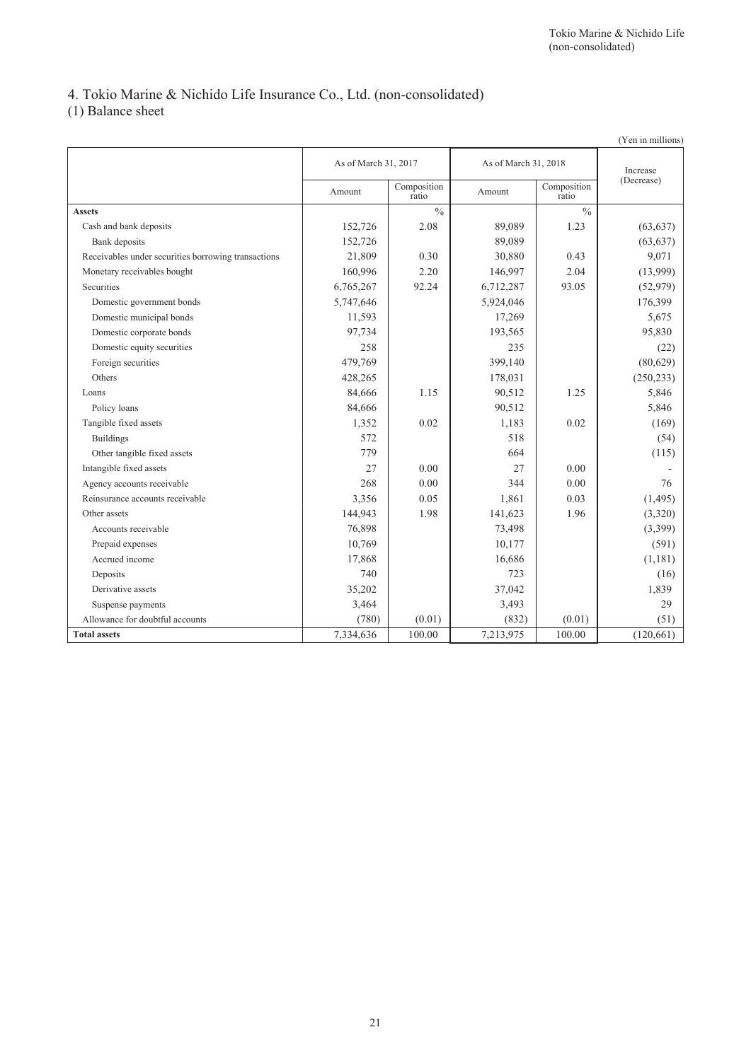## 4. Tokio Marine & Nichido Life Insurance Co., Ltd. (non-consolidated)

### (1) Balance sheet

(Yen in millions)

| | As of March 31, 2017 | | As of March 31, 2018 | | Increase (Decrease) |
|---|---|---|---|---|---|
| | Amount | Composition ratio | Amount | Composition ratio | |
| **Assets** | | % | | % | |
| Cash and bank deposits | 152,726 | 2.08 | 89,089 | 1.23 | (63,637) |
| Bank deposits | 152,726 | | 89,089 | | (63,637) |
| Receivables under securities borrowing transactions | 21,809 | 0.30 | 30,880 | 0.43 | 9,071 |
| Monetary receivables bought | 160,996 | 2.20 | 146,997 | 2.04 | (13,999) |
| Securities | 6,765,267 | 92.24 | 6,712,287 | 93.05 | (52,979) |
| Domestic government bonds | 5,747,646 | | 5,924,046 | | 176,399 |
| Domestic municipal bonds | 11,593 | | 17,269 | | 5,675 |
| Domestic corporate bonds | 97,734 | | 193,565 | | 95,830 |
| Domestic equity securities | 258 | | 235 | | (22) |
| Foreign securities | 479,769 | | 399,140 | | (80,629) |
| Others | 428,265 | | 178,031 | | (250,233) |
| Loans | 84,666 | 1.15 | 90,512 | 1.25 | 5,846 |
| Policy loans | 84,666 | | 90,512 | | 5,846 |
| Tangible fixed assets | 1,352 | 0.02 | 1,183 | 0.02 | (169) |
| Buildings | 572 | | 518 | | (54) |
| Other tangible fixed assets | 779 | | 664 | | (115) |
| Intangible fixed assets | 27 | 0.00 | 27 | 0.00 | - |
| Agency accounts receivable | 268 | 0.00 | 344 | 0.00 | 76 |
| Reinsurance accounts receivable | 3,356 | 0.05 | 1,861 | 0.03 | (1,495) |
| Other assets | 144,943 | 1.98 | 141,623 | 1.96 | (3,320) |
| Accounts receivable | 76,898 | | 73,498 | | (3,399) |
| Prepaid expenses | 10,769 | | 10,177 | | (591) |
| Accrued income | 17,868 | | 16,686 | | (1,181) |
| Deposits | 740 | | 723 | | (16) |
| Derivative assets | 35,202 | | 37,042 | | 1,839 |
| Suspense payments | 3,464 | | 3,493 | | 29 |
| Allowance for doubtful accounts | (780) | (0.01) | (832) | (0.01) | (51) |
| **Total assets** | 7,334,636 | 100.00 | 7,213,975 | 100.00 | (120,661) |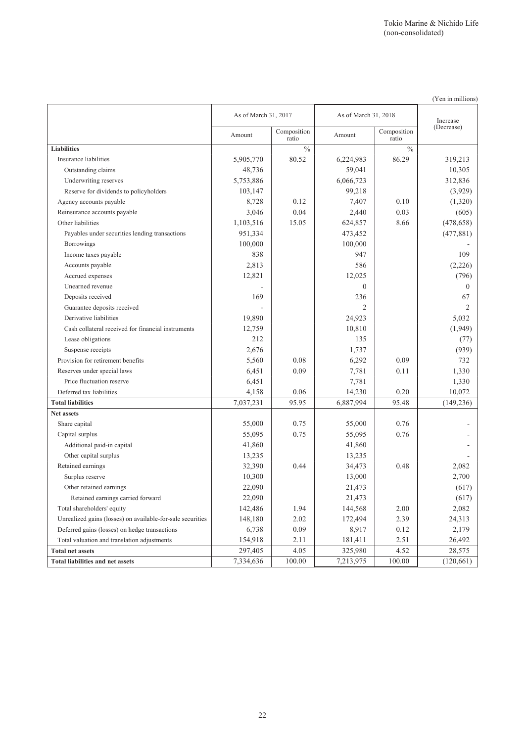Tokio Marine & Nichido Life
(non-consolidated)

(Yen in millions)

| | As of March 31, 2017 | | As of March 31, 2018 | | Increase (Decrease) |
|---|---|---|---|---|---|
| | Amount | Composition ratio | Amount | Composition ratio | |
| **Liabilities** | | % | | % | |
| Insurance liabilities | 5,905,770 | 80.52 | 6,224,983 | 86.29 | 319,213 |
| Outstanding claims | 48,736 | | 59,041 | | 10,305 |
| Underwriting reserves | 5,753,886 | | 6,066,723 | | 312,836 |
| Reserve for dividends to policyholders | 103,147 | | 99,218 | | (3,929) |
| Agency accounts payable | 8,728 | 0.12 | 7,407 | 0.10 | (1,320) |
| Reinsurance accounts payable | 3,046 | 0.04 | 2,440 | 0.03 | (605) |
| Other liabilities | 1,103,516 | 15.05 | 624,857 | 8.66 | (478,658) |
| Payables under securities lending transactions | 951,334 | | 473,452 | | (477,881) |
| Borrowings | 100,000 | | 100,000 | | - |
| Income taxes payable | 838 | | 947 | | 109 |
| Accounts payable | 2,813 | | 586 | | (2,226) |
| Accrued expenses | 12,821 | | 12,025 | | (796) |
| Unearned revenue | - | | 0 | | 0 |
| Deposits received | 169 | | 236 | | 67 |
| Guarantee deposits received | - | | 2 | | 2 |
| Derivative liabilities | 19,890 | | 24,923 | | 5,032 |
| Cash collateral received for financial instruments | 12,759 | | 10,810 | | (1,949) |
| Lease obligations | 212 | | 135 | | (77) |
| Suspense receipts | 2,676 | | 1,737 | | (939) |
| Provision for retirement benefits | 5,560 | 0.08 | 6,292 | 0.09 | 732 |
| Reserves under special laws | 6,451 | 0.09 | 7,781 | 0.11 | 1,330 |
| Price fluctuation reserve | 6,451 | | 7,781 | | 1,330 |
| Deferred tax liabilities | 4,158 | 0.06 | 14,230 | 0.20 | 10,072 |
| **Total liabilities** | 7,037,231 | 95.95 | 6,887,994 | 95.48 | (149,236) |
| **Net assets** | | | | | |
| Share capital | 55,000 | 0.75 | 55,000 | 0.76 | - |
| Capital surplus | 55,095 | 0.75 | 55,095 | 0.76 | - |
| Additional paid-in capital | 41,860 | | 41,860 | | - |
| Other capital surplus | 13,235 | | 13,235 | | - |
| Retained earnings | 32,390 | 0.44 | 34,473 | 0.48 | 2,082 |
| Surplus reserve | 10,300 | | 13,000 | | 2,700 |
| Other retained earnings | 22,090 | | 21,473 | | (617) |
| Retained earnings carried forward | 22,090 | | 21,473 | | (617) |
| Total shareholders' equity | 142,486 | 1.94 | 144,568 | 2.00 | 2,082 |
| Unrealized gains (losses) on available-for-sale securities | 148,180 | 2.02 | 172,494 | 2.39 | 24,313 |
| Deferred gains (losses) on hedge transactions | 6,738 | 0.09 | 8,917 | 0.12 | 2,179 |
| Total valuation and translation adjustments | 154,918 | 2.11 | 181,411 | 2.51 | 26,492 |
| **Total net assets** | 297,405 | 4.05 | 325,980 | 4.52 | 28,575 |
| **Total liabilities and net assets** | 7,334,636 | 100.00 | 7,213,975 | 100.00 | (120,661) |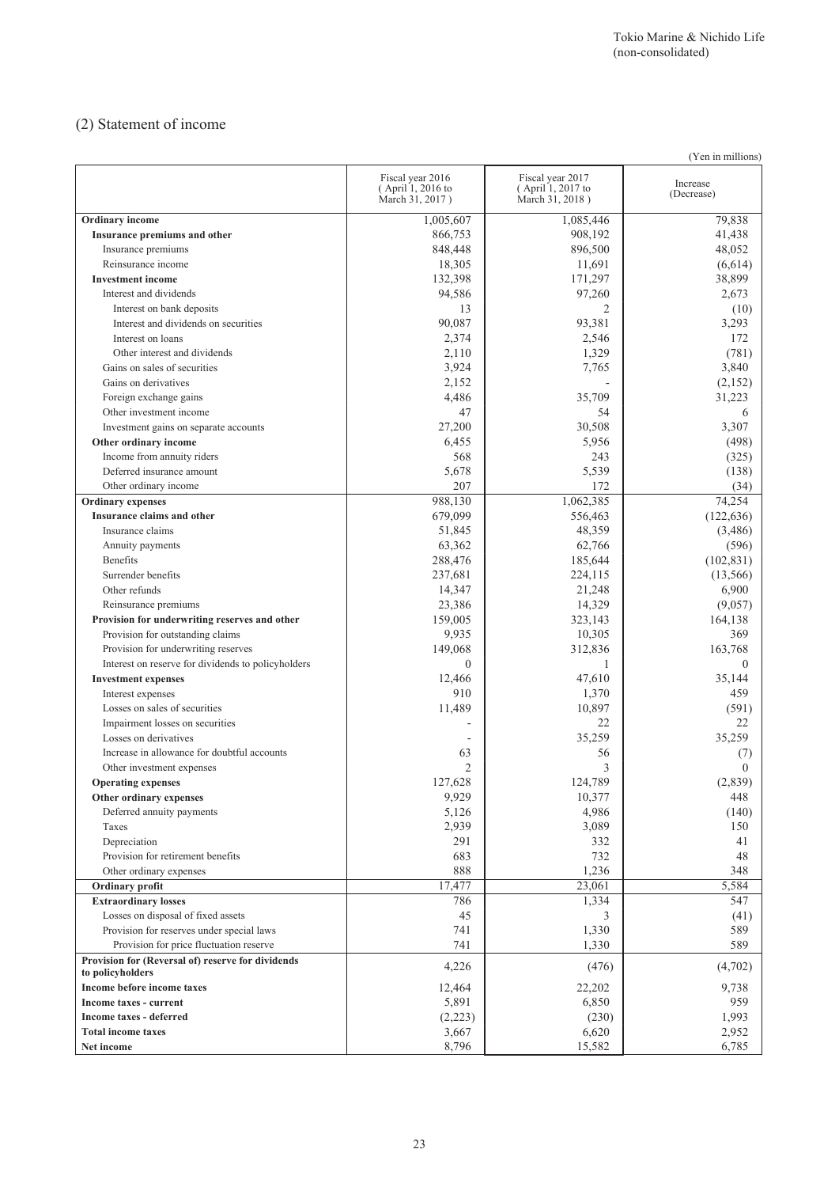Tokio Marine & Nichido Life (non-consolidated)

## (2) Statement of income

(Yen in millions)

| | Fiscal year 2016 (April 1, 2016 to March 31, 2017) | Fiscal year 2017 (April 1, 2017 to March 31, 2018) | Increase (Decrease) |
|---|---|---|---|
| **Ordinary income** | 1,005,607 | 1,085,446 | 79,838 |
| **Insurance premiums and other** | 866,753 | 908,192 | 41,438 |
| Insurance premiums | 848,448 | 896,500 | 48,052 |
| Reinsurance income | 18,305 | 11,691 | (6,614) |
| **Investment income** | 132,398 | 171,297 | 38,899 |
| Interest and dividends | 94,586 | 97,260 | 2,673 |
| Interest on bank deposits | 13 | 2 | (10) |
| Interest and dividends on securities | 90,087 | 93,381 | 3,293 |
| Interest on loans | 2,374 | 2,546 | 172 |
| Other interest and dividends | 2,110 | 1,329 | (781) |
| Gains on sales of securities | 3,924 | 7,765 | 3,840 |
| Gains on derivatives | 2,152 | - | (2,152) |
| Foreign exchange gains | 4,486 | 35,709 | 31,223 |
| Other investment income | 47 | 54 | 6 |
| Investment gains on separate accounts | 27,200 | 30,508 | 3,307 |
| **Other ordinary income** | 6,455 | 5,956 | (498) |
| Income from annuity riders | 568 | 243 | (325) |
| Deferred insurance amount | 5,678 | 5,539 | (138) |
| Other ordinary income | 207 | 172 | (34) |
| **Ordinary expenses** | 988,130 | 1,062,385 | 74,254 |
| **Insurance claims and other** | 679,099 | 556,463 | (122,636) |
| Insurance claims | 51,845 | 48,359 | (3,486) |
| Annuity payments | 63,362 | 62,766 | (596) |
| Benefits | 288,476 | 185,644 | (102,831) |
| Surrender benefits | 237,681 | 224,115 | (13,566) |
| Other refunds | 14,347 | 21,248 | 6,900 |
| Reinsurance premiums | 23,386 | 14,329 | (9,057) |
| **Provision for underwriting reserves and other** | 159,005 | 323,143 | 164,138 |
| Provision for outstanding claims | 9,935 | 10,305 | 369 |
| Provision for underwriting reserves | 149,068 | 312,836 | 163,768 |
| Interest on reserve for dividends to policyholders | 0 | 1 | 0 |
| **Investment expenses** | 12,466 | 47,610 | 35,144 |
| Interest expenses | 910 | 1,370 | 459 |
| Losses on sales of securities | 11,489 | 10,897 | (591) |
| Impairment losses on securities | - | 22 | 22 |
| Losses on derivatives | - | 35,259 | 35,259 |
| Increase in allowance for doubtful accounts | 63 | 56 | (7) |
| Other investment expenses | 2 | 3 | 0 |
| **Operating expenses** | 127,628 | 124,789 | (2,839) |
| **Other ordinary expenses** | 9,929 | 10,377 | 448 |
| Deferred annuity payments | 5,126 | 4,986 | (140) |
| Taxes | 2,939 | 3,089 | 150 |
| Depreciation | 291 | 332 | 41 |
| Provision for retirement benefits | 683 | 732 | 48 |
| Other ordinary expenses | 888 | 1,236 | 348 |
| **Ordinary profit** | 17,477 | 23,061 | 5,584 |
| **Extraordinary losses** | 786 | 1,334 | 547 |
| Losses on disposal of fixed assets | 45 | 3 | (41) |
| Provision for reserves under special laws | 741 | 1,330 | 589 |
| Provision for price fluctuation reserve | 741 | 1,330 | 589 |
| **Provision for (Reversal of) reserve for dividends to policyholders** | 4,226 | (476) | (4,702) |
| **Income before income taxes** | 12,464 | 22,202 | 9,738 |
| **Income taxes - current** | 5,891 | 6,850 | 959 |
| **Income taxes - deferred** | (2,223) | (230) | 1,993 |
| **Total income taxes** | 3,667 | 6,620 | 2,952 |
| **Net income** | 8,796 | 15,582 | 6,785 |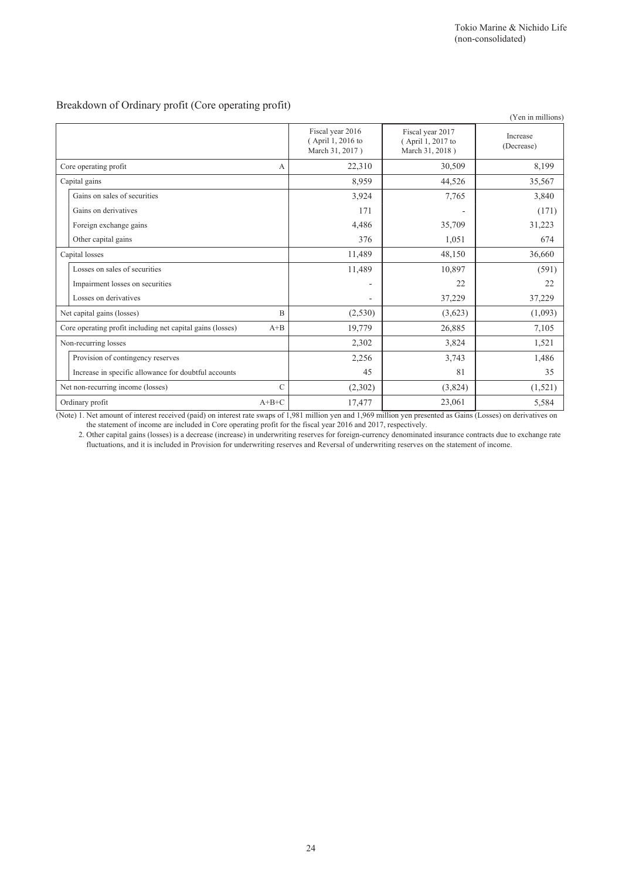Tokio Marine & Nichido Life
(non-consolidated)

## Breakdown of Ordinary profit (Core operating profit)

(Yen in millions)

| | | Fiscal year 2016 ( April 1, 2016 to March 31, 2017 ) | Fiscal year 2017 ( April 1, 2017 to March 31, 2018 ) | Increase (Decrease) |
|---|---|---|---|---|
| Core operating profit | A | 22,310 | 30,509 | 8,199 |
| Capital gains | | 8,959 | 44,526 | 35,567 |
| Gains on sales of securities | | 3,924 | 7,765 | 3,840 |
| Gains on derivatives | | 171 | - | (171) |
| Foreign exchange gains | | 4,486 | 35,709 | 31,223 |
| Other capital gains | | 376 | 1,051 | 674 |
| Capital losses | | 11,489 | 48,150 | 36,660 |
| Losses on sales of securities | | 11,489 | 10,897 | (591) |
| Impairment losses on securities | | - | 22 | 22 |
| Losses on derivatives | | - | 37,229 | 37,229 |
| Net capital gains (losses) | B | (2,530) | (3,623) | (1,093) |
| Core operating profit including net capital gains (losses) | A+B | 19,779 | 26,885 | 7,105 |
| Non-recurring losses | | 2,302 | 3,824 | 1,521 |
| Provision of contingency reserves | | 2,256 | 3,743 | 1,486 |
| Increase in specific allowance for doubtful accounts | | 45 | 81 | 35 |
| Net non-recurring income (losses) | C | (2,302) | (3,824) | (1,521) |
| Ordinary profit | A+B+C | 17,477 | 23,061 | 5,584 |

(Note) 1. Net amount of interest received (paid) on interest rate swaps of 1,981 million yen and 1,969 million yen presented as Gains (Losses) on derivatives on the statement of income are included in Core operating profit for the fiscal year 2016 and 2017, respectively.

2. Other capital gains (losses) is a decrease (increase) in underwriting reserves for foreign-currency denominated insurance contracts due to exchange rate fluctuations, and it is included in Provision for underwriting reserves and Reversal of underwriting reserves on the statement of income.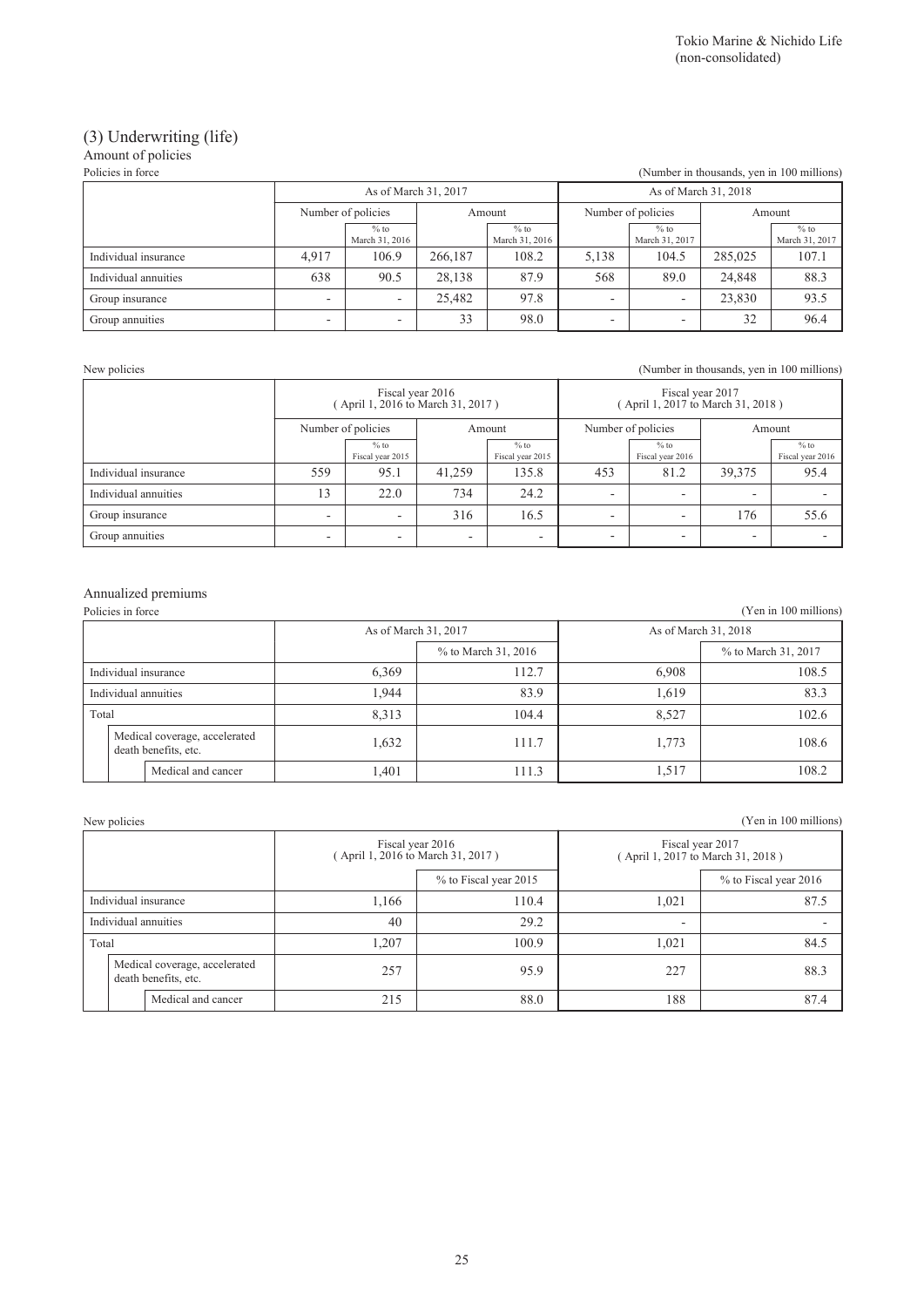Tokio Marine & Nichido Life
(non-consolidated)

## (3) Underwriting (life)

### Amount of policies

Policies in force

(Number in thousands, yen in 100 millions)

| | As of March 31, 2017 | | | | As of March 31, 2018 | | | |
|---|---|---|---|---|---|---|---|---|
| | Number of policies | | Amount | | Number of policies | | Amount | |
| | | % to March 31, 2016 | | % to March 31, 2016 | | % to March 31, 2017 | | % to March 31, 2017 |
| Individual insurance | 4,917 | 106.9 | 266,187 | 108.2 | 5,138 | 104.5 | 285,025 | 107.1 |
| Individual annuities | 638 | 90.5 | 28,138 | 87.9 | 568 | 89.0 | 24,848 | 88.3 |
| Group insurance | - | - | 25,482 | 97.8 | - | - | 23,830 | 93.5 |
| Group annuities | - | - | 33 | 98.0 | - | - | 32 | 96.4 |

New policies

(Number in thousands, yen in 100 millions)

| | Fiscal year 2016 ( April 1, 2016 to March 31, 2017 ) | | | | Fiscal year 2017 ( April 1, 2017 to March 31, 2018 ) | | | |
|---|---|---|---|---|---|---|---|---|
| | Number of policies | | Amount | | Number of policies | | Amount | |
| | | % to Fiscal year 2015 | | % to Fiscal year 2015 | | % to Fiscal year 2016 | | % to Fiscal year 2016 |
| Individual insurance | 559 | 95.1 | 41,259 | 135.8 | 453 | 81.2 | 39,375 | 95.4 |
| Individual annuities | 13 | 22.0 | 734 | 24.2 | - | - | - | - |
| Group insurance | - | - | 316 | 16.5 | - | - | 176 | 55.6 |
| Group annuities | - | - | - | - | - | - | - | - |

### Annualized premiums

Policies in force

(Yen in 100 millions)

| | As of March 31, 2017 | | As of March 31, 2018 | |
|---|---|---|---|---|
| | | % to March 31, 2016 | | % to March 31, 2017 |
| Individual insurance | 6,369 | 112.7 | 6,908 | 108.5 |
| Individual annuities | 1,944 | 83.9 | 1,619 | 83.3 |
| Total | 8,313 | 104.4 | 8,527 | 102.6 |
| Medical coverage, accelerated death benefits, etc. | 1,632 | 111.7 | 1,773 | 108.6 |
| Medical and cancer | 1,401 | 111.3 | 1,517 | 108.2 |

New policies

(Yen in 100 millions)

| | Fiscal year 2016 ( April 1, 2016 to March 31, 2017 ) | | Fiscal year 2017 ( April 1, 2017 to March 31, 2018 ) | |
|---|---|---|---|---|
| | | % to Fiscal year 2015 | | % to Fiscal year 2016 |
| Individual insurance | 1,166 | 110.4 | 1,021 | 87.5 |
| Individual annuities | 40 | 29.2 | - | - |
| Total | 1,207 | 100.9 | 1,021 | 84.5 |
| Medical coverage, accelerated death benefits, etc. | 257 | 95.9 | 227 | 88.3 |
| Medical and cancer | 215 | 88.0 | 188 | 87.4 |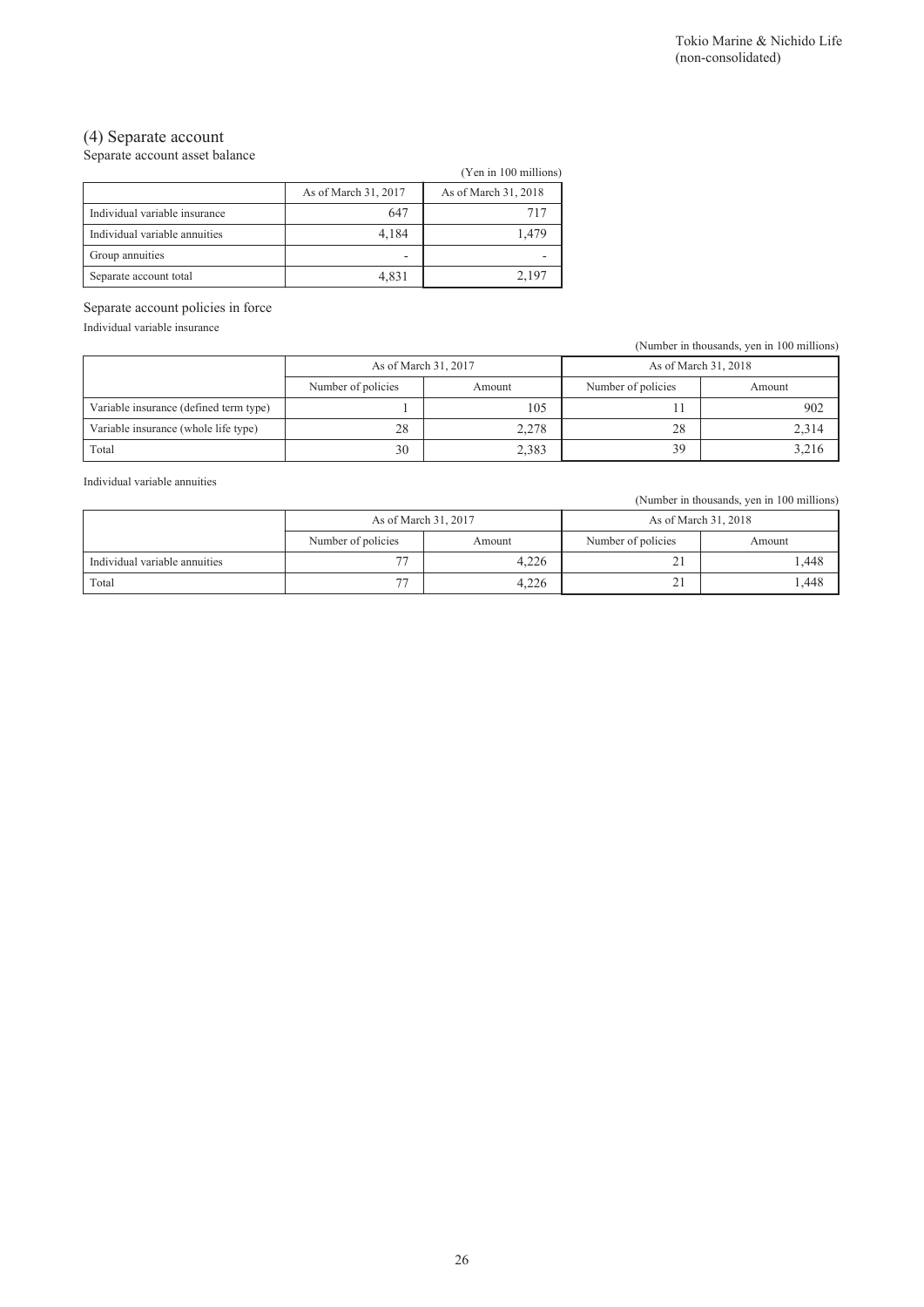## (4) Separate account

Separate account asset balance

(Yen in 100 millions)

| | As of March 31, 2017 | As of March 31, 2018 |
|---|---|---|
| Individual variable insurance | 647 | 717 |
| Individual variable annuities | 4,184 | 1,479 |
| Group annuities | - | - |
| Separate account total | 4,831 | 2,197 |

Separate account policies in force

Individual variable insurance

(Number in thousands, yen in 100 millions)

| | As of March 31, 2017 | | As of March 31, 2018 | |
|---|---|---|---|---|
| | Number of policies | Amount | Number of policies | Amount |
| Variable insurance (defined term type) | 1 | 105 | 11 | 902 |
| Variable insurance (whole life type) | 28 | 2,278 | 28 | 2,314 |
| Total | 30 | 2,383 | 39 | 3,216 |

Individual variable annuities

(Number in thousands, yen in 100 millions)

| | As of March 31, 2017 | | As of March 31, 2018 | |
|---|---|---|---|---|
| | Number of policies | Amount | Number of policies | Amount |
| Individual variable annuities | 77 | 4,226 | 21 | 1,448 |
| Total | 77 | 4,226 | 21 | 1,448 |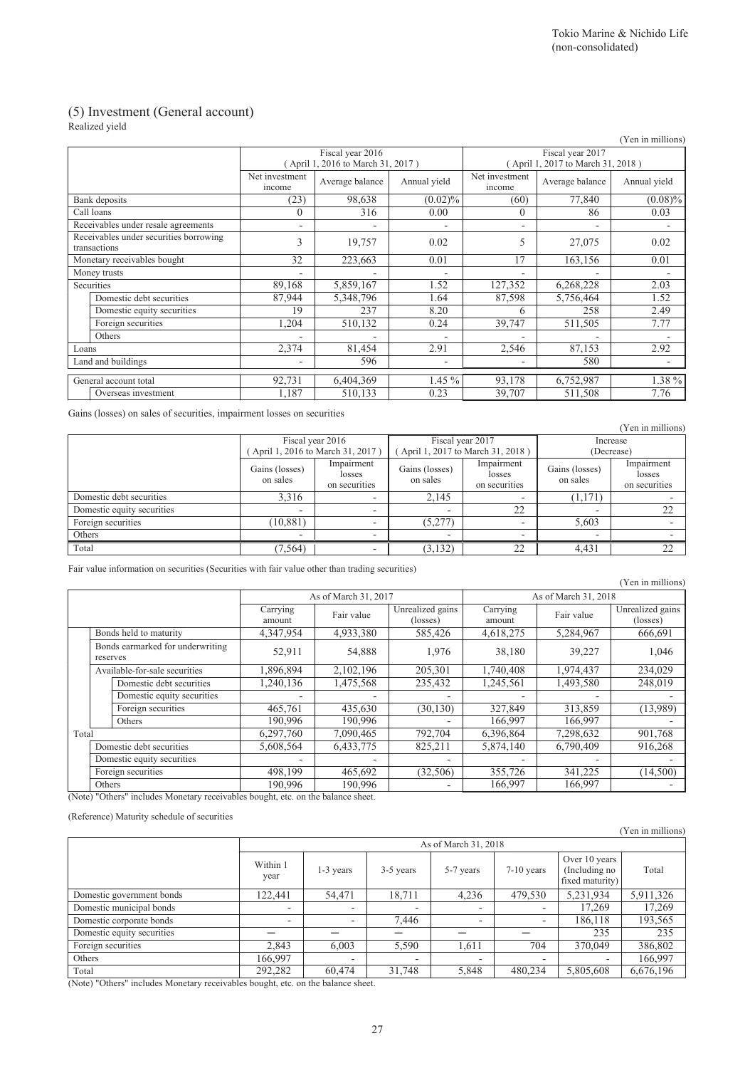## (5) Investment (General account)

Realized yield

(Yen in millions)

| | Fiscal year 2016 ( April 1, 2016 to March 31, 2017 ) | | | Fiscal year 2017 ( April 1, 2017 to March 31, 2018 ) | | |
|---|---|---|---|---|---|---|
| | Net investment income | Average balance | Annual yield | Net investment income | Average balance | Annual yield |
| Bank deposits | (23) | 98,638 | (0.02)% | (60) | 77,840 | (0.08)% |
| Call loans | 0 | 316 | 0.00 | 0 | 86 | 0.03 |
| Receivables under resale agreements | - | - | - | - | - | - |
| Receivables under securities borrowing transactions | 3 | 19,757 | 0.02 | 5 | 27,075 | 0.02 |
| Monetary receivables bought | 32 | 223,663 | 0.01 | 17 | 163,156 | 0.01 |
| Money trusts | - | - | - | - | - | - |
| Securities | 89,168 | 5,859,167 | 1.52 | 127,352 | 6,268,228 | 2.03 |
| Domestic debt securities | 87,944 | 5,348,796 | 1.64 | 87,598 | 5,756,464 | 1.52 |
| Domestic equity securities | 19 | 237 | 8.20 | 6 | 258 | 2.49 |
| Foreign securities | 1,204 | 510,132 | 0.24 | 39,747 | 511,505 | 7.77 |
| Others | - | - | - | - | - | - |
| Loans | 2,374 | 81,454 | 2.91 | 2,546 | 87,153 | 2.92 |
| Land and buildings | - | 596 | - | - | 580 | - |
| General account total | 92,731 | 6,404,369 | 1.45 % | 93,178 | 6,752,987 | 1.38 % |
| Overseas investment | 1,187 | 510,133 | 0.23 | 39,707 | 511,508 | 7.76 |

Gains (losses) on sales of securities, impairment losses on securities

(Yen in millions)

| | Fiscal year 2016 ( April 1, 2016 to March 31, 2017 ) | | Fiscal year 2017 ( April 1, 2017 to March 31, 2018 ) | | Increase (Decrease) | |
|---|---|---|---|---|---|---|
| | Gains (losses) on sales | Impairment losses on securities | Gains (losses) on sales | Impairment losses on securities | Gains (losses) on sales | Impairment losses on securities |
| Domestic debt securities | 3,316 | - | 2,145 | - | (1,171) | - |
| Domestic equity securities | - | - | - | 22 | - | 22 |
| Foreign securities | (10,881) | - | (5,277) | - | 5,603 | - |
| Others | - | - | - | - | - | - |
| Total | (7,564) | - | (3,132) | 22 | 4,431 | 22 |

Fair value information on securities (Securities with fair value other than trading securities)

(Yen in millions)

| | As of March 31, 2017 | | | As of March 31, 2018 | | |
|---|---|---|---|---|---|---|
| | Carrying amount | Fair value | Unrealized gains (losses) | Carrying amount | Fair value | Unrealized gains (losses) |
| Bonds held to maturity | 4,347,954 | 4,933,380 | 585,426 | 4,618,275 | 5,284,967 | 666,691 |
| Bonds earmarked for underwriting reserves | 52,911 | 54,888 | 1,976 | 38,180 | 39,227 | 1,046 |
| Available-for-sale securities | 1,896,894 | 2,102,196 | 205,301 | 1,740,408 | 1,974,437 | 234,029 |
| Domestic debt securities | 1,240,136 | 1,475,568 | 235,432 | 1,245,561 | 1,493,580 | 248,019 |
| Domestic equity securities | - | - | - | - | - | - |
| Foreign securities | 465,761 | 435,630 | (30,130) | 327,849 | 313,859 | (13,989) |
| Others | 190,996 | 190,996 | - | 166,997 | 166,997 | - |
| Total | 6,297,760 | 7,090,465 | 792,704 | 6,396,864 | 7,298,632 | 901,768 |
| Domestic debt securities | 5,608,564 | 6,433,775 | 825,211 | 5,874,140 | 6,790,409 | 916,268 |
| Domestic equity securities | - | - | - | - | - | - |
| Foreign securities | 498,199 | 465,692 | (32,506) | 355,726 | 341,225 | (14,500) |
| Others | 190,996 | 190,996 | - | 166,997 | 166,997 | - |

(Note) "Others" includes Monetary receivables bought, etc. on the balance sheet.

(Reference) Maturity schedule of securities

(Yen in millions)

| | As of March 31, 2018 | | | | | | |
|---|---|---|---|---|---|---|---|
| | Within 1 year | 1-3 years | 3-5 years | 5-7 years | 7-10 years | Over 10 years (Including no fixed maturity) | Total |
| Domestic government bonds | 122,441 | 54,471 | 18,711 | 4,236 | 479,530 | 5,231,934 | 5,911,326 |
| Domestic municipal bonds | - | - | - | - | - | 17,269 | 17,269 |
| Domestic corporate bonds | - | - | 7,446 | - | - | 186,118 | 193,565 |
| Domestic equity securities | ― | ― | ― | ― | ― | 235 | 235 |
| Foreign securities | 2,843 | 6,003 | 5,590 | 1,611 | 704 | 370,049 | 386,802 |
| Others | 166,997 | - | - | - | - | - | 166,997 |
| Total | 292,282 | 60,474 | 31,748 | 5,848 | 480,234 | 5,805,608 | 6,676,196 |

(Note) "Others" includes Monetary receivables bought, etc. on the balance sheet.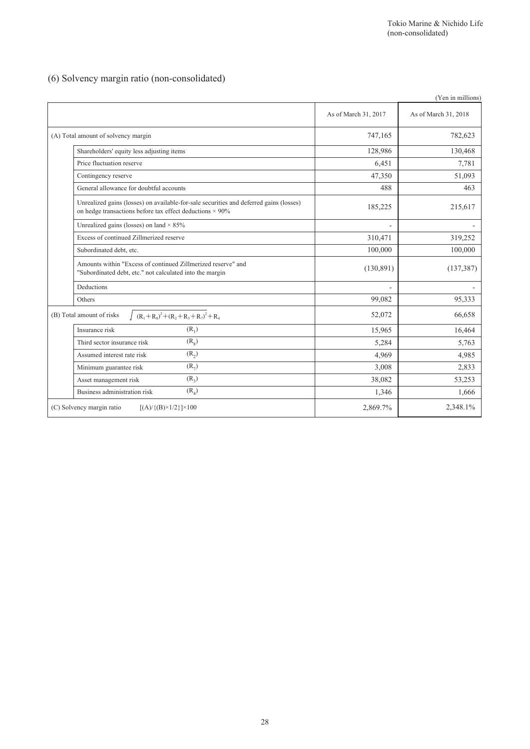Tokio Marine & Nichido Life
(non-consolidated)

## (6) Solvency margin ratio (non-consolidated)

(Yen in millions)

| | | As of March 31, 2017 | As of March 31, 2018 |
|---|---|---|---|
| (A) Total amount of solvency margin | | 747,165 | 782,623 |
| | Shareholders' equity less adjusting items | 128,986 | 130,468 |
| | Price fluctuation reserve | 6,451 | 7,781 |
| | Contingency reserve | 47,350 | 51,093 |
| | General allowance for doubtful accounts | 488 | 463 |
| | Unrealized gains (losses) on available-for-sale securities and deferred gains (losses) on hedge transactions before tax effect deductions × 90% | 185,225 | 215,617 |
| | Unrealized gains (losses) on land × 85% | - | - |
| | Excess of continued Zillmerized reserve | 310,471 | 319,252 |
| | Subordinated debt, etc. | 100,000 | 100,000 |
| | Amounts within "Excess of continued Zillmerized reserve" and "Subordinated debt, etc." not calculated into the margin | (130,891) | (137,387) |
| | Deductions | - | - |
| | Others | 99,082 | 95,333 |
| (B) Total amount of risks $\sqrt{(R_1+R_8)^2+(R_2+R_3+R_7)^2}+R_4$ | | 52,072 | 66,658 |
| | Insurance risk $(R_1)$ | 15,965 | 16,464 |
| | Third sector insurance risk $(R_8)$ | 5,284 | 5,763 |
| | Assumed interest rate risk $(R_2)$ | 4,969 | 4,985 |
| | Minimum guarantee risk $(R_7)$ | 3,008 | 2,833 |
| | Asset management risk $(R_3)$ | 38,082 | 53,253 |
| | Business administration risk $(R_4)$ | 1,346 | 1,666 |
| (C) Solvency margin ratio $[(A)/\{(B)\times 1/2\}]\times 100$ | | 2,869.7% | 2,348.1% |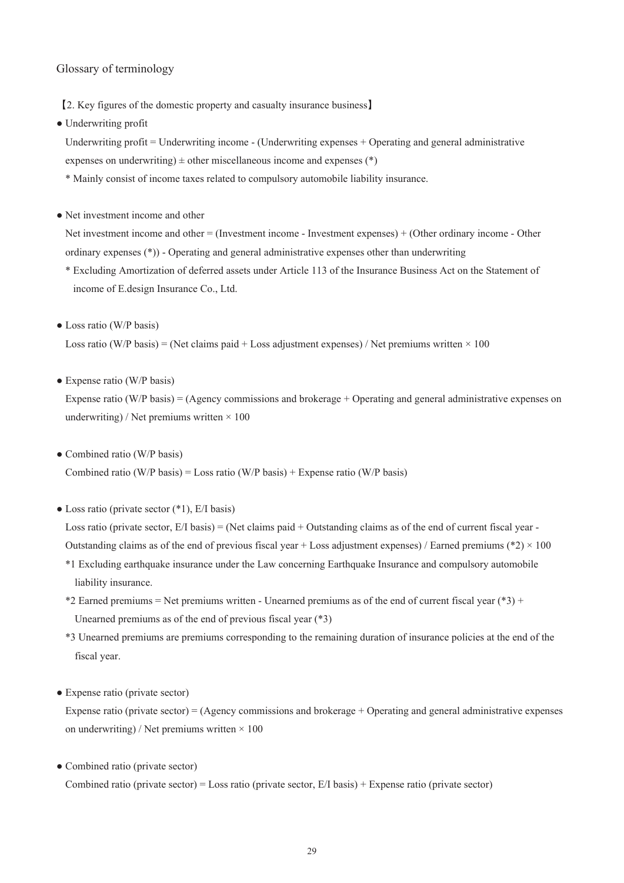# Glossary of terminology

【2. Key figures of the domestic property and casualty insurance business】

- Underwriting profit

  Underwriting profit = Underwriting income - (Underwriting expenses + Operating and general administrative expenses on underwriting) ± other miscellaneous income and expenses (*)

  * Mainly consist of income taxes related to compulsory automobile liability insurance.

- Net investment income and other

  Net investment income and other = (Investment income - Investment expenses) + (Other ordinary income - Other ordinary expenses (*)) - Operating and general administrative expenses other than underwriting

  * Excluding Amortization of deferred assets under Article 113 of the Insurance Business Act on the Statement of income of E.design Insurance Co., Ltd.

- Loss ratio (W/P basis)

  Loss ratio (W/P basis) = (Net claims paid + Loss adjustment expenses) / Net premiums written × 100

- Expense ratio (W/P basis)

  Expense ratio (W/P basis) = (Agency commissions and brokerage + Operating and general administrative expenses on underwriting) / Net premiums written × 100

- Combined ratio (W/P basis)

  Combined ratio (W/P basis) = Loss ratio (W/P basis) + Expense ratio (W/P basis)

- Loss ratio (private sector (*1), E/I basis)

  Loss ratio (private sector, E/I basis) = (Net claims paid + Outstanding claims as of the end of current fiscal year - Outstanding claims as of the end of previous fiscal year + Loss adjustment expenses) / Earned premiums (*2) × 100

  *1 Excluding earthquake insurance under the Law concerning Earthquake Insurance and compulsory automobile liability insurance.

  *2 Earned premiums = Net premiums written - Unearned premiums as of the end of current fiscal year (*3) + Unearned premiums as of the end of previous fiscal year (*3)

  *3 Unearned premiums are premiums corresponding to the remaining duration of insurance policies at the end of the fiscal year.

- Expense ratio (private sector)

  Expense ratio (private sector) = (Agency commissions and brokerage + Operating and general administrative expenses on underwriting) / Net premiums written × 100

- Combined ratio (private sector)

  Combined ratio (private sector) = Loss ratio (private sector, E/I basis) + Expense ratio (private sector)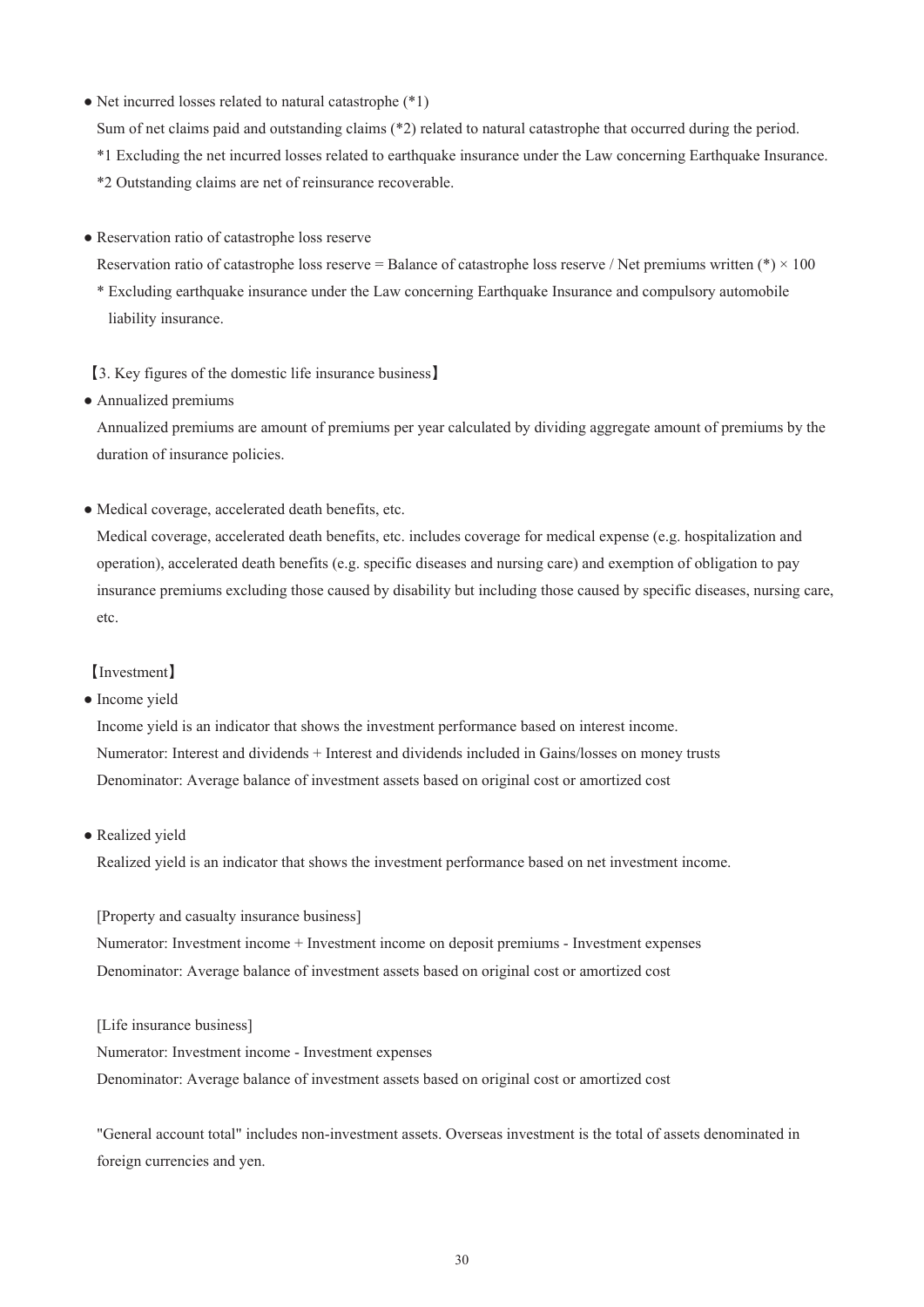- Net incurred losses related to natural catastrophe (*1)

  Sum of net claims paid and outstanding claims (*2) related to natural catastrophe that occurred during the period.

  *1 Excluding the net incurred losses related to earthquake insurance under the Law concerning Earthquake Insurance.

  *2 Outstanding claims are net of reinsurance recoverable.

- Reservation ratio of catastrophe loss reserve

  Reservation ratio of catastrophe loss reserve = Balance of catastrophe loss reserve / Net premiums written (*) × 100

  * Excluding earthquake insurance under the Law concerning Earthquake Insurance and compulsory automobile liability insurance.

【3. Key figures of the domestic life insurance business】

- Annualized premiums

  Annualized premiums are amount of premiums per year calculated by dividing aggregate amount of premiums by the duration of insurance policies.

- Medical coverage, accelerated death benefits, etc.

  Medical coverage, accelerated death benefits, etc. includes coverage for medical expense (e.g. hospitalization and operation), accelerated death benefits (e.g. specific diseases and nursing care) and exemption of obligation to pay insurance premiums excluding those caused by disability but including those caused by specific diseases, nursing care, etc.

【Investment】

- Income yield

  Income yield is an indicator that shows the investment performance based on interest income.

  Numerator: Interest and dividends + Interest and dividends included in Gains/losses on money trusts

  Denominator: Average balance of investment assets based on original cost or amortized cost

- Realized yield

  Realized yield is an indicator that shows the investment performance based on net investment income.

  [Property and casualty insurance business]

  Numerator: Investment income + Investment income on deposit premiums - Investment expenses

  Denominator: Average balance of investment assets based on original cost or amortized cost

  [Life insurance business]

  Numerator: Investment income - Investment expenses

  Denominator: Average balance of investment assets based on original cost or amortized cost

  "General account total" includes non-investment assets. Overseas investment is the total of assets denominated in foreign currencies and yen.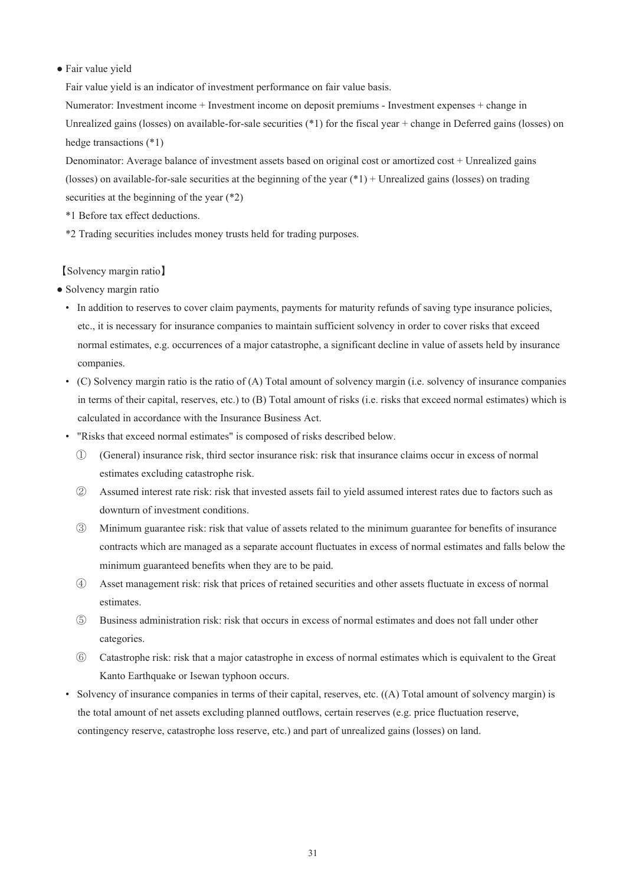● Fair value yield

Fair value yield is an indicator of investment performance on fair value basis.

Numerator: Investment income + Investment income on deposit premiums - Investment expenses + change in Unrealized gains (losses) on available-for-sale securities (*1) for the fiscal year + change in Deferred gains (losses) on hedge transactions (*1)

Denominator: Average balance of investment assets based on original cost or amortized cost + Unrealized gains (losses) on available-for-sale securities at the beginning of the year (*1) + Unrealized gains (losses) on trading securities at the beginning of the year (*2)

*1 Before tax effect deductions.

*2 Trading securities includes money trusts held for trading purposes.

【Solvency margin ratio】

● Solvency margin ratio

- In addition to reserves to cover claim payments, payments for maturity refunds of saving type insurance policies, etc., it is necessary for insurance companies to maintain sufficient solvency in order to cover risks that exceed normal estimates, e.g. occurrences of a major catastrophe, a significant decline in value of assets held by insurance companies.
- (C) Solvency margin ratio is the ratio of (A) Total amount of solvency margin (i.e. solvency of insurance companies in terms of their capital, reserves, etc.) to (B) Total amount of risks (i.e. risks that exceed normal estimates) which is calculated in accordance with the Insurance Business Act.
- "Risks that exceed normal estimates" is composed of risks described below.
  - ① (General) insurance risk, third sector insurance risk: risk that insurance claims occur in excess of normal estimates excluding catastrophe risk.
  - ② Assumed interest rate risk: risk that invested assets fail to yield assumed interest rates due to factors such as downturn of investment conditions.
  - ③ Minimum guarantee risk: risk that value of assets related to the minimum guarantee for benefits of insurance contracts which are managed as a separate account fluctuates in excess of normal estimates and falls below the minimum guaranteed benefits when they are to be paid.
  - ④ Asset management risk: risk that prices of retained securities and other assets fluctuate in excess of normal estimates.
  - ⑤ Business administration risk: risk that occurs in excess of normal estimates and does not fall under other categories.
  - ⑥ Catastrophe risk: risk that a major catastrophe in excess of normal estimates which is equivalent to the Great Kanto Earthquake or Isewan typhoon occurs.
- Solvency of insurance companies in terms of their capital, reserves, etc. ((A) Total amount of solvency margin) is the total amount of net assets excluding planned outflows, certain reserves (e.g. price fluctuation reserve, contingency reserve, catastrophe loss reserve, etc.) and part of unrealized gains (losses) on land.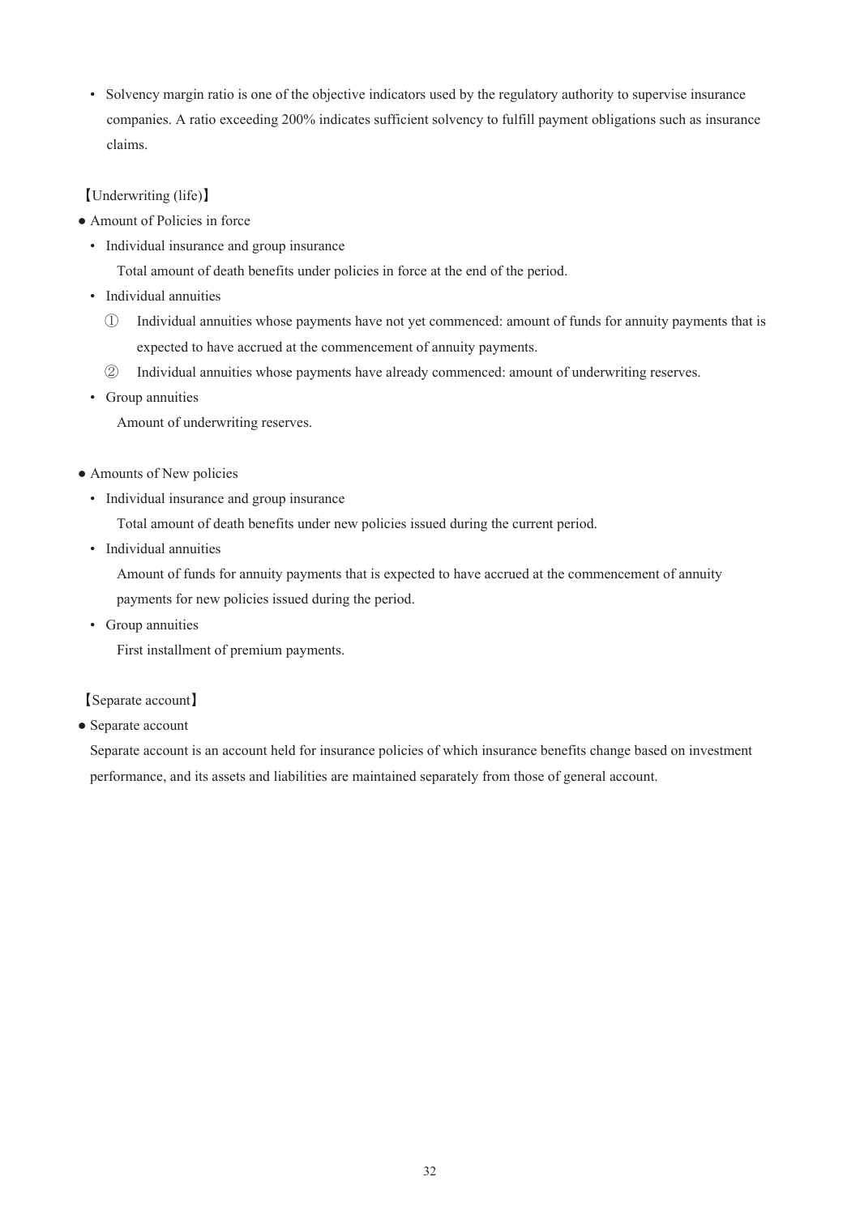- Solvency margin ratio is one of the objective indicators used by the regulatory authority to supervise insurance companies. A ratio exceeding 200% indicates sufficient solvency to fulfill payment obligations such as insurance claims.

【Underwriting (life)】

● Amount of Policies in force

- Individual insurance and group insurance

  Total amount of death benefits under policies in force at the end of the period.

- Individual annuities

  ① Individual annuities whose payments have not yet commenced: amount of funds for annuity payments that is expected to have accrued at the commencement of annuity payments.

  ② Individual annuities whose payments have already commenced: amount of underwriting reserves.

- Group annuities

  Amount of underwriting reserves.

● Amounts of New policies

- Individual insurance and group insurance

  Total amount of death benefits under new policies issued during the current period.

- Individual annuities

  Amount of funds for annuity payments that is expected to have accrued at the commencement of annuity payments for new policies issued during the period.

- Group annuities

  First installment of premium payments.

【Separate account】

● Separate account

Separate account is an account held for insurance policies of which insurance benefits change based on investment performance, and its assets and liabilities are maintained separately from those of general account.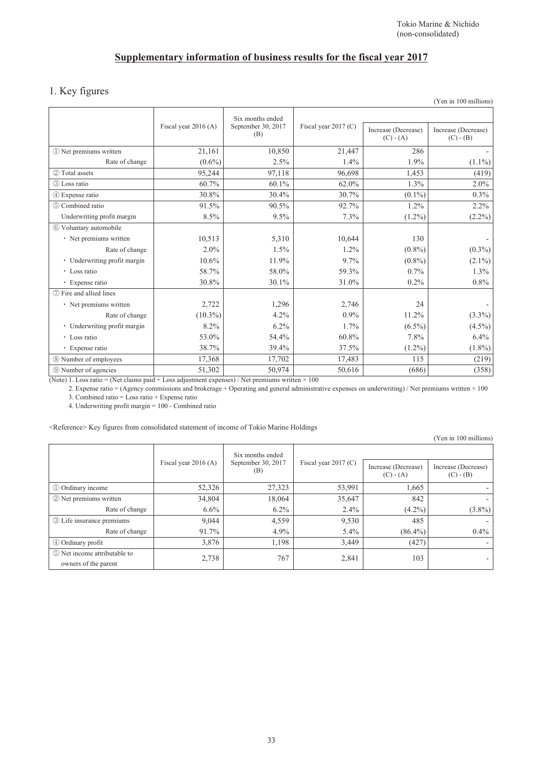Tokio Marine & Nichido
(non-consolidated)

## Supplementary information of business results for the fiscal year 2017

### 1. Key figures

(Yen in 100 millions)

| | Fiscal year 2016 (A) | Six months ended September 30, 2017 (B) | Fiscal year 2017 (C) | Increase (Decrease) (C) - (A) | Increase (Decrease) (C) - (B) |
|---|---|---|---|---|---|
| ① Net premiums written | 21,161 | 10,850 | 21,447 | 286 | - |
| Rate of change | (0.6%) | 2.5% | 1.4% | 1.9% | (1.1%) |
| ② Total assets | 95,244 | 97,118 | 96,698 | 1,453 | (419) |
| ③ Loss ratio | 60.7% | 60.1% | 62.0% | 1.3% | 2.0% |
| ④ Expense ratio | 30.8% | 30.4% | 30.7% | (0.1%) | 0.3% |
| ⑤ Combined ratio | 91.5% | 90.5% | 92.7% | 1.2% | 2.2% |
| Underwriting profit margin | 8.5% | 9.5% | 7.3% | (1.2%) | (2.2%) |
| ⑥ Voluntary automobile | | | | | |
| ・ Net premiums written | 10,513 | 5,310 | 10,644 | 130 | - |
| Rate of change | 2.0% | 1.5% | 1.2% | (0.8%) | (0.3%) |
| ・ Underwriting profit margin | 10.6% | 11.9% | 9.7% | (0.8%) | (2.1%) |
| ・ Loss ratio | 58.7% | 58.0% | 59.3% | 0.7% | 1.3% |
| ・ Expense ratio | 30.8% | 30.1% | 31.0% | 0.2% | 0.8% |
| ⑦ Fire and allied lines | | | | | |
| ・ Net premiums written | 2,722 | 1,296 | 2,746 | 24 | - |
| Rate of change | (10.3%) | 4.2% | 0.9% | 11.2% | (3.3%) |
| ・ Underwriting profit margin | 8.2% | 6.2% | 1.7% | (6.5%) | (4.5%) |
| ・ Loss ratio | 53.0% | 54.4% | 60.8% | 7.8% | 6.4% |
| ・ Expense ratio | 38.7% | 39.4% | 37.5% | (1.2%) | (1.8%) |
| ⑧ Number of employees | 17,368 | 17,702 | 17,483 | 115 | (219) |
| ⑨ Number of agencies | 51,302 | 50,974 | 50,616 | (686) | (358) |

(Note) 1. Loss ratio = (Net claims paid + Loss adjustment expenses) / Net premiums written × 100

2. Expense ratio = (Agency commissions and brokerage + Operating and general administrative expenses on underwriting) / Net premiums written × 100

3. Combined ratio = Loss ratio + Expense ratio

4. Underwriting profit margin = 100 - Combined ratio

<Reference> Key figures from consolidated statement of income of Tokio Marine Holdings

(Yen in 100 millions)

| | Fiscal year 2016 (A) | Six months ended September 30, 2017 (B) | Fiscal year 2017 (C) | Increase (Decrease) (C) - (A) | Increase (Decrease) (C) - (B) |
|---|---|---|---|---|---|
| ① Ordinary income | 52,326 | 27,323 | 53,991 | 1,665 | - |
| ② Net premiums written | 34,804 | 18,064 | 35,647 | 842 | - |
| Rate of change | 6.6% | 6.2% | 2.4% | (4.2%) | (3.8%) |
| ③ Life insurance premiums | 9,044 | 4,559 | 9,530 | 485 | - |
| Rate of change | 91.7% | 4.9% | 5.4% | (86.4%) | 0.4% |
| ④ Ordinary profit | 3,876 | 1,198 | 3,449 | (427) | - |
| ⑤ Net income attributable to owners of the parent | 2,738 | 767 | 2,841 | 103 | - |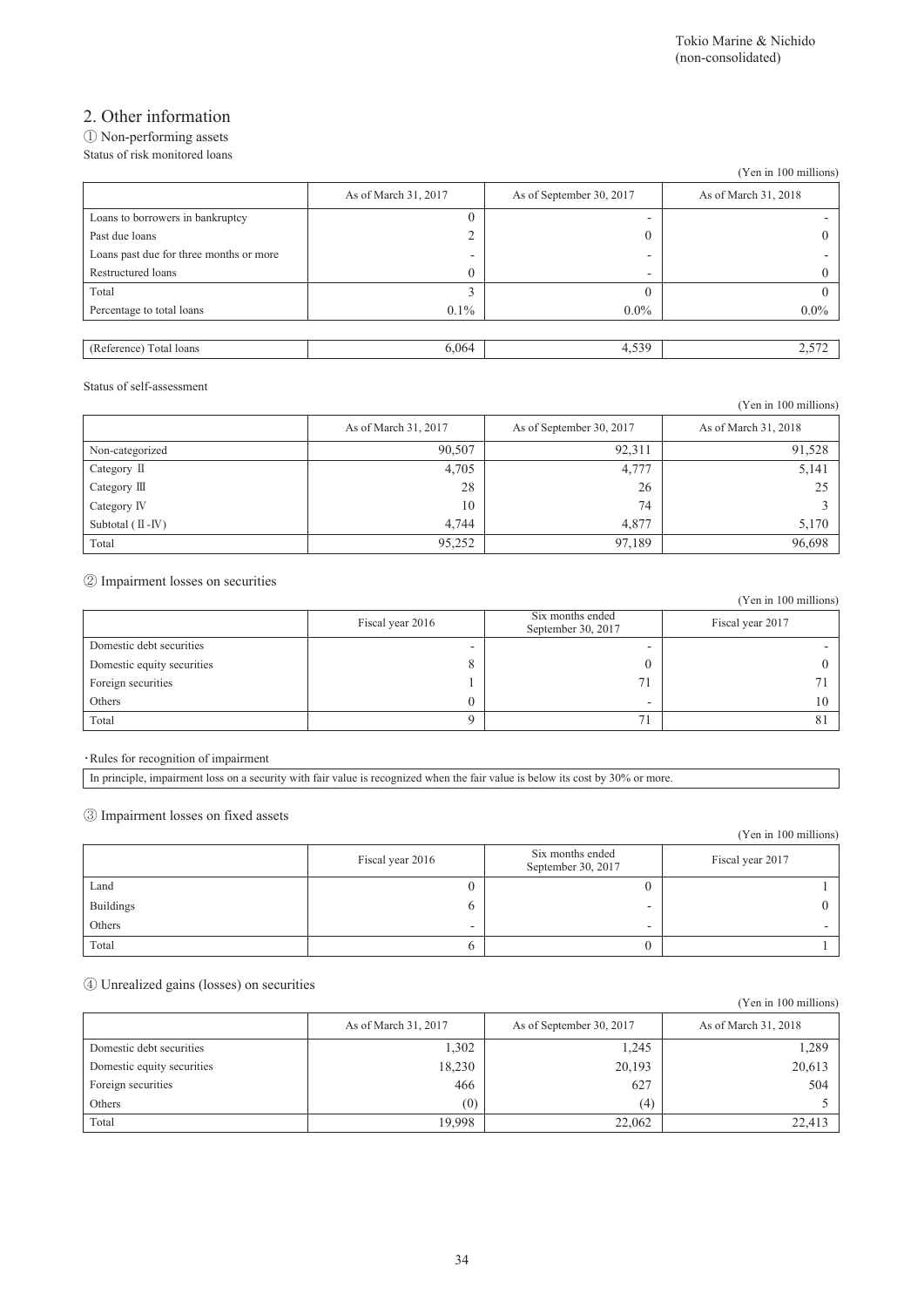## 2. Other information

① Non-performing assets

Status of risk monitored loans

(Yen in 100 millions)

| | As of March 31, 2017 | As of September 30, 2017 | As of March 31, 2018 |
|---|---|---|---|
| Loans to borrowers in bankruptcy | 0 | - | - |
| Past due loans | 2 | 0 | 0 |
| Loans past due for three months or more | - | - | - |
| Restructured loans | 0 | - | 0 |
| Total | 3 | 0 | 0 |
| Percentage to total loans | 0.1% | 0.0% | 0.0% |
| (Reference) Total loans | 6,064 | 4,539 | 2,572 |

Status of self-assessment

(Yen in 100 millions)

| | As of March 31, 2017 | As of September 30, 2017 | As of March 31, 2018 |
|---|---|---|---|
| Non-categorized | 90,507 | 92,311 | 91,528 |
| Category Ⅱ | 4,705 | 4,777 | 5,141 |
| Category Ⅲ | 28 | 26 | 25 |
| Category Ⅳ | 10 | 74 | 3 |
| Subtotal ( Ⅱ -Ⅳ) | 4,744 | 4,877 | 5,170 |
| Total | 95,252 | 97,189 | 96,698 |

② Impairment losses on securities

(Yen in 100 millions)

| | Fiscal year 2016 | Six months ended September 30, 2017 | Fiscal year 2017 |
|---|---|---|---|
| Domestic debt securities | - | - | - |
| Domestic equity securities | 8 | 0 | 0 |
| Foreign securities | 1 | 71 | 71 |
| Others | 0 | - | 10 |
| Total | 9 | 71 | 81 |

・Rules for recognition of impairment

In principle, impairment loss on a security with fair value is recognized when the fair value is below its cost by 30% or more.

③ Impairment losses on fixed assets

(Yen in 100 millions)

| | Fiscal year 2016 | Six months ended September 30, 2017 | Fiscal year 2017 |
|---|---|---|---|
| Land | 0 | 0 | 1 |
| Buildings | 6 | - | 0 |
| Others | - | - | - |
| Total | 6 | 0 | 1 |

④ Unrealized gains (losses) on securities

(Yen in 100 millions)

| | As of March 31, 2017 | As of September 30, 2017 | As of March 31, 2018 |
|---|---|---|---|
| Domestic debt securities | 1,302 | 1,245 | 1,289 |
| Domestic equity securities | 18,230 | 20,193 | 20,613 |
| Foreign securities | 466 | 627 | 504 |
| Others | (0) | (4) | 5 |
| Total | 19,998 | 22,062 | 22,413 |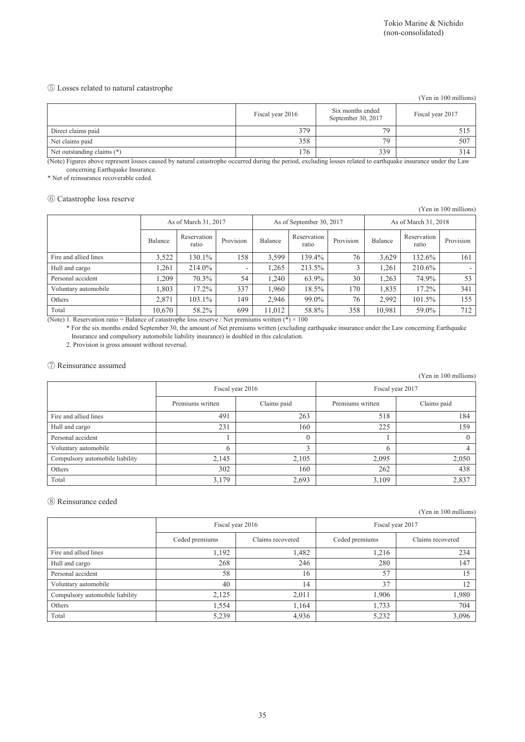### ⑤ Losses related to natural catastrophe

(Yen in 100 millions)

| | Fiscal year 2016 | Six months ended September 30, 2017 | Fiscal year 2017 |
|---|---|---|---|
| Direct claims paid | 379 | 79 | 515 |
| Net claims paid | 358 | 79 | 507 |
| Net outstanding claims (*) | 176 | 339 | 314 |

(Note) Figures above represent losses caused by natural catastrophe occurred during the period, excluding losses related to earthquake insurance under the Law concerning Earthquake Insurance.

* Net of reinsurance recoverable ceded.

### ⑥ Catastrophe loss reserve

(Yen in 100 millions)

| | As of March 31, 2017 | | | As of September 30, 2017 | | | As of March 31, 2018 | | |
|---|---|---|---|---|---|---|---|---|---|
| | Balance | Reservation ratio | Provision | Balance | Reservation ratio | Provision | Balance | Reservation ratio | Provision |
| Fire and allied lines | 3,522 | 130.1% | 158 | 3,599 | 139.4% | 76 | 3,629 | 132.6% | 161 |
| Hull and cargo | 1,261 | 214.0% | - | 1,265 | 213.5% | 3 | 1,261 | 210.6% | - |
| Personal accident | 1,209 | 70.3% | 54 | 1,240 | 63.9% | 30 | 1,263 | 74.9% | 53 |
| Voluntary automobile | 1,803 | 17.2% | 337 | 1,960 | 18.5% | 170 | 1,835 | 17.2% | 341 |
| Others | 2,871 | 103.1% | 149 | 2,946 | 99.0% | 76 | 2,992 | 101.5% | 155 |
| Total | 10,670 | 58.2% | 699 | 11,012 | 58.8% | 358 | 10,981 | 59.0% | 712 |

(Note) 1. Reservation ratio = Balance of catastrophe loss reserve / Net premiums written (*) × 100

\* For the six months ended September 30, the amount of Net premiums written (excluding earthquake insurance under the Law concerning Earthquake Insurance and compulsory automobile liability insurance) is doubled in this calculation.

2. Provision is gross amount without reversal.

### ⑦ Reinsurance assumed

(Yen in 100 millions)

| | Fiscal year 2016 | | Fiscal year 2017 | |
|---|---|---|---|---|
| | Premiums written | Claims paid | Premiums written | Claims paid |
| Fire and allied lines | 491 | 263 | 518 | 184 |
| Hull and cargo | 231 | 160 | 225 | 159 |
| Personal accident | 1 | 0 | 1 | 0 |
| Voluntary automobile | 6 | 3 | 6 | 4 |
| Compulsory automobile liability | 2,145 | 2,105 | 2,095 | 2,050 |
| Others | 302 | 160 | 262 | 438 |
| Total | 3,179 | 2,693 | 3,109 | 2,837 |

### ⑧ Reinsurance ceded

(Yen in 100 millions)

| | Fiscal year 2016 | | Fiscal year 2017 | |
|---|---|---|---|---|
| | Ceded premiums | Claims recovered | Ceded premiums | Claims recovered |
| Fire and allied lines | 1,192 | 1,482 | 1,216 | 234 |
| Hull and cargo | 268 | 246 | 280 | 147 |
| Personal accident | 58 | 16 | 57 | 15 |
| Voluntary automobile | 40 | 14 | 37 | 12 |
| Compulsory automobile liability | 2,125 | 2,011 | 1,906 | 1,980 |
| Others | 1,554 | 1,164 | 1,733 | 704 |
| Total | 5,239 | 4,936 | 5,232 | 3,096 |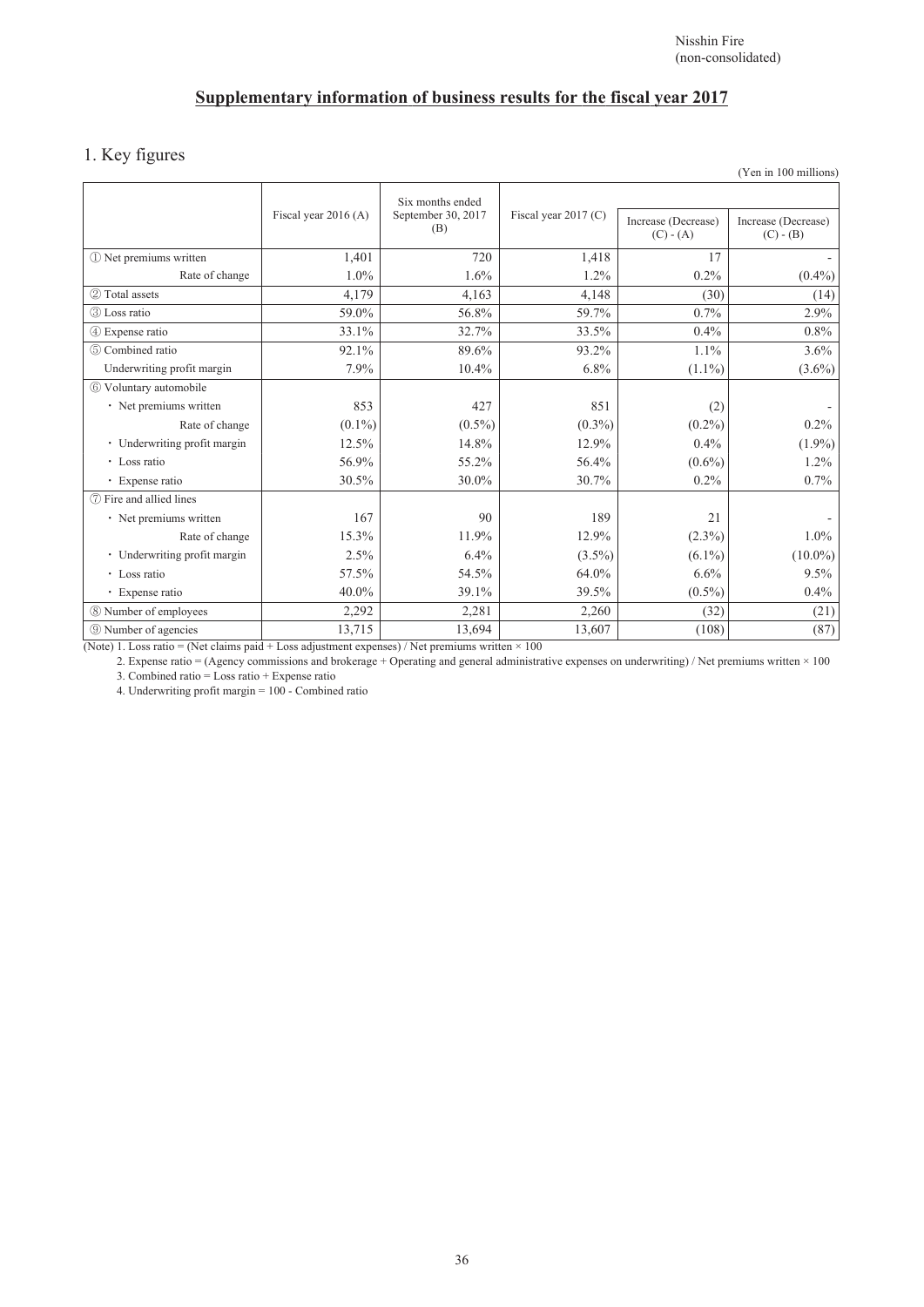Nisshin Fire
(non-consolidated)

## Supplementary information of business results for the fiscal year 2017

### 1. Key figures

(Yen in 100 millions)

| | Fiscal year 2016 (A) | Six months ended September 30, 2017 (B) | Fiscal year 2017 (C) | Increase (Decrease) (C) - (A) | Increase (Decrease) (C) - (B) |
|---|---|---|---|---|---|
| ① Net premiums written | 1,401 | 720 | 1,418 | 17 | - |
| Rate of change | 1.0% | 1.6% | 1.2% | 0.2% | (0.4%) |
| ② Total assets | 4,179 | 4,163 | 4,148 | (30) | (14) |
| ③ Loss ratio | 59.0% | 56.8% | 59.7% | 0.7% | 2.9% |
| ④ Expense ratio | 33.1% | 32.7% | 33.5% | 0.4% | 0.8% |
| ⑤ Combined ratio | 92.1% | 89.6% | 93.2% | 1.1% | 3.6% |
| Underwriting profit margin | 7.9% | 10.4% | 6.8% | (1.1%) | (3.6%) |
| ⑥ Voluntary automobile | | | | | |
| ・ Net premiums written | 853 | 427 | 851 | (2) | - |
| Rate of change | (0.1%) | (0.5%) | (0.3%) | (0.2%) | 0.2% |
| ・ Underwriting profit margin | 12.5% | 14.8% | 12.9% | 0.4% | (1.9%) |
| ・ Loss ratio | 56.9% | 55.2% | 56.4% | (0.6%) | 1.2% |
| ・ Expense ratio | 30.5% | 30.0% | 30.7% | 0.2% | 0.7% |
| ⑦ Fire and allied lines | | | | | |
| ・ Net premiums written | 167 | 90 | 189 | 21 | - |
| Rate of change | 15.3% | 11.9% | 12.9% | (2.3%) | 1.0% |
| ・ Underwriting profit margin | 2.5% | 6.4% | (3.5%) | (6.1%) | (10.0%) |
| ・ Loss ratio | 57.5% | 54.5% | 64.0% | 6.6% | 9.5% |
| ・ Expense ratio | 40.0% | 39.1% | 39.5% | (0.5%) | 0.4% |
| ⑧ Number of employees | 2,292 | 2,281 | 2,260 | (32) | (21) |
| ⑨ Number of agencies | 13,715 | 13,694 | 13,607 | (108) | (87) |

(Note) 1. Loss ratio = (Net claims paid + Loss adjustment expenses) / Net premiums written × 100

2. Expense ratio = (Agency commissions and brokerage + Operating and general administrative expenses on underwriting) / Net premiums written × 100

3. Combined ratio = Loss ratio + Expense ratio

4. Underwriting profit margin = 100 - Combined ratio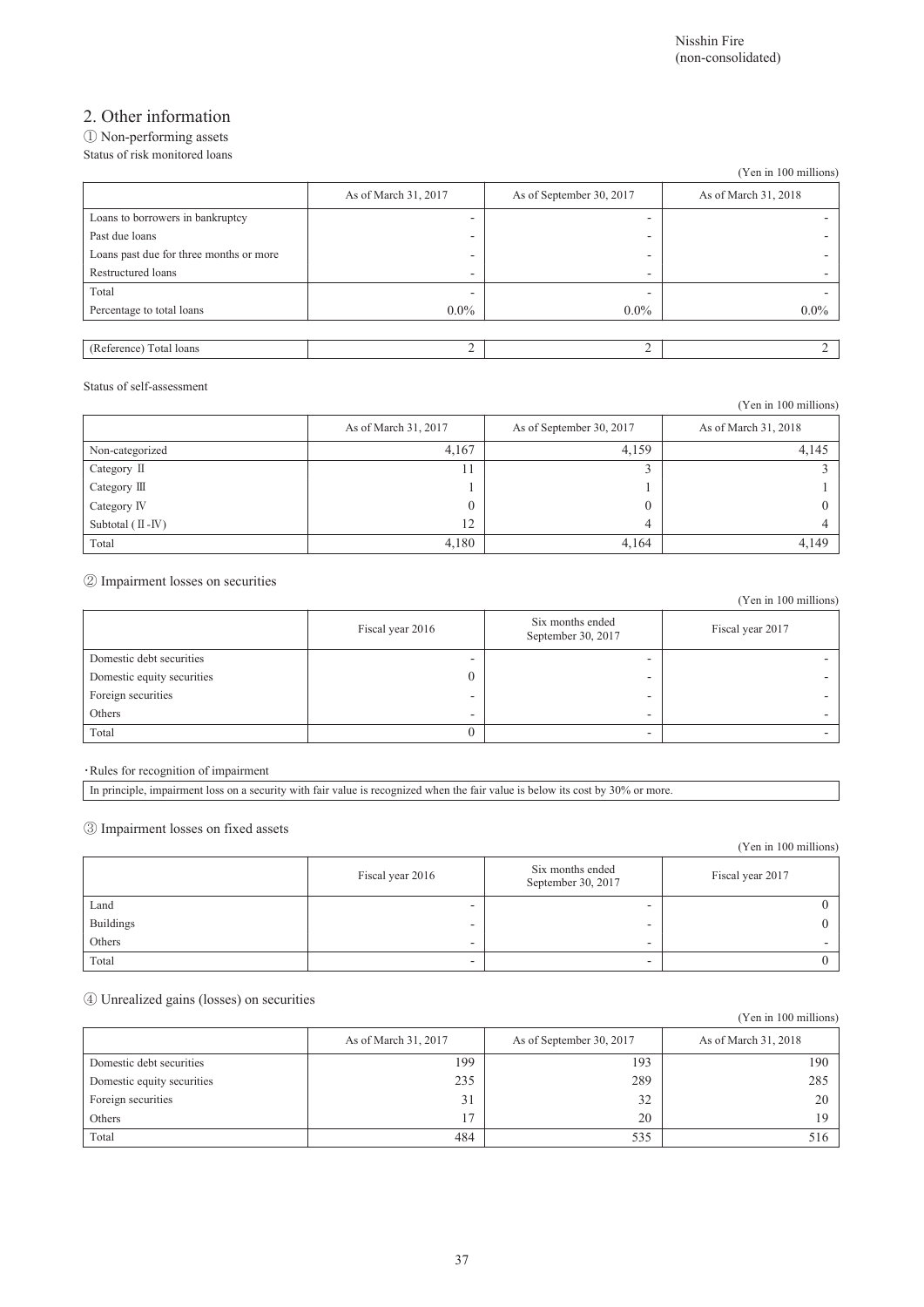Nisshin Fire
(non-consolidated)

## 2. Other information

### ① Non-performing assets

Status of risk monitored loans

(Yen in 100 millions)

| | As of March 31, 2017 | As of September 30, 2017 | As of March 31, 2018 |
|---|---|---|---|
| Loans to borrowers in bankruptcy | - | - | - |
| Past due loans | - | - | - |
| Loans past due for three months or more | - | - | - |
| Restructured loans | - | - | - |
| Total | - | - | - |
| Percentage to total loans | 0.0% | 0.0% | 0.0% |
| (Reference) Total loans | 2 | 2 | 2 |

Status of self-assessment

(Yen in 100 millions)

| | As of March 31, 2017 | As of September 30, 2017 | As of March 31, 2018 |
|---|---|---|---|
| Non-categorized | 4,167 | 4,159 | 4,145 |
| Category Ⅱ | 11 | 3 | 3 |
| Category Ⅲ | 1 | 1 | 1 |
| Category Ⅳ | 0 | 0 | 0 |
| Subtotal ( Ⅱ -Ⅳ) | 12 | 4 | 4 |
| Total | 4,180 | 4,164 | 4,149 |

### ② Impairment losses on securities

(Yen in 100 millions)

| | Fiscal year 2016 | Six months ended September 30, 2017 | Fiscal year 2017 |
|---|---|---|---|
| Domestic debt securities | - | - | - |
| Domestic equity securities | 0 | - | - |
| Foreign securities | - | - | - |
| Others | - | - | - |
| Total | 0 | - | - |

・Rules for recognition of impairment

In principle, impairment loss on a security with fair value is recognized when the fair value is below its cost by 30% or more.

### ③ Impairment losses on fixed assets

(Yen in 100 millions)

| | Fiscal year 2016 | Six months ended September 30, 2017 | Fiscal year 2017 |
|---|---|---|---|
| Land | - | - | 0 |
| Buildings | - | - | 0 |
| Others | - | - | - |
| Total | - | - | 0 |

### ④ Unrealized gains (losses) on securities

(Yen in 100 millions)

| | As of March 31, 2017 | As of September 30, 2017 | As of March 31, 2018 |
|---|---|---|---|
| Domestic debt securities | 199 | 193 | 190 |
| Domestic equity securities | 235 | 289 | 285 |
| Foreign securities | 31 | 32 | 20 |
| Others | 17 | 20 | 19 |
| Total | 484 | 535 | 516 |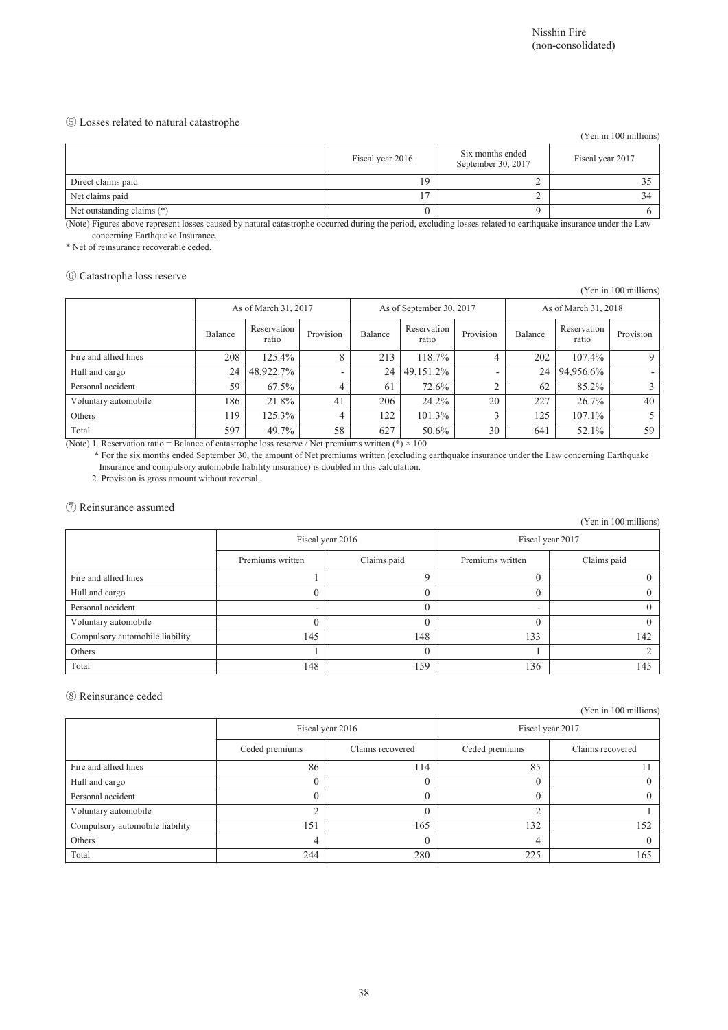Nisshin Fire
(non-consolidated)

### ⑤ Losses related to natural catastrophe

(Yen in 100 millions)

| | Fiscal year 2016 | Six months ended September 30, 2017 | Fiscal year 2017 |
|---|---|---|---|
| Direct claims paid | 19 | 2 | 35 |
| Net claims paid | 17 | 2 | 34 |
| Net outstanding claims (*) | 0 | 9 | 6 |

(Note) Figures above represent losses caused by natural catastrophe occurred during the period, excluding losses related to earthquake insurance under the Law concerning Earthquake Insurance.

* Net of reinsurance recoverable ceded.

### ⑥ Catastrophe loss reserve

(Yen in 100 millions)

| | As of March 31, 2017 | | | As of September 30, 2017 | | | As of March 31, 2018 | | |
|---|---|---|---|---|---|---|---|---|---|
| | Balance | Reservation ratio | Provision | Balance | Reservation ratio | Provision | Balance | Reservation ratio | Provision |
| Fire and allied lines | 208 | 125.4% | 8 | 213 | 118.7% | 4 | 202 | 107.4% | 9 |
| Hull and cargo | 24 | 48,922.7% | - | 24 | 49,151.2% | - | 24 | 94,956.6% | - |
| Personal accident | 59 | 67.5% | 4 | 61 | 72.6% | 2 | 62 | 85.2% | 3 |
| Voluntary automobile | 186 | 21.8% | 41 | 206 | 24.2% | 20 | 227 | 26.7% | 40 |
| Others | 119 | 125.3% | 4 | 122 | 101.3% | 3 | 125 | 107.1% | 5 |
| Total | 597 | 49.7% | 58 | 627 | 50.6% | 30 | 641 | 52.1% | 59 |

(Note) 1. Reservation ratio = Balance of catastrophe loss reserve / Net premiums written (*) × 100

\* For the six months ended September 30, the amount of Net premiums written (excluding earthquake insurance under the Law concerning Earthquake Insurance and compulsory automobile liability insurance) is doubled in this calculation.

2. Provision is gross amount without reversal.

### ⑦ Reinsurance assumed

(Yen in 100 millions)

| | Fiscal year 2016 | | Fiscal year 2017 | |
|---|---|---|---|---|
| | Premiums written | Claims paid | Premiums written | Claims paid |
| Fire and allied lines | 1 | 9 | 0 | 0 |
| Hull and cargo | 0 | 0 | 0 | 0 |
| Personal accident | - | 0 | - | 0 |
| Voluntary automobile | 0 | 0 | 0 | 0 |
| Compulsory automobile liability | 145 | 148 | 133 | 142 |
| Others | 1 | 0 | 1 | 2 |
| Total | 148 | 159 | 136 | 145 |

### ⑧ Reinsurance ceded

(Yen in 100 millions)

| | Fiscal year 2016 | | Fiscal year 2017 | |
|---|---|---|---|---|
| | Ceded premiums | Claims recovered | Ceded premiums | Claims recovered |
| Fire and allied lines | 86 | 114 | 85 | 11 |
| Hull and cargo | 0 | 0 | 0 | 0 |
| Personal accident | 0 | 0 | 0 | 0 |
| Voluntary automobile | 2 | 0 | 2 | 1 |
| Compulsory automobile liability | 151 | 165 | 132 | 152 |
| Others | 4 | 0 | 4 | 0 |
| Total | 244 | 280 | 225 | 165 |